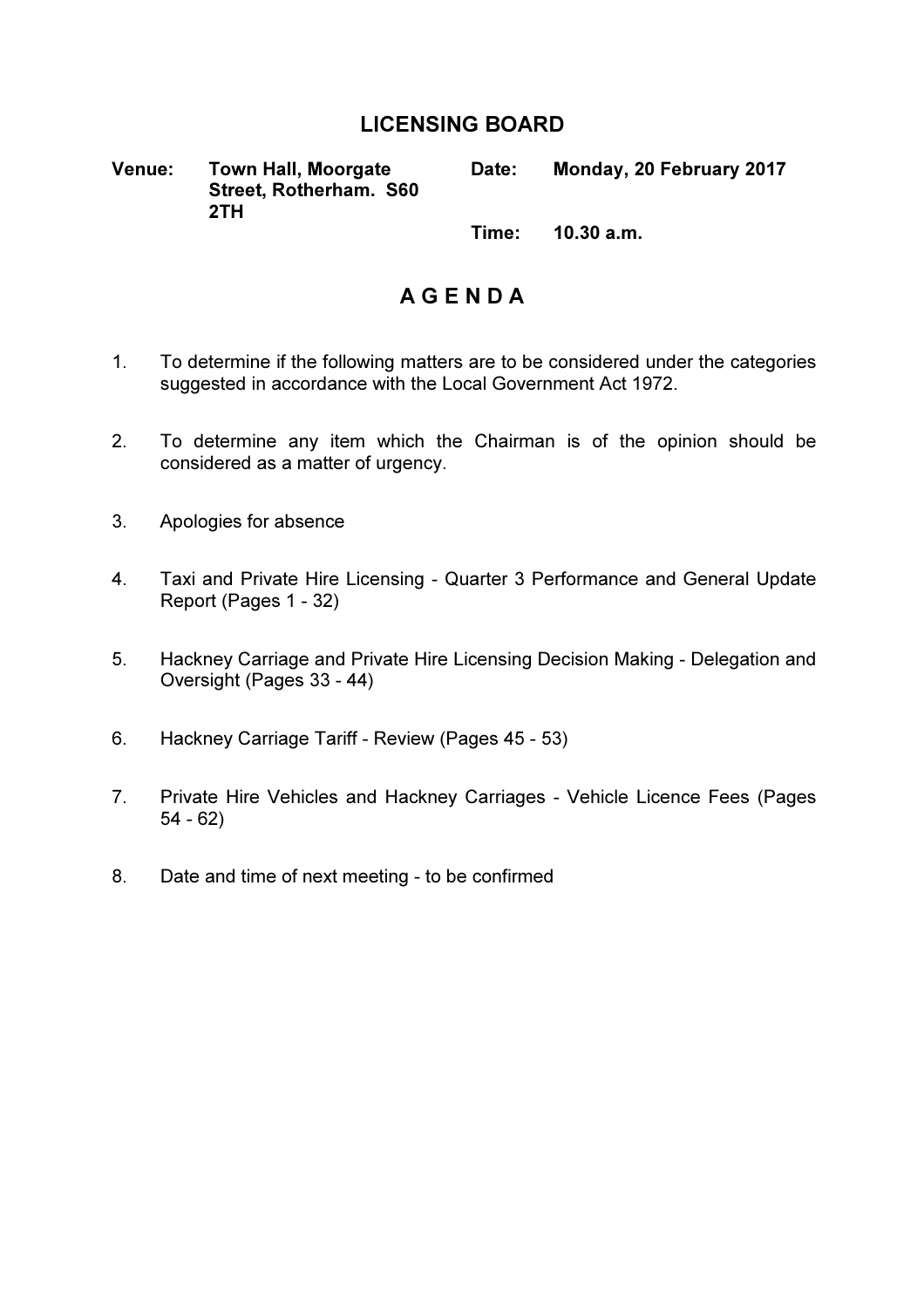# LICENSING BOARD

| | | | |
|---|---|---|---|
| **Venue:** | **Town Hall, Moorgate Street, Rotherham. S60 2TH** | **Date:** | **Monday, 20 February 2017** |
| | | **Time:** | **10.30 a.m.** |

## A G E N D A

1. To determine if the following matters are to be considered under the categories suggested in accordance with the Local Government Act 1972.

2. To determine any item which the Chairman is of the opinion should be considered as a matter of urgency.

3. Apologies for absence

4. Taxi and Private Hire Licensing - Quarter 3 Performance and General Update Report (Pages 1 - 32)

5. Hackney Carriage and Private Hire Licensing Decision Making - Delegation and Oversight (Pages 33 - 44)

6. Hackney Carriage Tariff - Review (Pages 45 - 53)

7. Private Hire Vehicles and Hackney Carriages - Vehicle Licence Fees (Pages 54 - 62)

8. Date and time of next meeting - to be confirmed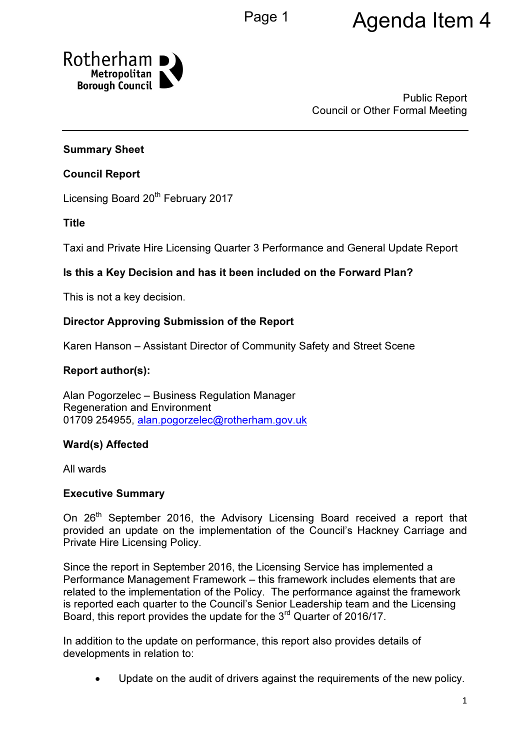Public Report
Council or Other Formal Meeting

**Summary Sheet**

**Council Report**

Licensing Board 20th February 2017

**Title**

Taxi and Private Hire Licensing Quarter 3 Performance and General Update Report

**Is this a Key Decision and has it been included on the Forward Plan?**

This is not a key decision.

**Director Approving Submission of the Report**

Karen Hanson – Assistant Director of Community Safety and Street Scene

**Report author(s):**

Alan Pogorzelec – Business Regulation Manager
Regeneration and Environment
01709 254955, alan.pogorzelec@rotherham.gov.uk

**Ward(s) Affected**

All wards

**Executive Summary**

On 26th September 2016, the Advisory Licensing Board received a report that provided an update on the implementation of the Council's Hackney Carriage and Private Hire Licensing Policy.

Since the report in September 2016, the Licensing Service has implemented a Performance Management Framework – this framework includes elements that are related to the implementation of the Policy. The performance against the framework is reported each quarter to the Council's Senior Leadership team and the Licensing Board, this report provides the update for the 3rd Quarter of 2016/17.

In addition to the update on performance, this report also provides details of developments in relation to:

- Update on the audit of drivers against the requirements of the new policy.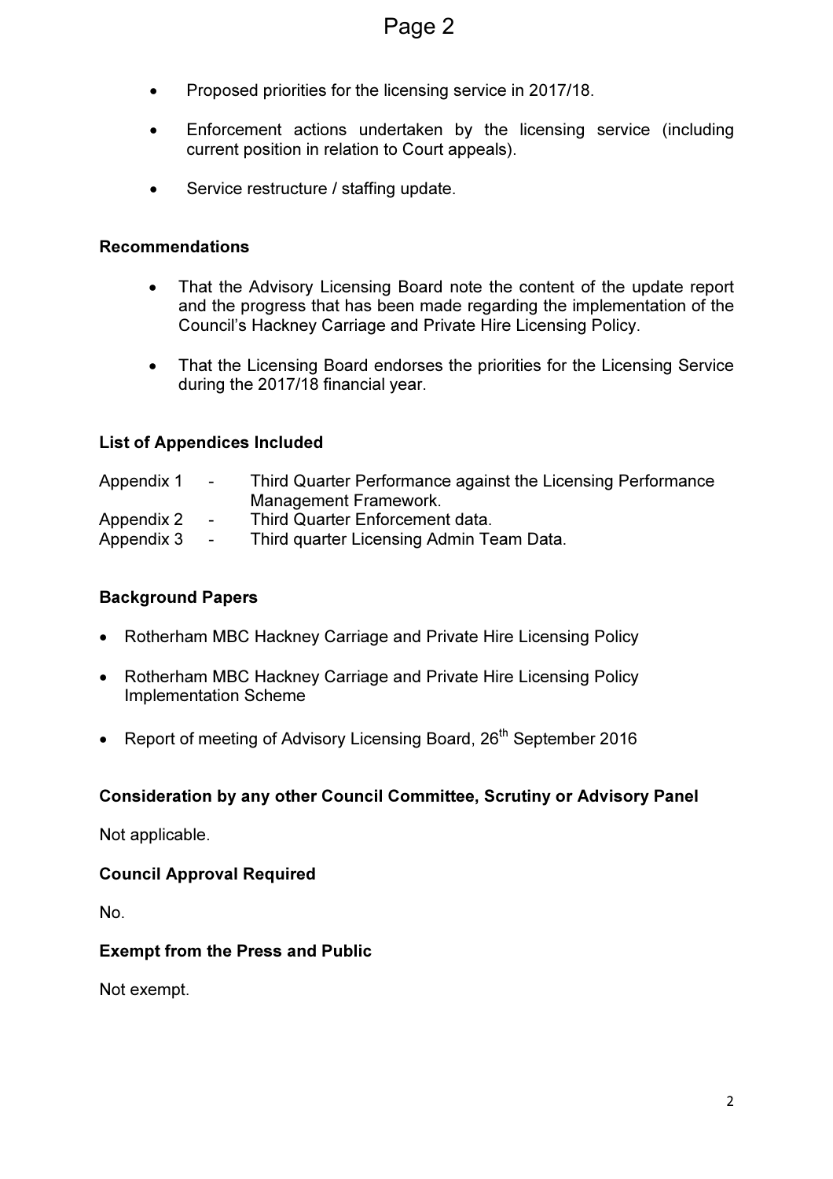- Proposed priorities for the licensing service in 2017/18.

- Enforcement actions undertaken by the licensing service (including current position in relation to Court appeals).

- Service restructure / staffing update.

**Recommendations**

- That the Advisory Licensing Board note the content of the update report and the progress that has been made regarding the implementation of the Council's Hackney Carriage and Private Hire Licensing Policy.

- That the Licensing Board endorses the priorities for the Licensing Service during the 2017/18 financial year.

**List of Appendices Included**

Appendix 1 - Third Quarter Performance against the Licensing Performance Management Framework.
Appendix 2 - Third Quarter Enforcement data.
Appendix 3 - Third quarter Licensing Admin Team Data.

**Background Papers**

- Rotherham MBC Hackney Carriage and Private Hire Licensing Policy

- Rotherham MBC Hackney Carriage and Private Hire Licensing Policy Implementation Scheme

- Report of meeting of Advisory Licensing Board, 26th September 2016

**Consideration by any other Council Committee, Scrutiny or Advisory Panel**

Not applicable.

**Council Approval Required**

No.

**Exempt from the Press and Public**

Not exempt.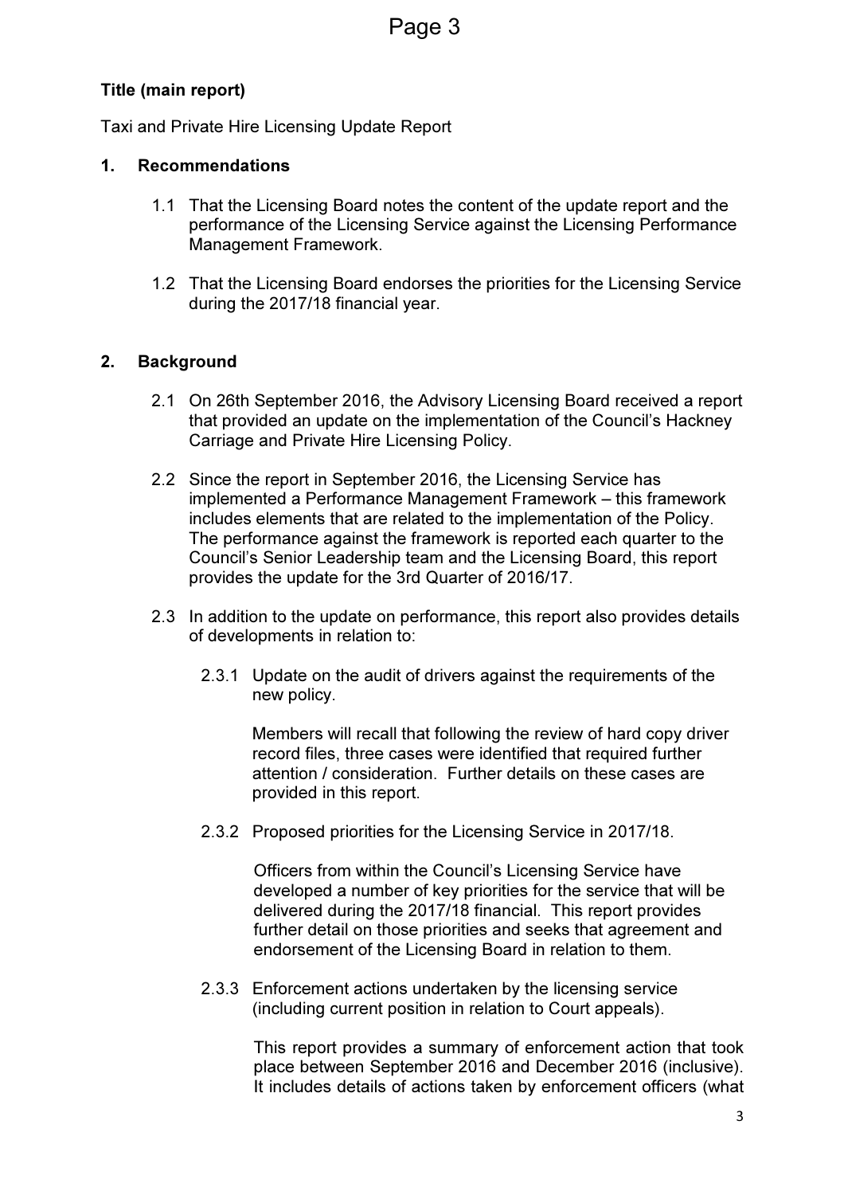**Title (main report)**

Taxi and Private Hire Licensing Update Report

## 1. Recommendations

1.1 That the Licensing Board notes the content of the update report and the performance of the Licensing Service against the Licensing Performance Management Framework.

1.2 That the Licensing Board endorses the priorities for the Licensing Service during the 2017/18 financial year.

## 2. Background

2.1 On 26th September 2016, the Advisory Licensing Board received a report that provided an update on the implementation of the Council's Hackney Carriage and Private Hire Licensing Policy.

2.2 Since the report in September 2016, the Licensing Service has implemented a Performance Management Framework – this framework includes elements that are related to the implementation of the Policy. The performance against the framework is reported each quarter to the Council's Senior Leadership team and the Licensing Board, this report provides the update for the 3rd Quarter of 2016/17.

2.3 In addition to the update on performance, this report also provides details of developments in relation to:

2.3.1 Update on the audit of drivers against the requirements of the new policy.

Members will recall that following the review of hard copy driver record files, three cases were identified that required further attention / consideration. Further details on these cases are provided in this report.

2.3.2 Proposed priorities for the Licensing Service in 2017/18.

Officers from within the Council's Licensing Service have developed a number of key priorities for the service that will be delivered during the 2017/18 financial. This report provides further detail on those priorities and seeks that agreement and endorsement of the Licensing Board in relation to them.

2.3.3 Enforcement actions undertaken by the licensing service (including current position in relation to Court appeals).

This report provides a summary of enforcement action that took place between September 2016 and December 2016 (inclusive). It includes details of actions taken by enforcement officers (what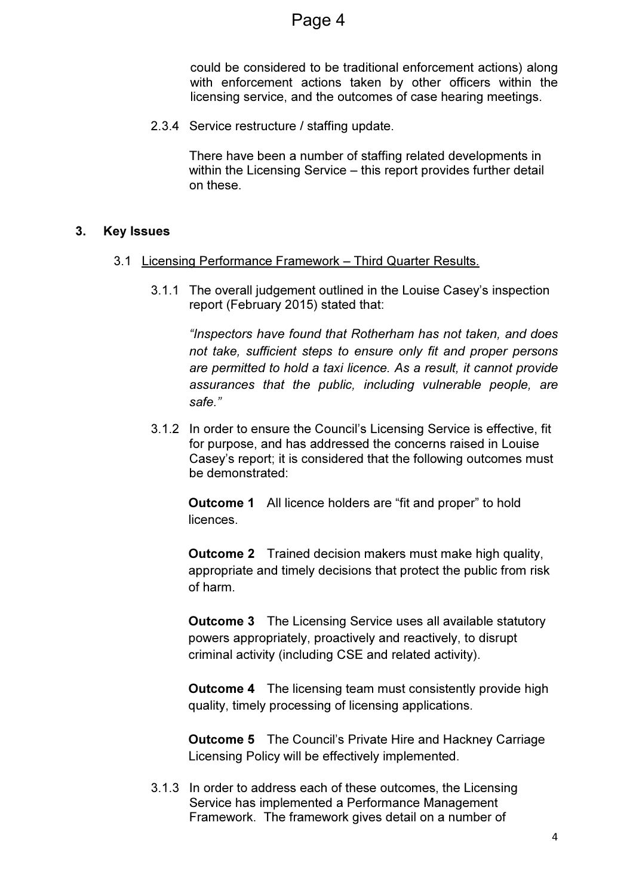could be considered to be traditional enforcement actions) along with enforcement actions taken by other officers within the licensing service, and the outcomes of case hearing meetings.

2.3.4 Service restructure / staffing update.

There have been a number of staffing related developments in within the Licensing Service – this report provides further detail on these.

## 3. Key Issues

3.1 Licensing Performance Framework – Third Quarter Results.

3.1.1 The overall judgement outlined in the Louise Casey's inspection report (February 2015) stated that:

*"Inspectors have found that Rotherham has not taken, and does not take, sufficient steps to ensure only fit and proper persons are permitted to hold a taxi licence. As a result, it cannot provide assurances that the public, including vulnerable people, are safe."*

3.1.2 In order to ensure the Council's Licensing Service is effective, fit for purpose, and has addressed the concerns raised in Louise Casey's report; it is considered that the following outcomes must be demonstrated:

**Outcome 1** All licence holders are "fit and proper" to hold licences.

**Outcome 2** Trained decision makers must make high quality, appropriate and timely decisions that protect the public from risk of harm.

**Outcome 3** The Licensing Service uses all available statutory powers appropriately, proactively and reactively, to disrupt criminal activity (including CSE and related activity).

**Outcome 4** The licensing team must consistently provide high quality, timely processing of licensing applications.

**Outcome 5** The Council's Private Hire and Hackney Carriage Licensing Policy will be effectively implemented.

3.1.3 In order to address each of these outcomes, the Licensing Service has implemented a Performance Management Framework. The framework gives detail on a number of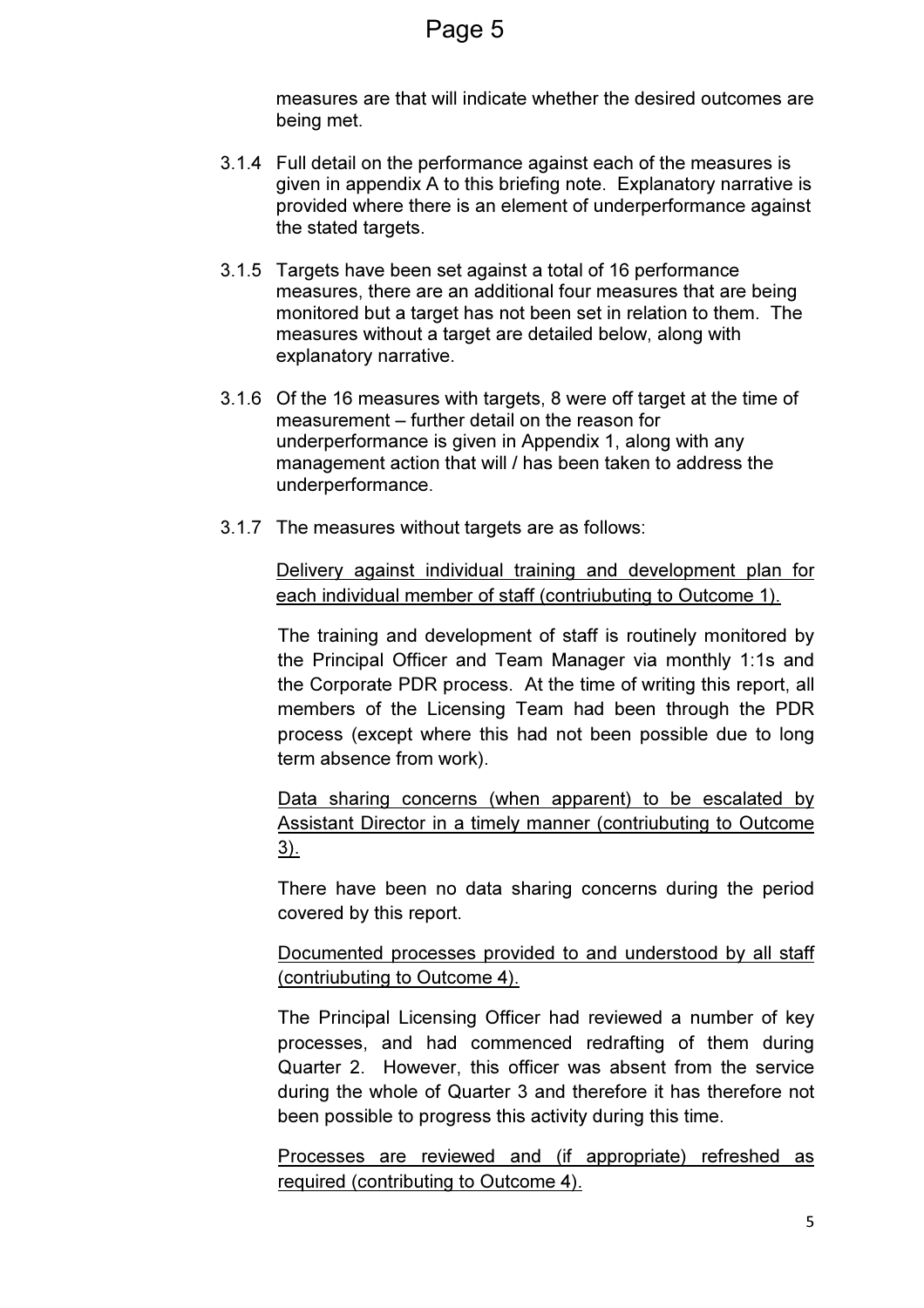measures are that will indicate whether the desired outcomes are being met.

3.1.4 Full detail on the performance against each of the measures is given in appendix A to this briefing note. Explanatory narrative is provided where there is an element of underperformance against the stated targets.

3.1.5 Targets have been set against a total of 16 performance measures, there are an additional four measures that are being monitored but a target has not been set in relation to them. The measures without a target are detailed below, along with explanatory narrative.

3.1.6 Of the 16 measures with targets, 8 were off target at the time of measurement – further detail on the reason for underperformance is given in Appendix 1, along with any management action that will / has been taken to address the underperformance.

3.1.7 The measures without targets are as follows:

<u>Delivery against individual training and development plan for each individual member of staff (contriubuting to Outcome 1).</u>

The training and development of staff is routinely monitored by the Principal Officer and Team Manager via monthly 1:1s and the Corporate PDR process. At the time of writing this report, all members of the Licensing Team had been through the PDR process (except where this had not been possible due to long term absence from work).

<u>Data sharing concerns (when apparent) to be escalated by Assistant Director in a timely manner (contriubuting to Outcome 3).</u>

There have been no data sharing concerns during the period covered by this report.

<u>Documented processes provided to and understood by all staff (contriubuting to Outcome 4).</u>

The Principal Licensing Officer had reviewed a number of key processes, and had commenced redrafting of them during Quarter 2. However, this officer was absent from the service during the whole of Quarter 3 and therefore it has therefore not been possible to progress this activity during this time.

<u>Processes are reviewed and (if appropriate) refreshed as required (contributing to Outcome 4).</u>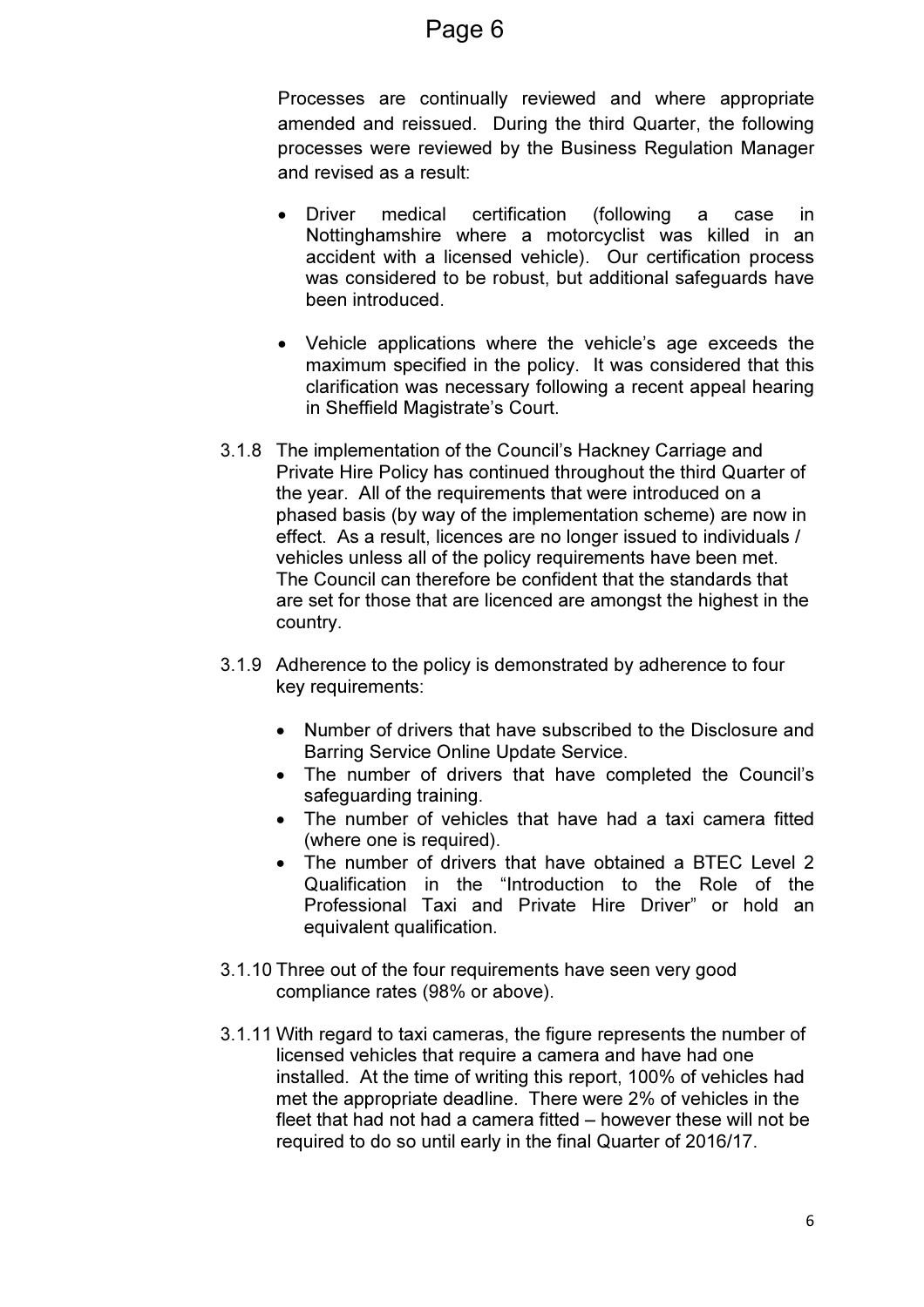Processes are continually reviewed and where appropriate amended and reissued. During the third Quarter, the following processes were reviewed by the Business Regulation Manager and revised as a result:

- Driver medical certification (following a case in Nottinghamshire where a motorcyclist was killed in an accident with a licensed vehicle). Our certification process was considered to be robust, but additional safeguards have been introduced.

- Vehicle applications where the vehicle's age exceeds the maximum specified in the policy. It was considered that this clarification was necessary following a recent appeal hearing in Sheffield Magistrate's Court.

3.1.8 The implementation of the Council's Hackney Carriage and Private Hire Policy has continued throughout the third Quarter of the year. All of the requirements that were introduced on a phased basis (by way of the implementation scheme) are now in effect. As a result, licences are no longer issued to individuals / vehicles unless all of the policy requirements have been met. The Council can therefore be confident that the standards that are set for those that are licenced are amongst the highest in the country.

3.1.9 Adherence to the policy is demonstrated by adherence to four key requirements:

- Number of drivers that have subscribed to the Disclosure and Barring Service Online Update Service.
- The number of drivers that have completed the Council's safeguarding training.
- The number of vehicles that have had a taxi camera fitted (where one is required).
- The number of drivers that have obtained a BTEC Level 2 Qualification in the "Introduction to the Role of the Professional Taxi and Private Hire Driver" or hold an equivalent qualification.

3.1.10 Three out of the four requirements have seen very good compliance rates (98% or above).

3.1.11 With regard to taxi cameras, the figure represents the number of licensed vehicles that require a camera and have had one installed. At the time of writing this report, 100% of vehicles had met the appropriate deadline. There were 2% of vehicles in the fleet that had not had a camera fitted – however these will not be required to do so until early in the final Quarter of 2016/17.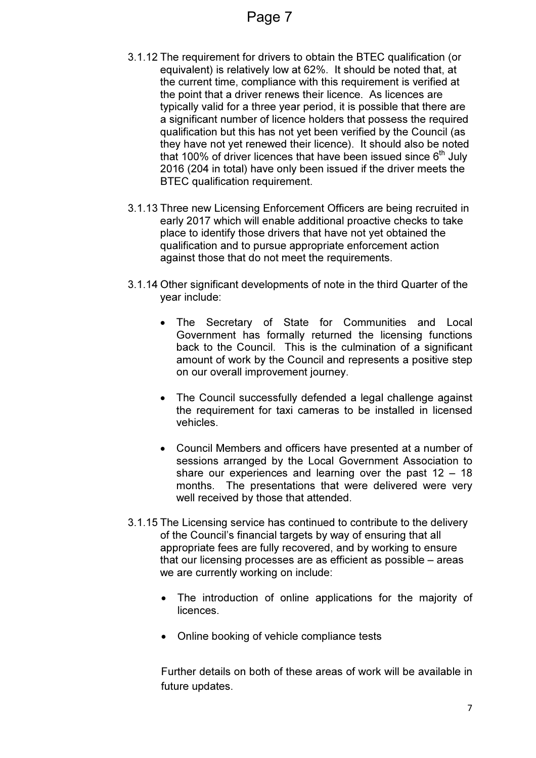3.1.12 The requirement for drivers to obtain the BTEC qualification (or equivalent) is relatively low at 62%. It should be noted that, at the current time, compliance with this requirement is verified at the point that a driver renews their licence. As licences are typically valid for a three year period, it is possible that there are a significant number of licence holders that possess the required qualification but this has not yet been verified by the Council (as they have not yet renewed their licence). It should also be noted that 100% of driver licences that have been issued since 6th July 2016 (204 in total) have only been issued if the driver meets the BTEC qualification requirement.

3.1.13 Three new Licensing Enforcement Officers are being recruited in early 2017 which will enable additional proactive checks to take place to identify those drivers that have not yet obtained the qualification and to pursue appropriate enforcement action against those that do not meet the requirements.

3.1.14 Other significant developments of note in the third Quarter of the year include:

- The Secretary of State for Communities and Local Government has formally returned the licensing functions back to the Council. This is the culmination of a significant amount of work by the Council and represents a positive step on our overall improvement journey.
- The Council successfully defended a legal challenge against the requirement for taxi cameras to be installed in licensed vehicles.
- Council Members and officers have presented at a number of sessions arranged by the Local Government Association to share our experiences and learning over the past 12 – 18 months. The presentations that were delivered were very well received by those that attended.

3.1.15 The Licensing service has continued to contribute to the delivery of the Council's financial targets by way of ensuring that all appropriate fees are fully recovered, and by working to ensure that our licensing processes are as efficient as possible – areas we are currently working on include:

- The introduction of online applications for the majority of licences.
- Online booking of vehicle compliance tests

Further details on both of these areas of work will be available in future updates.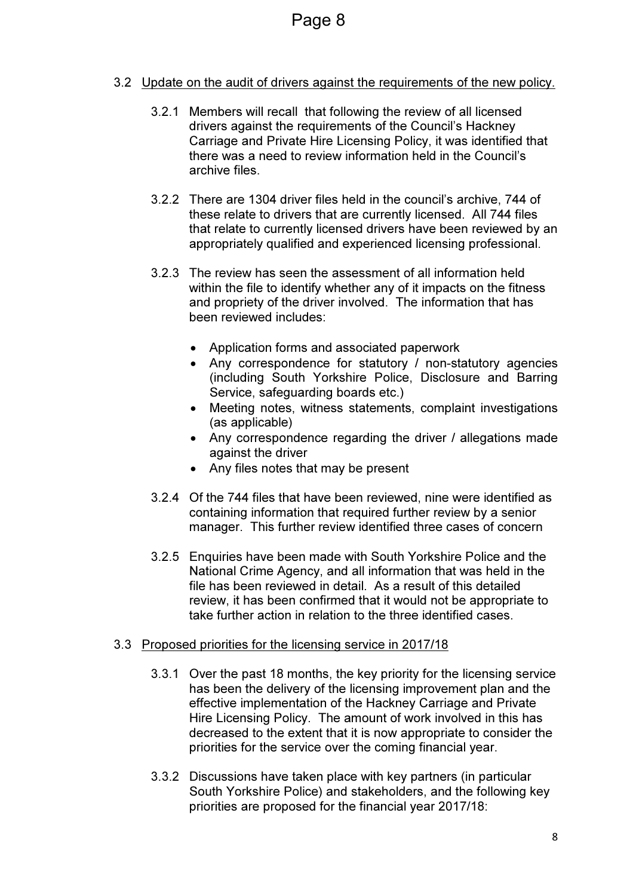3.2 Update on the audit of drivers against the requirements of the new policy.

3.2.1 Members will recall that following the review of all licensed drivers against the requirements of the Council's Hackney Carriage and Private Hire Licensing Policy, it was identified that there was a need to review information held in the Council's archive files.

3.2.2 There are 1304 driver files held in the council's archive, 744 of these relate to drivers that are currently licensed. All 744 files that relate to currently licensed drivers have been reviewed by an appropriately qualified and experienced licensing professional.

3.2.3 The review has seen the assessment of all information held within the file to identify whether any of it impacts on the fitness and propriety of the driver involved. The information that has been reviewed includes:

- Application forms and associated paperwork
- Any correspondence for statutory / non-statutory agencies (including South Yorkshire Police, Disclosure and Barring Service, safeguarding boards etc.)
- Meeting notes, witness statements, complaint investigations (as applicable)
- Any correspondence regarding the driver / allegations made against the driver
- Any files notes that may be present

3.2.4 Of the 744 files that have been reviewed, nine were identified as containing information that required further review by a senior manager. This further review identified three cases of concern

3.2.5 Enquiries have been made with South Yorkshire Police and the National Crime Agency, and all information that was held in the file has been reviewed in detail. As a result of this detailed review, it has been confirmed that it would not be appropriate to take further action in relation to the three identified cases.

3.3 Proposed priorities for the licensing service in 2017/18

3.3.1 Over the past 18 months, the key priority for the licensing service has been the delivery of the licensing improvement plan and the effective implementation of the Hackney Carriage and Private Hire Licensing Policy. The amount of work involved in this has decreased to the extent that it is now appropriate to consider the priorities for the service over the coming financial year.

3.3.2 Discussions have taken place with key partners (in particular South Yorkshire Police) and stakeholders, and the following key priorities are proposed for the financial year 2017/18: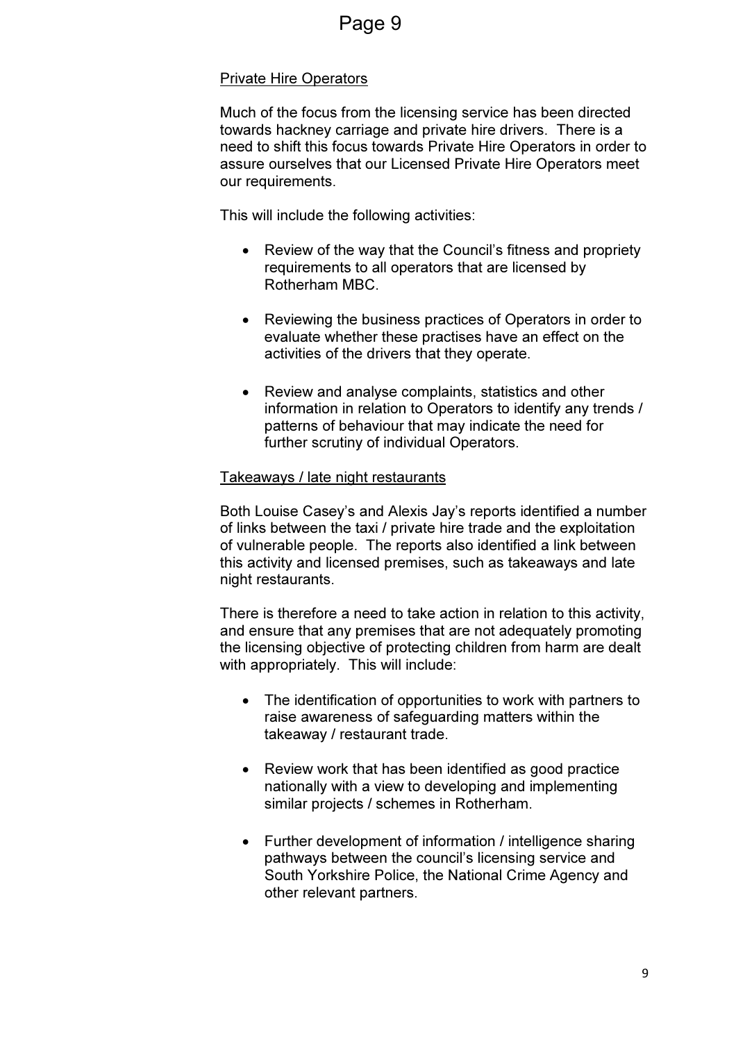## Private Hire Operators

Much of the focus from the licensing service has been directed towards hackney carriage and private hire drivers. There is a need to shift this focus towards Private Hire Operators in order to assure ourselves that our Licensed Private Hire Operators meet our requirements.

This will include the following activities:

- Review of the way that the Council's fitness and propriety requirements to all operators that are licensed by Rotherham MBC.
- Reviewing the business practices of Operators in order to evaluate whether these practises have an effect on the activities of the drivers that they operate.
- Review and analyse complaints, statistics and other information in relation to Operators to identify any trends / patterns of behaviour that may indicate the need for further scrutiny of individual Operators.

## Takeaways / late night restaurants

Both Louise Casey's and Alexis Jay's reports identified a number of links between the taxi / private hire trade and the exploitation of vulnerable people. The reports also identified a link between this activity and licensed premises, such as takeaways and late night restaurants.

There is therefore a need to take action in relation to this activity, and ensure that any premises that are not adequately promoting the licensing objective of protecting children from harm are dealt with appropriately. This will include:

- The identification of opportunities to work with partners to raise awareness of safeguarding matters within the takeaway / restaurant trade.
- Review work that has been identified as good practice nationally with a view to developing and implementing similar projects / schemes in Rotherham.
- Further development of information / intelligence sharing pathways between the council's licensing service and South Yorkshire Police, the National Crime Agency and other relevant partners.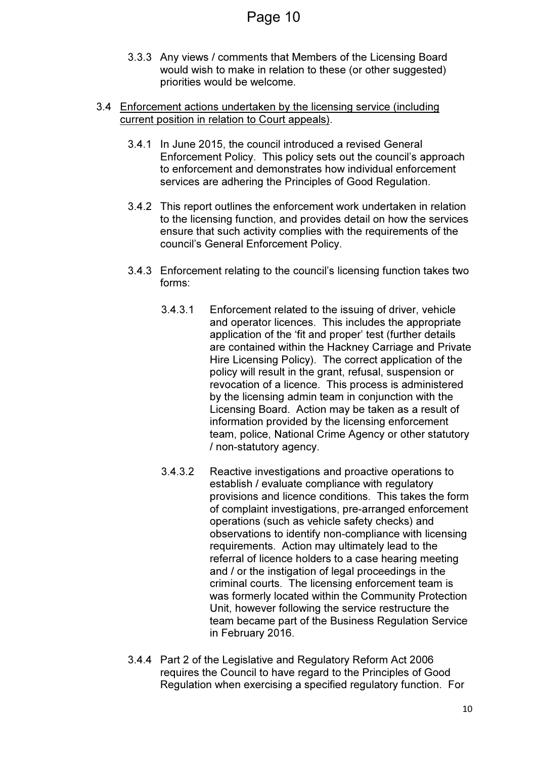3.3.3 Any views / comments that Members of the Licensing Board would wish to make in relation to these (or other suggested) priorities would be welcome.

3.4 <u>Enforcement actions undertaken by the licensing service (including current position in relation to Court appeals)</u>.

3.4.1 In June 2015, the council introduced a revised General Enforcement Policy. This policy sets out the council's approach to enforcement and demonstrates how individual enforcement services are adhering the Principles of Good Regulation.

3.4.2 This report outlines the enforcement work undertaken in relation to the licensing function, and provides detail on how the services ensure that such activity complies with the requirements of the council's General Enforcement Policy.

3.4.3 Enforcement relating to the council's licensing function takes two forms:

3.4.3.1 Enforcement related to the issuing of driver, vehicle and operator licences. This includes the appropriate application of the 'fit and proper' test (further details are contained within the Hackney Carriage and Private Hire Licensing Policy). The correct application of the policy will result in the grant, refusal, suspension or revocation of a licence. This process is administered by the licensing admin team in conjunction with the Licensing Board. Action may be taken as a result of information provided by the licensing enforcement team, police, National Crime Agency or other statutory / non-statutory agency.

3.4.3.2 Reactive investigations and proactive operations to establish / evaluate compliance with regulatory provisions and licence conditions. This takes the form of complaint investigations, pre-arranged enforcement operations (such as vehicle safety checks) and observations to identify non-compliance with licensing requirements. Action may ultimately lead to the referral of licence holders to a case hearing meeting and / or the instigation of legal proceedings in the criminal courts. The licensing enforcement team is was formerly located within the Community Protection Unit, however following the service restructure the team became part of the Business Regulation Service in February 2016.

3.4.4 Part 2 of the Legislative and Regulatory Reform Act 2006 requires the Council to have regard to the Principles of Good Regulation when exercising a specified regulatory function. For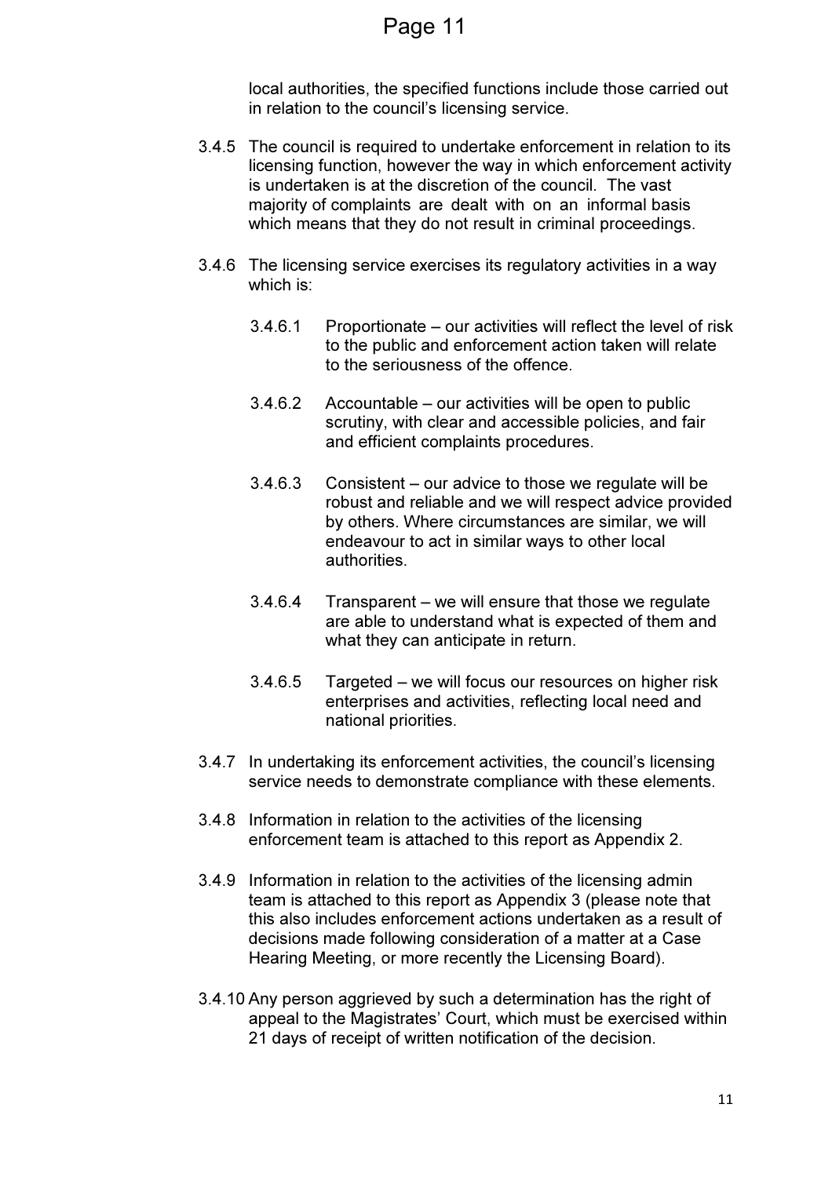local authorities, the specified functions include those carried out in relation to the council's licensing service.

3.4.5 The council is required to undertake enforcement in relation to its licensing function, however the way in which enforcement activity is undertaken is at the discretion of the council. The vast majority of complaints are dealt with on an informal basis which means that they do not result in criminal proceedings.

3.4.6 The licensing service exercises its regulatory activities in a way which is:

3.4.6.1 Proportionate – our activities will reflect the level of risk to the public and enforcement action taken will relate to the seriousness of the offence.

3.4.6.2 Accountable – our activities will be open to public scrutiny, with clear and accessible policies, and fair and efficient complaints procedures.

3.4.6.3 Consistent – our advice to those we regulate will be robust and reliable and we will respect advice provided by others. Where circumstances are similar, we will endeavour to act in similar ways to other local authorities.

3.4.6.4 Transparent – we will ensure that those we regulate are able to understand what is expected of them and what they can anticipate in return.

3.4.6.5 Targeted – we will focus our resources on higher risk enterprises and activities, reflecting local need and national priorities.

3.4.7 In undertaking its enforcement activities, the council's licensing service needs to demonstrate compliance with these elements.

3.4.8 Information in relation to the activities of the licensing enforcement team is attached to this report as Appendix 2.

3.4.9 Information in relation to the activities of the licensing admin team is attached to this report as Appendix 3 (please note that this also includes enforcement actions undertaken as a result of decisions made following consideration of a matter at a Case Hearing Meeting, or more recently the Licensing Board).

3.4.10 Any person aggrieved by such a determination has the right of appeal to the Magistrates' Court, which must be exercised within 21 days of receipt of written notification of the decision.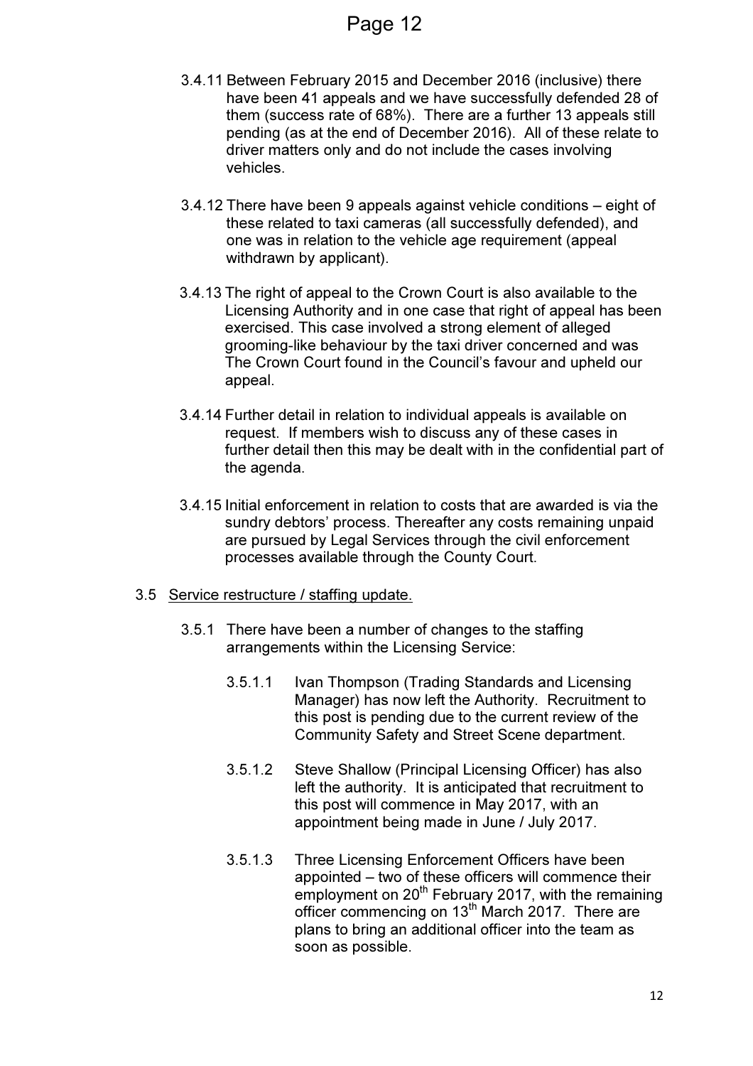3.4.11 Between February 2015 and December 2016 (inclusive) there have been 41 appeals and we have successfully defended 28 of them (success rate of 68%). There are a further 13 appeals still pending (as at the end of December 2016). All of these relate to driver matters only and do not include the cases involving vehicles.

3.4.12 There have been 9 appeals against vehicle conditions – eight of these related to taxi cameras (all successfully defended), and one was in relation to the vehicle age requirement (appeal withdrawn by applicant).

3.4.13 The right of appeal to the Crown Court is also available to the Licensing Authority and in one case that right of appeal has been exercised. This case involved a strong element of alleged grooming-like behaviour by the taxi driver concerned and was The Crown Court found in the Council's favour and upheld our appeal.

3.4.14 Further detail in relation to individual appeals is available on request. If members wish to discuss any of these cases in further detail then this may be dealt with in the confidential part of the agenda.

3.4.15 Initial enforcement in relation to costs that are awarded is via the sundry debtors' process. Thereafter any costs remaining unpaid are pursued by Legal Services through the civil enforcement processes available through the County Court.

3.5 Service restructure / staffing update.

3.5.1 There have been a number of changes to the staffing arrangements within the Licensing Service:

3.5.1.1 Ivan Thompson (Trading Standards and Licensing Manager) has now left the Authority. Recruitment to this post is pending due to the current review of the Community Safety and Street Scene department.

3.5.1.2 Steve Shallow (Principal Licensing Officer) has also left the authority. It is anticipated that recruitment to this post will commence in May 2017, with an appointment being made in June / July 2017.

3.5.1.3 Three Licensing Enforcement Officers have been appointed – two of these officers will commence their employment on 20th February 2017, with the remaining officer commencing on 13th March 2017. There are plans to bring an additional officer into the team as soon as possible.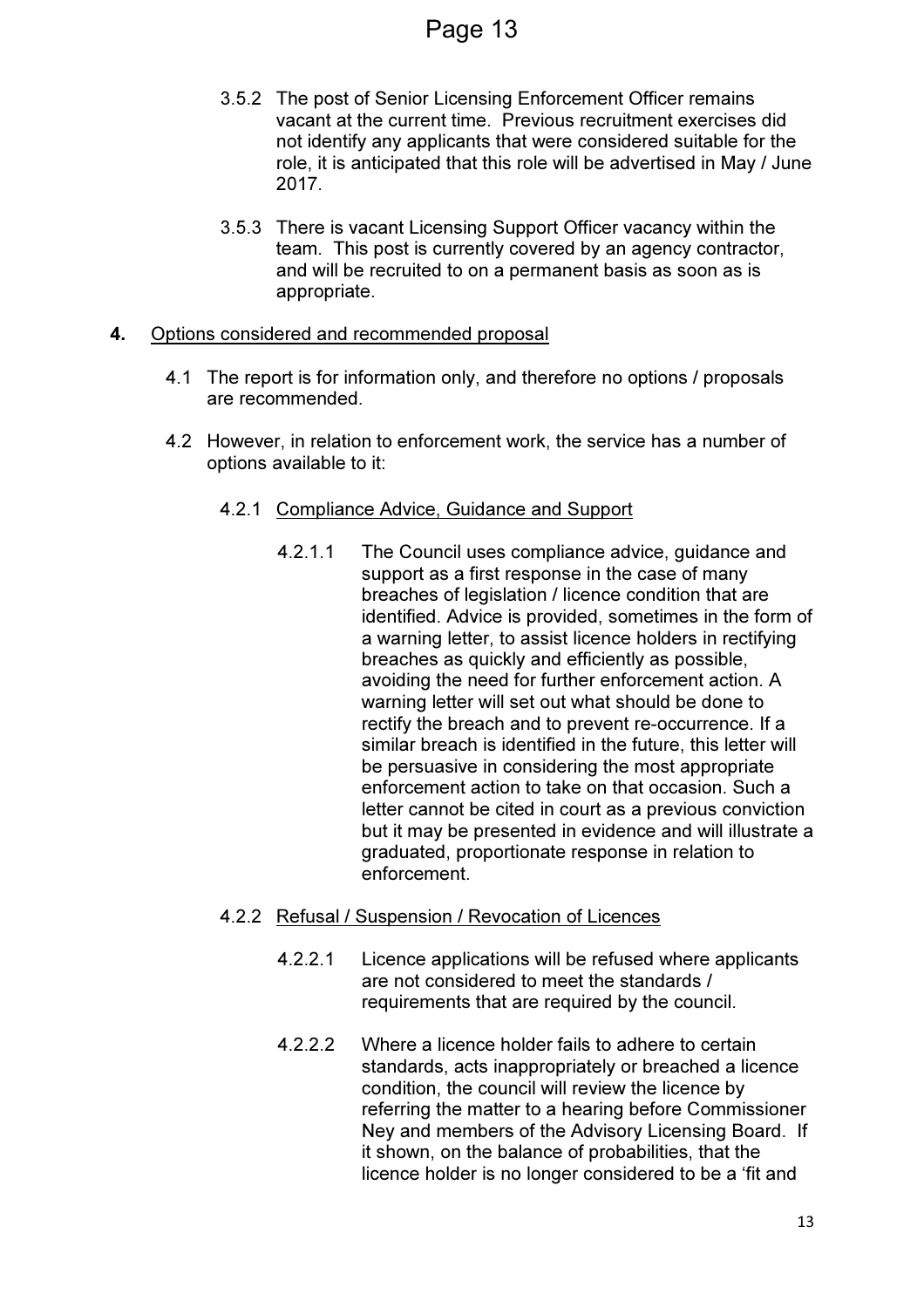3.5.2 The post of Senior Licensing Enforcement Officer remains vacant at the current time. Previous recruitment exercises did not identify any applicants that were considered suitable for the role, it is anticipated that this role will be advertised in May / June 2017.

3.5.3 There is vacant Licensing Support Officer vacancy within the team. This post is currently covered by an agency contractor, and will be recruited to on a permanent basis as soon as is appropriate.

**4.** Options considered and recommended proposal

4.1 The report is for information only, and therefore no options / proposals are recommended.

4.2 However, in relation to enforcement work, the service has a number of options available to it:

4.2.1 Compliance Advice, Guidance and Support

4.2.1.1 The Council uses compliance advice, guidance and support as a first response in the case of many breaches of legislation / licence condition that are identified. Advice is provided, sometimes in the form of a warning letter, to assist licence holders in rectifying breaches as quickly and efficiently as possible, avoiding the need for further enforcement action. A warning letter will set out what should be done to rectify the breach and to prevent re-occurrence. If a similar breach is identified in the future, this letter will be persuasive in considering the most appropriate enforcement action to take on that occasion. Such a letter cannot be cited in court as a previous conviction but it may be presented in evidence and will illustrate a graduated, proportionate response in relation to enforcement.

4.2.2 Refusal / Suspension / Revocation of Licences

4.2.2.1 Licence applications will be refused where applicants are not considered to meet the standards / requirements that are required by the council.

4.2.2.2 Where a licence holder fails to adhere to certain standards, acts inappropriately or breached a licence condition, the council will review the licence by referring the matter to a hearing before Commissioner Ney and members of the Advisory Licensing Board. If it shown, on the balance of probabilities, that the licence holder is no longer considered to be a 'fit and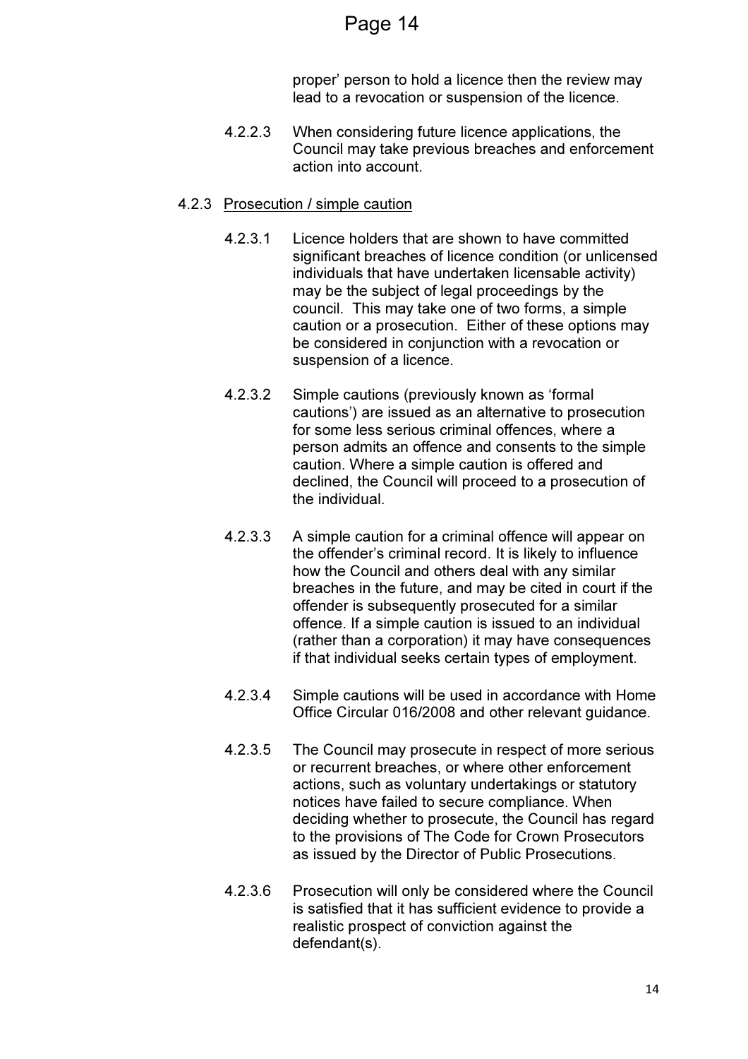proper' person to hold a licence then the review may lead to a revocation or suspension of the licence.

4.2.2.3 When considering future licence applications, the Council may take previous breaches and enforcement action into account.

4.2.3 Prosecution / simple caution

4.2.3.1 Licence holders that are shown to have committed significant breaches of licence condition (or unlicensed individuals that have undertaken licensable activity) may be the subject of legal proceedings by the council. This may take one of two forms, a simple caution or a prosecution. Either of these options may be considered in conjunction with a revocation or suspension of a licence.

4.2.3.2 Simple cautions (previously known as 'formal cautions') are issued as an alternative to prosecution for some less serious criminal offences, where a person admits an offence and consents to the simple caution. Where a simple caution is offered and declined, the Council will proceed to a prosecution of the individual.

4.2.3.3 A simple caution for a criminal offence will appear on the offender's criminal record. It is likely to influence how the Council and others deal with any similar breaches in the future, and may be cited in court if the offender is subsequently prosecuted for a similar offence. If a simple caution is issued to an individual (rather than a corporation) it may have consequences if that individual seeks certain types of employment.

4.2.3.4 Simple cautions will be used in accordance with Home Office Circular 016/2008 and other relevant guidance.

4.2.3.5 The Council may prosecute in respect of more serious or recurrent breaches, or where other enforcement actions, such as voluntary undertakings or statutory notices have failed to secure compliance. When deciding whether to prosecute, the Council has regard to the provisions of The Code for Crown Prosecutors as issued by the Director of Public Prosecutions.

4.2.3.6 Prosecution will only be considered where the Council is satisfied that it has sufficient evidence to provide a realistic prospect of conviction against the defendant(s).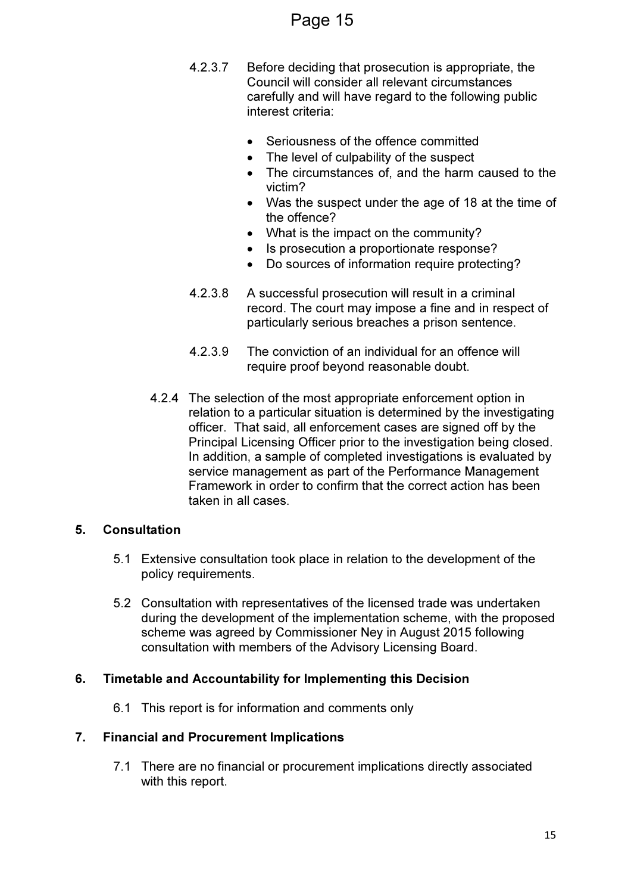4.2.3.7 Before deciding that prosecution is appropriate, the Council will consider all relevant circumstances carefully and will have regard to the following public interest criteria:

- Seriousness of the offence committed
- The level of culpability of the suspect
- The circumstances of, and the harm caused to the victim?
- Was the suspect under the age of 18 at the time of the offence?
- What is the impact on the community?
- Is prosecution a proportionate response?
- Do sources of information require protecting?

4.2.3.8 A successful prosecution will result in a criminal record. The court may impose a fine and in respect of particularly serious breaches a prison sentence.

4.2.3.9 The conviction of an individual for an offence will require proof beyond reasonable doubt.

4.2.4 The selection of the most appropriate enforcement option in relation to a particular situation is determined by the investigating officer. That said, all enforcement cases are signed off by the Principal Licensing Officer prior to the investigation being closed. In addition, a sample of completed investigations is evaluated by service management as part of the Performance Management Framework in order to confirm that the correct action has been taken in all cases.

## 5. Consultation

5.1 Extensive consultation took place in relation to the development of the policy requirements.

5.2 Consultation with representatives of the licensed trade was undertaken during the development of the implementation scheme, with the proposed scheme was agreed by Commissioner Ney in August 2015 following consultation with members of the Advisory Licensing Board.

## 6. Timetable and Accountability for Implementing this Decision

6.1 This report is for information and comments only

## 7. Financial and Procurement Implications

7.1 There are no financial or procurement implications directly associated with this report.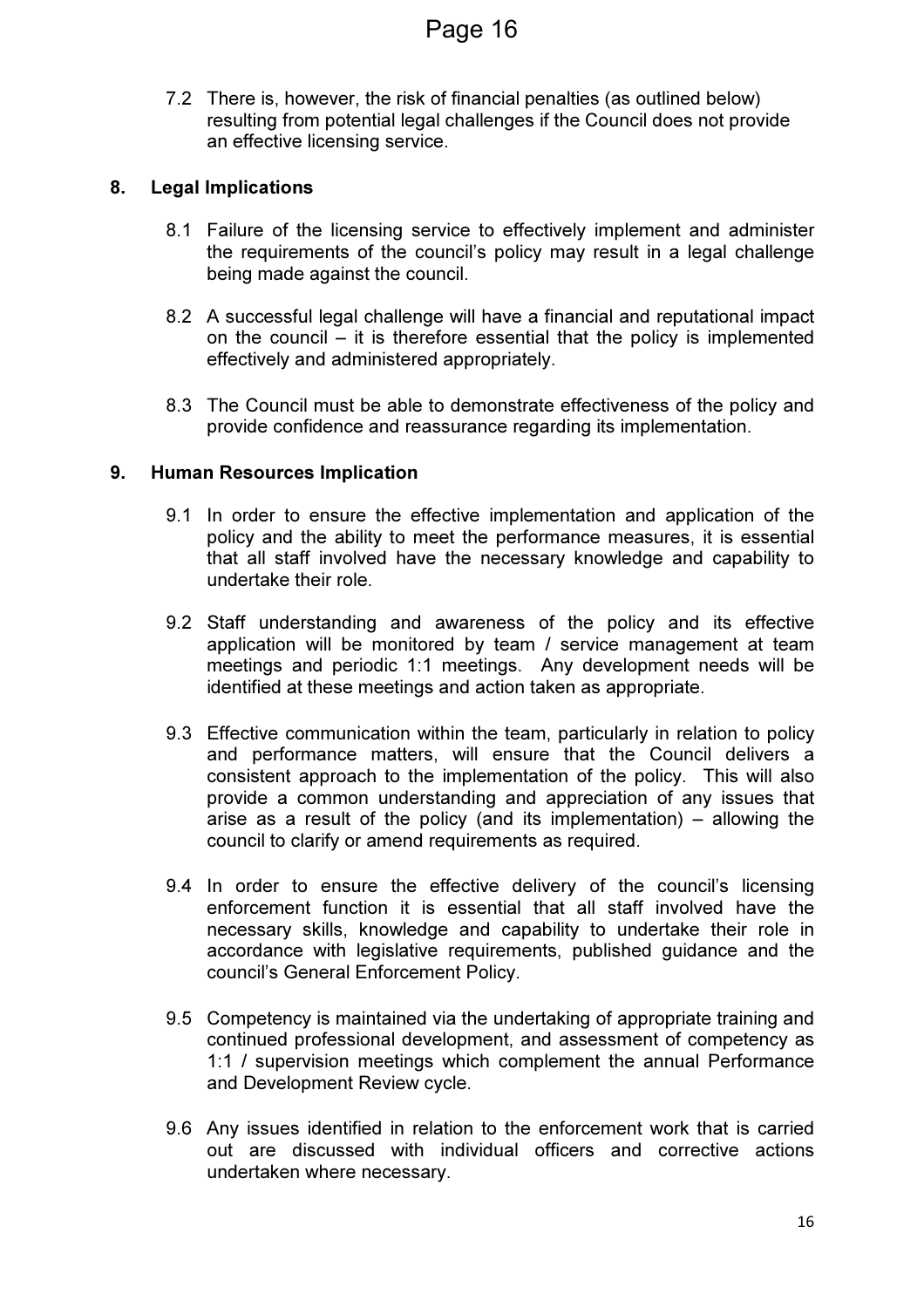7.2 There is, however, the risk of financial penalties (as outlined below) resulting from potential legal challenges if the Council does not provide an effective licensing service.

## 8. Legal Implications

8.1 Failure of the licensing service to effectively implement and administer the requirements of the council's policy may result in a legal challenge being made against the council.

8.2 A successful legal challenge will have a financial and reputational impact on the council – it is therefore essential that the policy is implemented effectively and administered appropriately.

8.3 The Council must be able to demonstrate effectiveness of the policy and provide confidence and reassurance regarding its implementation.

## 9. Human Resources Implication

9.1 In order to ensure the effective implementation and application of the policy and the ability to meet the performance measures, it is essential that all staff involved have the necessary knowledge and capability to undertake their role.

9.2 Staff understanding and awareness of the policy and its effective application will be monitored by team / service management at team meetings and periodic 1:1 meetings. Any development needs will be identified at these meetings and action taken as appropriate.

9.3 Effective communication within the team, particularly in relation to policy and performance matters, will ensure that the Council delivers a consistent approach to the implementation of the policy. This will also provide a common understanding and appreciation of any issues that arise as a result of the policy (and its implementation) – allowing the council to clarify or amend requirements as required.

9.4 In order to ensure the effective delivery of the council's licensing enforcement function it is essential that all staff involved have the necessary skills, knowledge and capability to undertake their role in accordance with legislative requirements, published guidance and the council's General Enforcement Policy.

9.5 Competency is maintained via the undertaking of appropriate training and continued professional development, and assessment of competency as 1:1 / supervision meetings which complement the annual Performance and Development Review cycle.

9.6 Any issues identified in relation to the enforcement work that is carried out are discussed with individual officers and corrective actions undertaken where necessary.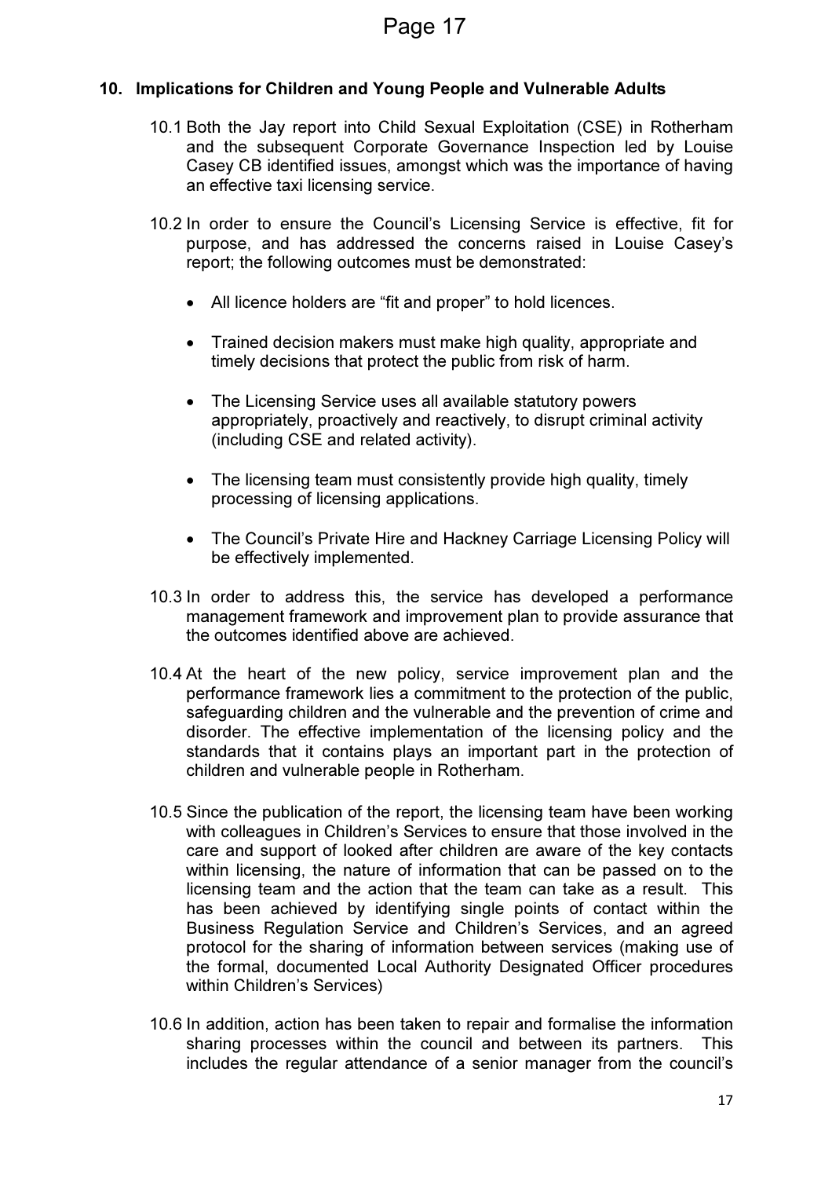## 10. Implications for Children and Young People and Vulnerable Adults

10.1 Both the Jay report into Child Sexual Exploitation (CSE) in Rotherham and the subsequent Corporate Governance Inspection led by Louise Casey CB identified issues, amongst which was the importance of having an effective taxi licensing service.

10.2 In order to ensure the Council's Licensing Service is effective, fit for purpose, and has addressed the concerns raised in Louise Casey's report; the following outcomes must be demonstrated:

- All licence holders are "fit and proper" to hold licences.
- Trained decision makers must make high quality, appropriate and timely decisions that protect the public from risk of harm.
- The Licensing Service uses all available statutory powers appropriately, proactively and reactively, to disrupt criminal activity (including CSE and related activity).
- The licensing team must consistently provide high quality, timely processing of licensing applications.
- The Council's Private Hire and Hackney Carriage Licensing Policy will be effectively implemented.

10.3 In order to address this, the service has developed a performance management framework and improvement plan to provide assurance that the outcomes identified above are achieved.

10.4 At the heart of the new policy, service improvement plan and the performance framework lies a commitment to the protection of the public, safeguarding children and the vulnerable and the prevention of crime and disorder. The effective implementation of the licensing policy and the standards that it contains plays an important part in the protection of children and vulnerable people in Rotherham.

10.5 Since the publication of the report, the licensing team have been working with colleagues in Children's Services to ensure that those involved in the care and support of looked after children are aware of the key contacts within licensing, the nature of information that can be passed on to the licensing team and the action that the team can take as a result. This has been achieved by identifying single points of contact within the Business Regulation Service and Children's Services, and an agreed protocol for the sharing of information between services (making use of the formal, documented Local Authority Designated Officer procedures within Children's Services)

10.6 In addition, action has been taken to repair and formalise the information sharing processes within the council and between its partners. This includes the regular attendance of a senior manager from the council's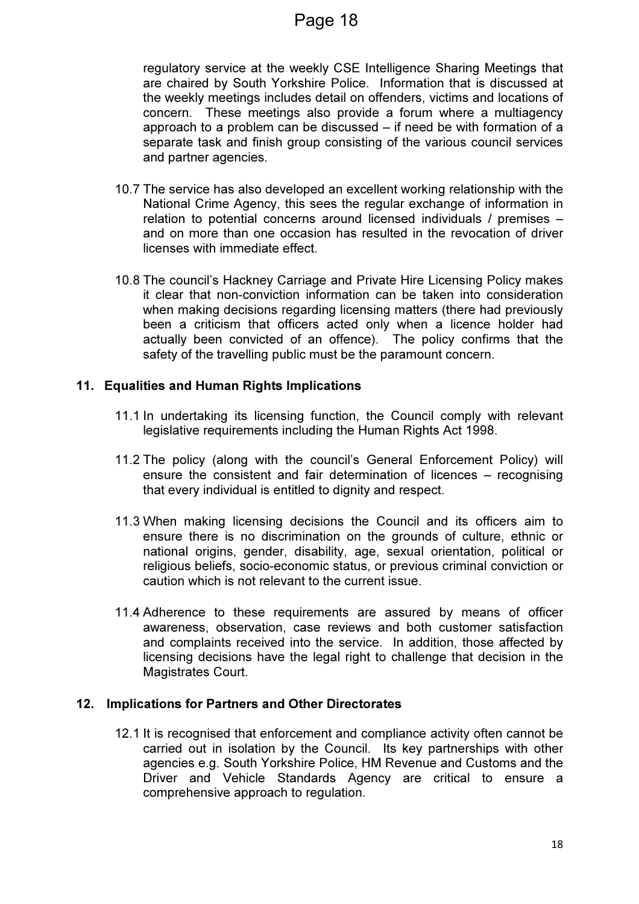regulatory service at the weekly CSE Intelligence Sharing Meetings that are chaired by South Yorkshire Police. Information that is discussed at the weekly meetings includes detail on offenders, victims and locations of concern. These meetings also provide a forum where a multiagency approach to a problem can be discussed – if need be with formation of a separate task and finish group consisting of the various council services and partner agencies.

10.7 The service has also developed an excellent working relationship with the National Crime Agency, this sees the regular exchange of information in relation to potential concerns around licensed individuals / premises – and on more than one occasion has resulted in the revocation of driver licenses with immediate effect.

10.8 The council's Hackney Carriage and Private Hire Licensing Policy makes it clear that non-conviction information can be taken into consideration when making decisions regarding licensing matters (there had previously been a criticism that officers acted only when a licence holder had actually been convicted of an offence). The policy confirms that the safety of the travelling public must be the paramount concern.

## 11. Equalities and Human Rights Implications

11.1 In undertaking its licensing function, the Council comply with relevant legislative requirements including the Human Rights Act 1998.

11.2 The policy (along with the council's General Enforcement Policy) will ensure the consistent and fair determination of licences – recognising that every individual is entitled to dignity and respect.

11.3 When making licensing decisions the Council and its officers aim to ensure there is no discrimination on the grounds of culture, ethnic or national origins, gender, disability, age, sexual orientation, political or religious beliefs, socio-economic status, or previous criminal conviction or caution which is not relevant to the current issue.

11.4 Adherence to these requirements are assured by means of officer awareness, observation, case reviews and both customer satisfaction and complaints received into the service. In addition, those affected by licensing decisions have the legal right to challenge that decision in the Magistrates Court.

## 12. Implications for Partners and Other Directorates

12.1 It is recognised that enforcement and compliance activity often cannot be carried out in isolation by the Council. Its key partnerships with other agencies e.g. South Yorkshire Police, HM Revenue and Customs and the Driver and Vehicle Standards Agency are critical to ensure a comprehensive approach to regulation.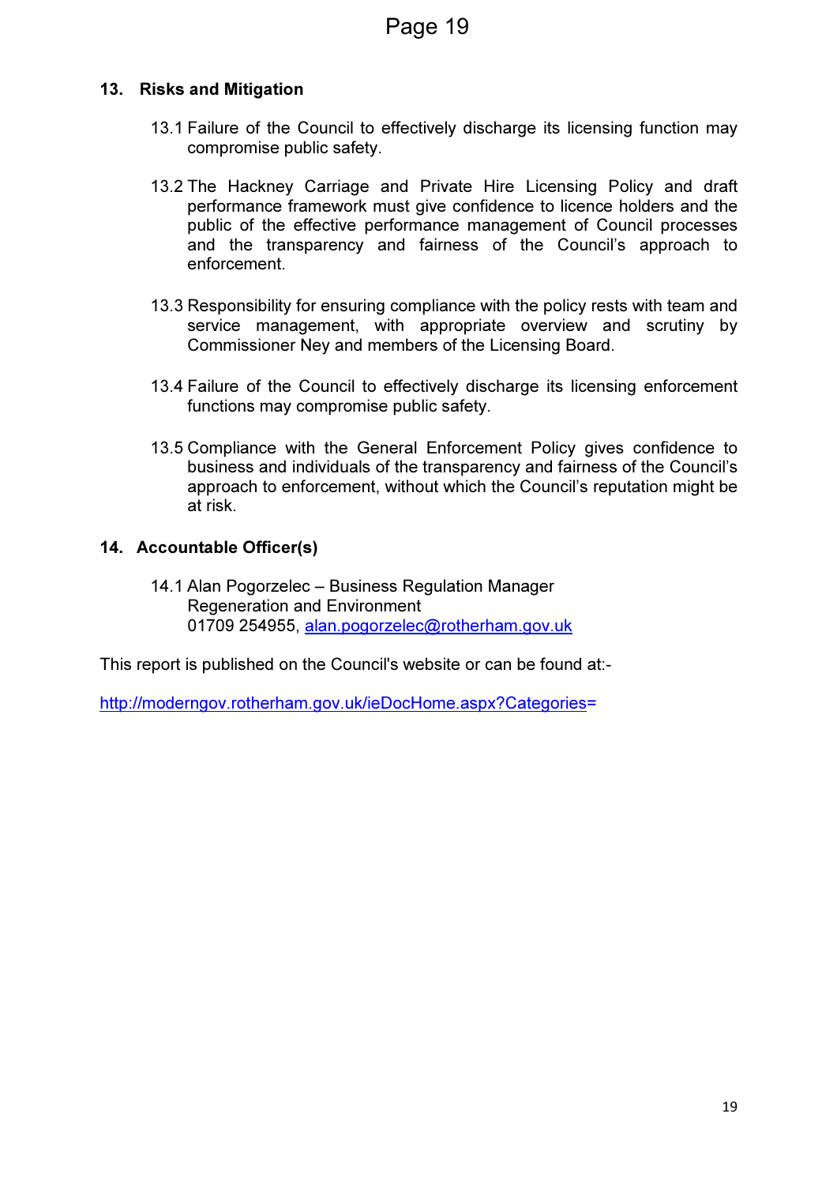## 13. Risks and Mitigation

13.1 Failure of the Council to effectively discharge its licensing function may compromise public safety.

13.2 The Hackney Carriage and Private Hire Licensing Policy and draft performance framework must give confidence to licence holders and the public of the effective performance management of Council processes and the transparency and fairness of the Council's approach to enforcement.

13.3 Responsibility for ensuring compliance with the policy rests with team and service management, with appropriate overview and scrutiny by Commissioner Ney and members of the Licensing Board.

13.4 Failure of the Council to effectively discharge its licensing enforcement functions may compromise public safety.

13.5 Compliance with the General Enforcement Policy gives confidence to business and individuals of the transparency and fairness of the Council's approach to enforcement, without which the Council's reputation might be at risk.

## 14. Accountable Officer(s)

14.1 Alan Pogorzelec – Business Regulation Manager
Regeneration and Environment
01709 254955, alan.pogorzelec@rotherham.gov.uk

This report is published on the Council's website or can be found at:-

http://moderngov.rotherham.gov.uk/ieDocHome.aspx?Categories=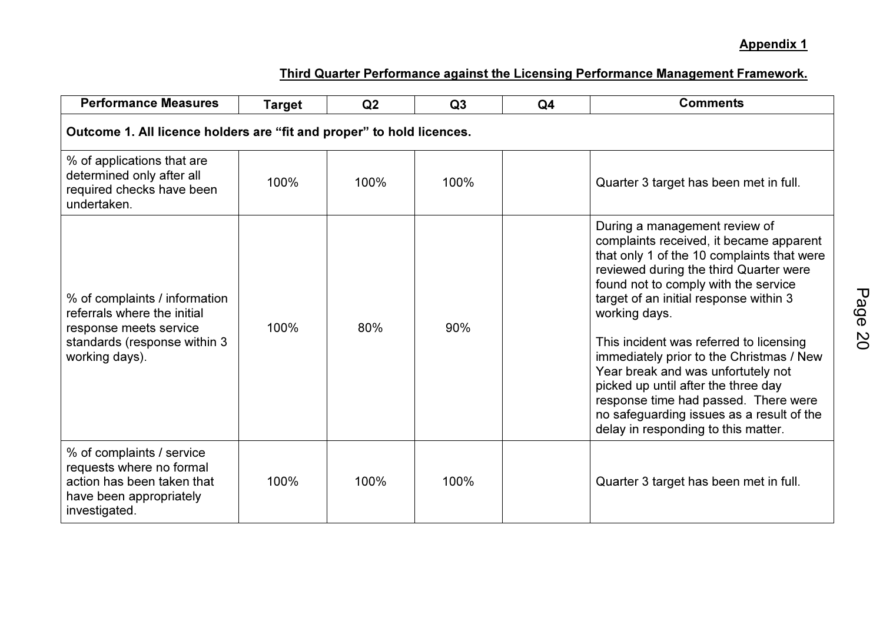**Appendix 1**

**Third Quarter Performance against the Licensing Performance Management Framework.**

| Performance Measures | Target | Q2 | Q3 | Q4 | Comments |
|---|---|---|---|---|---|
| **Outcome 1. All licence holders are "fit and proper" to hold licences.** | | | | | |
| % of applications that are determined only after all required checks have been undertaken. | 100% | 100% | 100% | | Quarter 3 target has been met in full. |
| % of complaints / information referrals where the initial response meets service standards (response within 3 working days). | 100% | 80% | 90% | | During a management review of complaints received, it became apparent that only 1 of the 10 complaints that were reviewed during the third Quarter were found not to comply with the service target of an initial response within 3 working days.<br><br>This incident was referred to licensing immediately prior to the Christmas / New Year break and was unfortutely not picked up until after the three day response time had passed. There were no safeguarding issues as a result of the delay in responding to this matter. |
| % of complaints / service requests where no formal action has been taken that have been appropriately investigated. | 100% | 100% | 100% | | Quarter 3 target has been met in full. |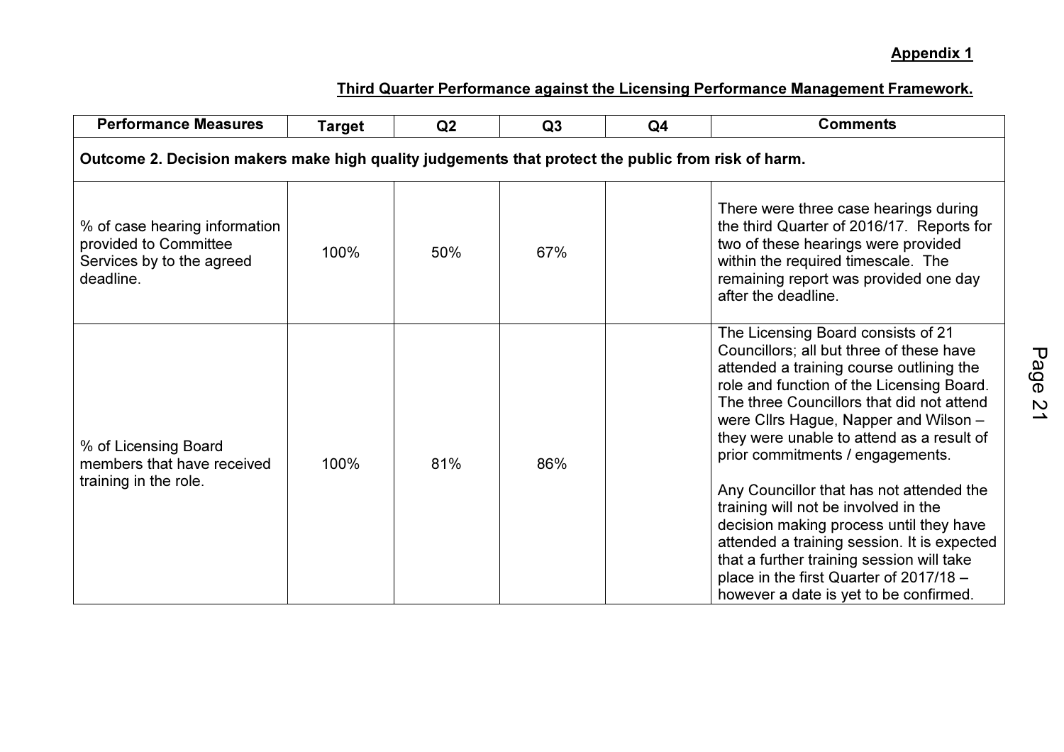**Appendix 1**

**Third Quarter Performance against the Licensing Performance Management Framework.**

| Performance Measures | Target | Q2 | Q3 | Q4 | Comments |
|---|---|---|---|---|---|
| **Outcome 2. Decision makers make high quality judgements that protect the public from risk of harm.** | | | | | |
| % of case hearing information provided to Committee Services by to the agreed deadline. | 100% | 50% | 67% | | There were three case hearings during the third Quarter of 2016/17. Reports for two of these hearings were provided within the required timescale. The remaining report was provided one day after the deadline. |
| % of Licensing Board members that have received training in the role. | 100% | 81% | 86% | | The Licensing Board consists of 21 Councillors; all but three of these have attended a training course outlining the role and function of the Licensing Board. The three Councillors that did not attend were Cllrs Hague, Napper and Wilson – they were unable to attend as a result of prior commitments / engagements.<br><br>Any Councillor that has not attended the training will not be involved in the decision making process until they have attended a training session. It is expected that a further training session will take place in the first Quarter of 2017/18 – however a date is yet to be confirmed. |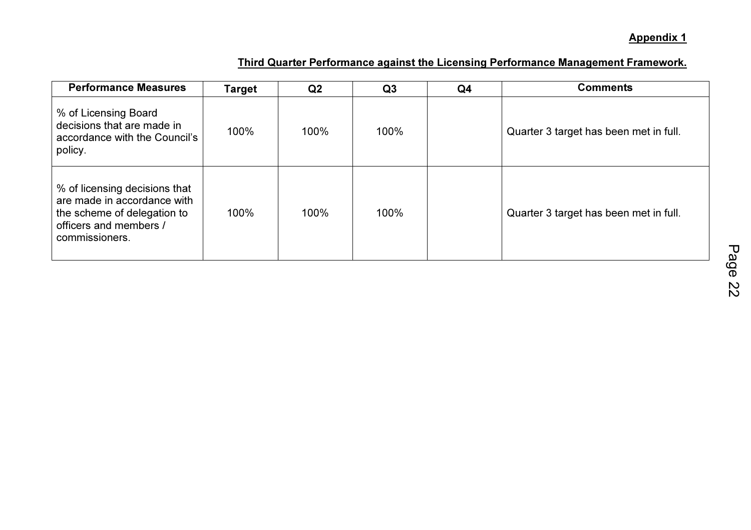**Appendix 1**

**Third Quarter Performance against the Licensing Performance Management Framework.**

| Performance Measures | Target | Q2 | Q3 | Q4 | Comments |
|---|---|---|---|---|---|
| % of Licensing Board decisions that are made in accordance with the Council's policy. | 100% | 100% | 100% | | Quarter 3 target has been met in full. |
| % of licensing decisions that are made in accordance with the scheme of delegation to officers and members / commissioners. | 100% | 100% | 100% | | Quarter 3 target has been met in full. |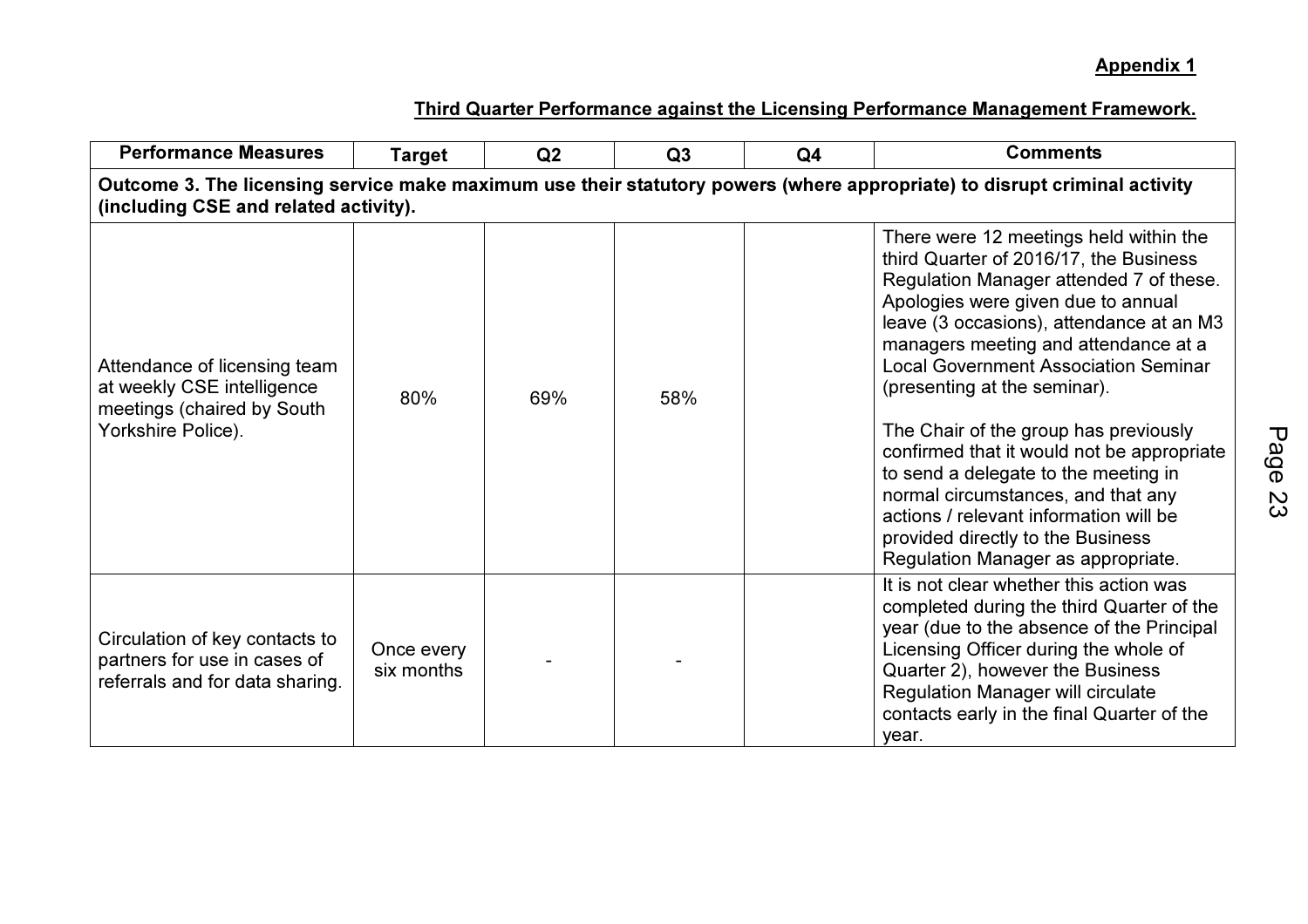**Appendix 1**

**Third Quarter Performance against the Licensing Performance Management Framework.**

| Performance Measures | Target | Q2 | Q3 | Q4 | Comments |
|---|---|---|---|---|---|
| **Outcome 3. The licensing service make maximum use their statutory powers (where appropriate) to disrupt criminal activity (including CSE and related activity).** | | | | | |
| Attendance of licensing team at weekly CSE intelligence meetings (chaired by South Yorkshire Police). | 80% | 69% | 58% | | There were 12 meetings held within the third Quarter of 2016/17, the Business Regulation Manager attended 7 of these. Apologies were given due to annual leave (3 occasions), attendance at an M3 managers meeting and attendance at a Local Government Association Seminar (presenting at the seminar).<br><br>The Chair of the group has previously confirmed that it would not be appropriate to send a delegate to the meeting in normal circumstances, and that any actions / relevant information will be provided directly to the Business Regulation Manager as appropriate. |
| Circulation of key contacts to partners for use in cases of referrals and for data sharing. | Once every six months | - | - | | It is not clear whether this action was completed during the third Quarter of the year (due to the absence of the Principal Licensing Officer during the whole of Quarter 2), however the Business Regulation Manager will circulate contacts early in the final Quarter of the year. |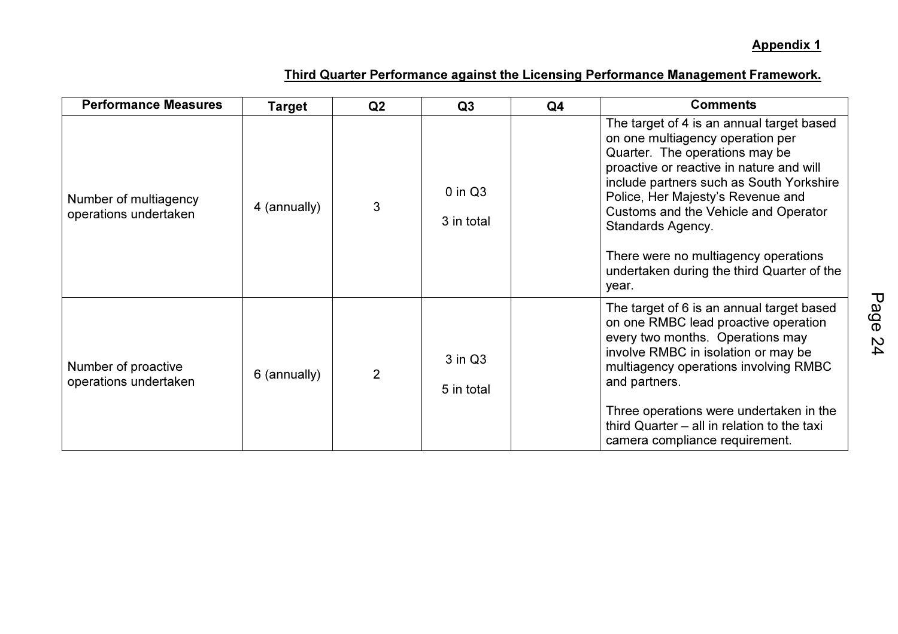**Appendix 1**

**Third Quarter Performance against the Licensing Performance Management Framework.**

| Performance Measures | Target | Q2 | Q3 | Q4 | Comments |
|---|---|---|---|---|---|
| Number of multiagency operations undertaken | 4 (annually) | 3 | 0 in Q3<br><br>3 in total | | The target of 4 is an annual target based on one multiagency operation per Quarter. The operations may be proactive or reactive in nature and will include partners such as South Yorkshire Police, Her Majesty's Revenue and Customs and the Vehicle and Operator Standards Agency.<br><br>There were no multiagency operations undertaken during the third Quarter of the year. |
| Number of proactive operations undertaken | 6 (annually) | 2 | 3 in Q3<br><br>5 in total | | The target of 6 is an annual target based on one RMBC lead proactive operation every two months. Operations may involve RMBC in isolation or may be multiagency operations involving RMBC and partners.<br><br>Three operations were undertaken in the third Quarter – all in relation to the taxi camera compliance requirement. |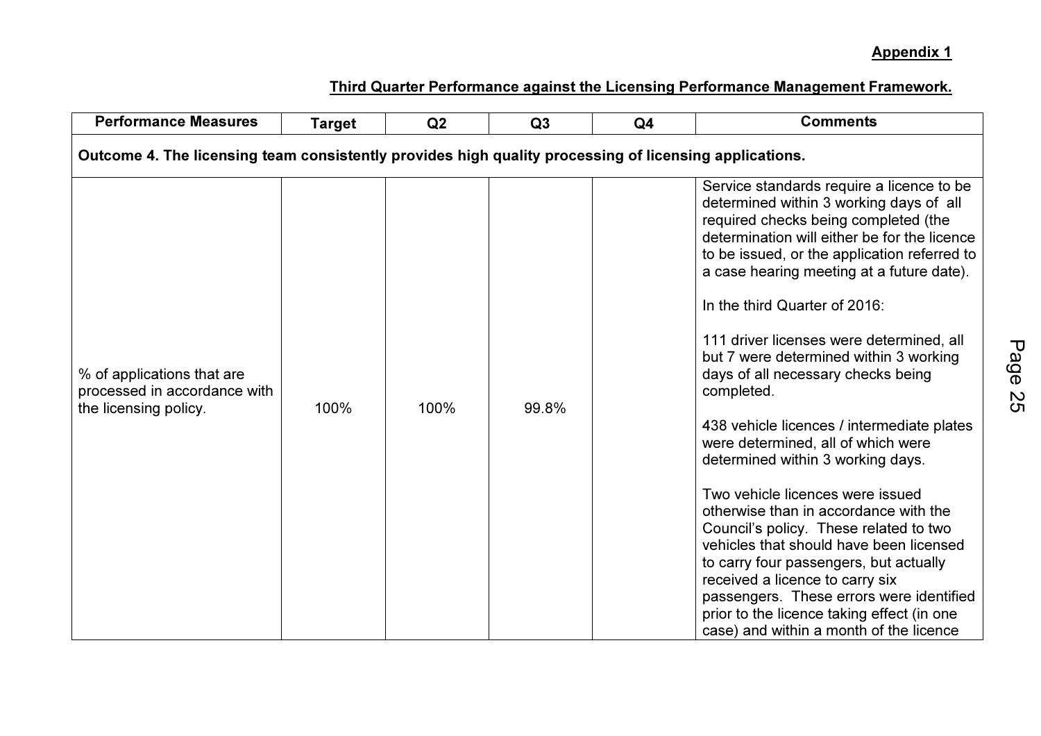**Appendix 1**

**Third Quarter Performance against the Licensing Performance Management Framework.**

| Performance Measures | Target | Q2 | Q3 | Q4 | Comments |
|---|---|---|---|---|---|
| **Outcome 4. The licensing team consistently provides high quality processing of licensing applications.** | | | | | |
| % of applications that are processed in accordance with the licensing policy. | 100% | 100% | 99.8% | | Service standards require a licence to be determined within 3 working days of all required checks being completed (the determination will either be for the licence to be issued, or the application referred to a case hearing meeting at a future date).<br><br>In the third Quarter of 2016:<br><br>111 driver licenses were determined, all but 7 were determined within 3 working days of all necessary checks being completed.<br><br>438 vehicle licences / intermediate plates were determined, all of which were determined within 3 working days.<br><br>Two vehicle licences were issued otherwise than in accordance with the Council's policy. These related to two vehicles that should have been licensed to carry four passengers, but actually received a licence to carry six passengers. These errors were identified prior to the licence taking effect (in one case) and within a month of the licence |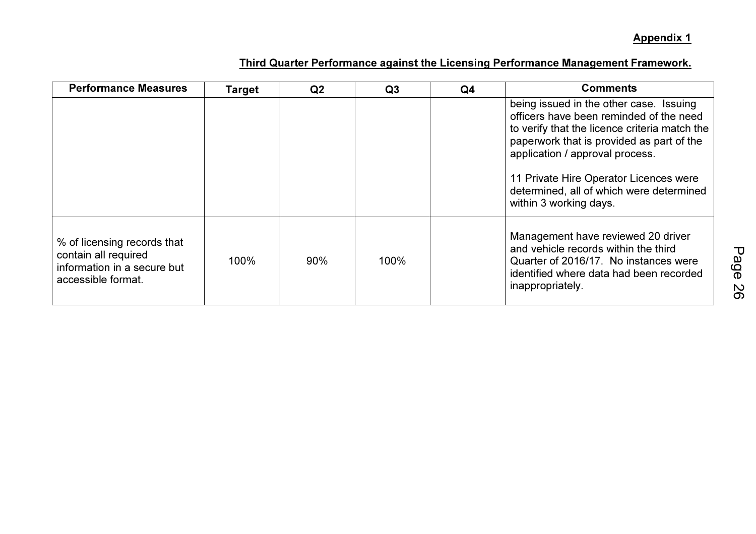**Appendix 1**

**Third Quarter Performance against the Licensing Performance Management Framework.**

| Performance Measures | Target | Q2 | Q3 | Q4 | Comments |
|---|---|---|---|---|---|
| | | | | | being issued in the other case. Issuing officers have been reminded of the need to verify that the licence criteria match the paperwork that is provided as part of the application / approval process.<br><br>11 Private Hire Operator Licences were determined, all of which were determined within 3 working days. |
| % of licensing records that contain all required information in a secure but accessible format. | 100% | 90% | 100% | | Management have reviewed 20 driver and vehicle records within the third Quarter of 2016/17. No instances were identified where data had been recorded inappropriately. |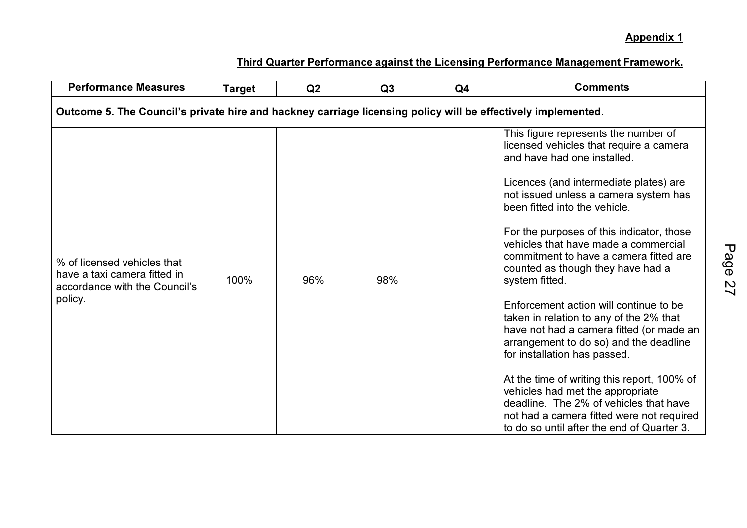**Appendix 1**

**Third Quarter Performance against the Licensing Performance Management Framework.**

| Performance Measures | Target | Q2 | Q3 | Q4 | Comments |
|---|---|---|---|---|---|
| **Outcome 5. The Council's private hire and hackney carriage licensing policy will be effectively implemented.** | | | | | |
| % of licensed vehicles that have a taxi camera fitted in accordance with the Council's policy. | 100% | 96% | 98% | | This figure represents the number of licensed vehicles that require a camera and have had one installed.<br><br>Licences (and intermediate plates) are not issued unless a camera system has been fitted into the vehicle.<br><br>For the purposes of this indicator, those vehicles that have made a commercial commitment to have a camera fitted are counted as though they have had a system fitted.<br><br>Enforcement action will continue to be taken in relation to any of the 2% that have not had a camera fitted (or made an arrangement to do so) and the deadline for installation has passed.<br><br>At the time of writing this report, 100% of vehicles had met the appropriate deadline. The 2% of vehicles that have not had a camera fitted were not required to do so until after the end of Quarter 3. |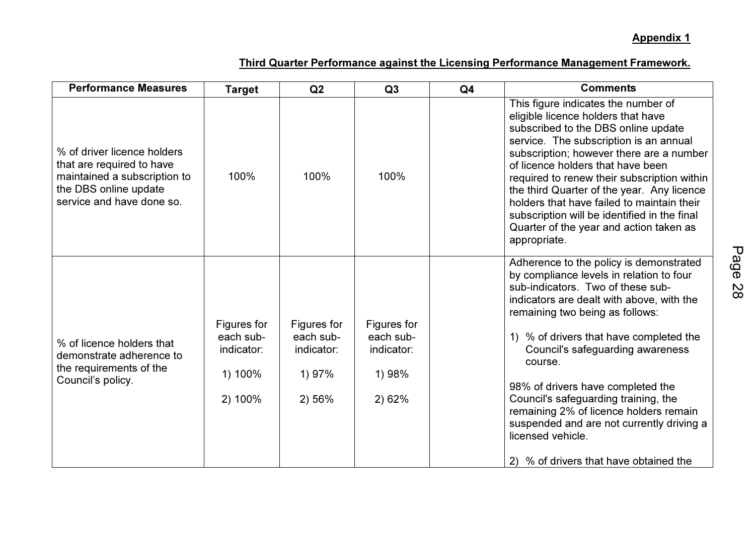**Appendix 1**

**Third Quarter Performance against the Licensing Performance Management Framework.**

| Performance Measures | Target | Q2 | Q3 | Q4 | Comments |
|---|---|---|---|---|---|
| % of driver licence holders that are required to have maintained a subscription to the DBS online update service and have done so. | 100% | 100% | 100% | | This figure indicates the number of eligible licence holders that have subscribed to the DBS online update service. The subscription is an annual subscription; however there are a number of licence holders that have been required to renew their subscription within the third Quarter of the year. Any licence holders that have failed to maintain their subscription will be identified in the final Quarter of the year and action taken as appropriate. |
| % of licence holders that demonstrate adherence to the requirements of the Council's policy. | Figures for each sub-indicator:<br><br>1) 100%<br><br>2) 100% | Figures for each sub-indicator:<br><br>1) 97%<br><br>2) 56% | Figures for each sub-indicator:<br><br>1) 98%<br><br>2) 62% | | Adherence to the policy is demonstrated by compliance levels in relation to four sub-indicators. Two of these sub-indicators are dealt with above, with the remaining two being as follows:<br><br>1) % of drivers that have completed the Council's safeguarding awareness course.<br><br>98% of drivers have completed the Council's safeguarding training, the remaining 2% of licence holders remain suspended and are not currently driving a licensed vehicle.<br><br>2) % of drivers that have obtained the |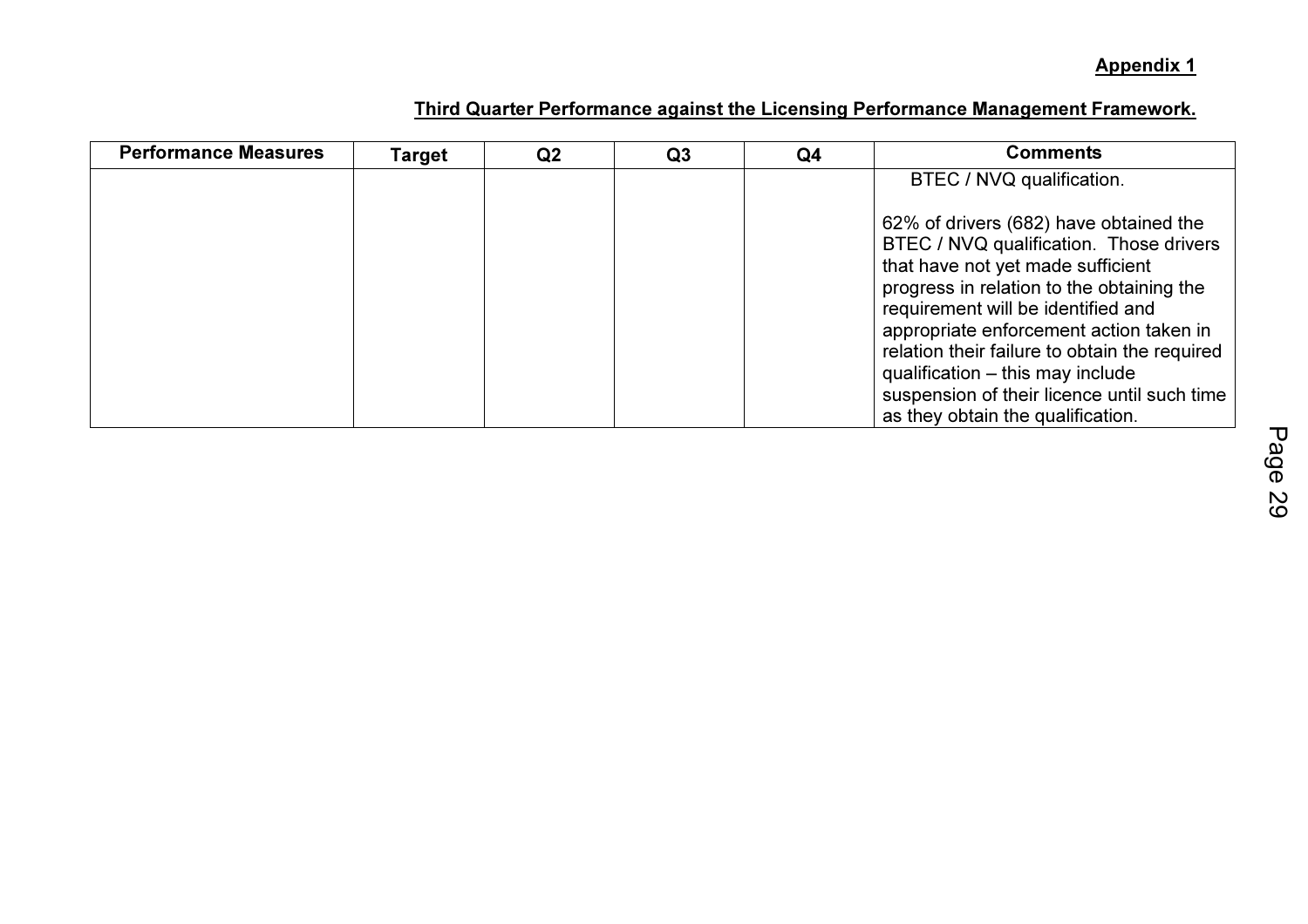**Appendix 1**

**Third Quarter Performance against the Licensing Performance Management Framework.**

| Performance Measures | Target | Q2 | Q3 | Q4 | Comments |
|---|---|---|---|---|---|
| | | | | | BTEC / NVQ qualification.<br><br>62% of drivers (682) have obtained the BTEC / NVQ qualification. Those drivers that have not yet made sufficient progress in relation to the obtaining the requirement will be identified and appropriate enforcement action taken in relation their failure to obtain the required qualification – this may include suspension of their licence until such time as they obtain the qualification. |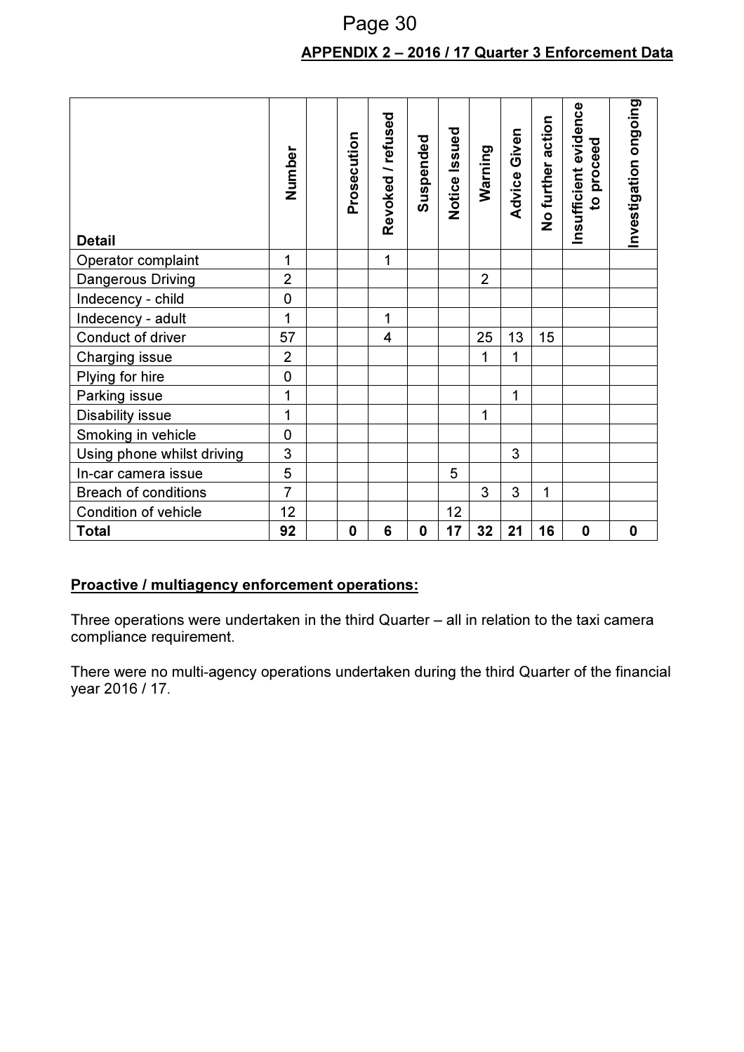## APPENDIX 2 – 2016 / 17 Quarter 3 Enforcement Data

| Detail | Number | | Prosecution | Revoked / refused | Suspended | Notice Issued | Warning | Advice Given | No further action | Insufficient evidence to proceed | Investigation ongoing |
|---|---|---|---|---|---|---|---|---|---|---|---|
| Operator complaint | 1 | | | 1 | | | | | | | |
| Dangerous Driving | 2 | | | | | | 2 | | | | |
| Indecency - child | 0 | | | | | | | | | | |
| Indecency - adult | 1 | | | 1 | | | | | | | |
| Conduct of driver | 57 | | | 4 | | | 25 | 13 | 15 | | |
| Charging issue | 2 | | | | | | 1 | 1 | | | |
| Plying for hire | 0 | | | | | | | | | | |
| Parking issue | 1 | | | | | | | 1 | | | |
| Disability issue | 1 | | | | | | 1 | | | | |
| Smoking in vehicle | 0 | | | | | | | | | | |
| Using phone whilst driving | 3 | | | | | | | 3 | | | |
| In-car camera issue | 5 | | | | | 5 | | | | | |
| Breach of conditions | 7 | | | | | | 3 | 3 | 1 | | |
| Condition of vehicle | 12 | | | | | 12 | | | | | |
| **Total** | **92** | | **0** | **6** | **0** | **17** | **32** | **21** | **16** | **0** | **0** |

**Proactive / multiagency enforcement operations:**

Three operations were undertaken in the third Quarter – all in relation to the taxi camera compliance requirement.

There were no multi-agency operations undertaken during the third Quarter of the financial year 2016 / 17.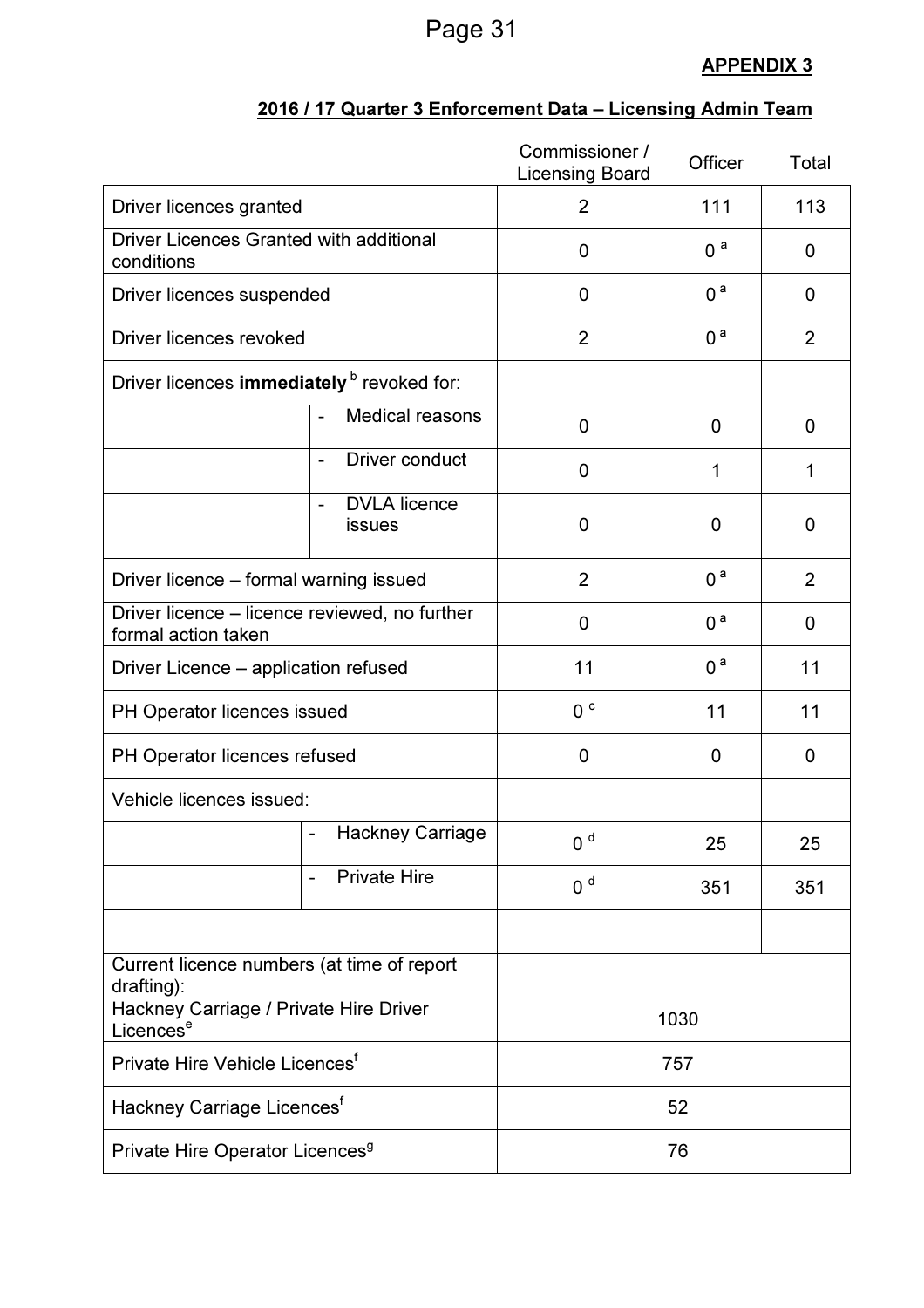**APPENDIX 3**

**2016 / 17 Quarter 3 Enforcement Data – Licensing Admin Team**

| | | Commissioner / Licensing Board | Officer | Total |
|---|---|---|---|---|
| Driver licences granted | | 2 | 111 | 113 |
| Driver Licences Granted with additional conditions | | 0 | 0 [a] | 0 |
| Driver licences suspended | | 0 | 0 [a] | 0 |
| Driver licences revoked | | 2 | 0 [a] | 2 |
| Driver licences **immediately** [b] revoked for: | | | | |
| | - Medical reasons | 0 | 0 | 0 |
| | - Driver conduct | 0 | 1 | 1 |
| | - DVLA licence issues | 0 | 0 | 0 |
| Driver licence – formal warning issued | | 2 | 0 [a] | 2 |
| Driver licence – licence reviewed, no further formal action taken | | 0 | 0 [a] | 0 |
| Driver Licence – application refused | | 11 | 0 [a] | 11 |
| PH Operator licences issued | | 0 [c] | 11 | 11 |
| PH Operator licences refused | | 0 | 0 | 0 |
| Vehicle licences issued: | | | | |
| | - Hackney Carriage | 0 [d] | 25 | 25 |
| | - Private Hire | 0 [d] | 351 | 351 |
| | | | | |
| Current licence numbers (at time of report drafting): | | | | |
| Hackney Carriage / Private Hire Driver Licences[e] | | 1030 | | |
| Private Hire Vehicle Licences[f] | | 757 | | |
| Hackney Carriage Licences[f] | | 52 | | |
| Private Hire Operator Licences[g] | | 76 | | |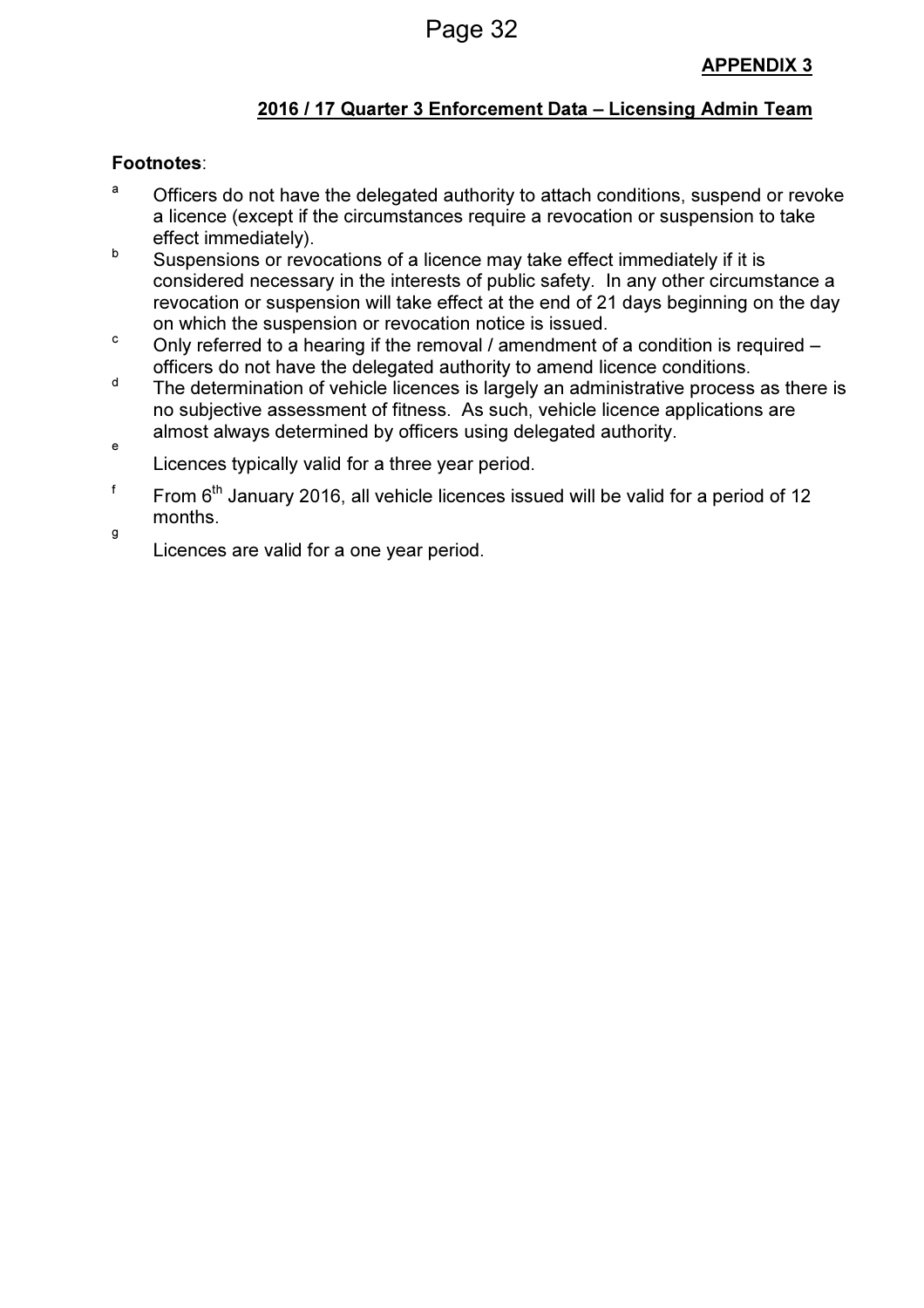**APPENDIX 3**

**2016 / 17 Quarter 3 Enforcement Data – Licensing Admin Team**

**Footnotes**:

[a] Officers do not have the delegated authority to attach conditions, suspend or revoke a licence (except if the circumstances require a revocation or suspension to take effect immediately).

[b] Suspensions or revocations of a licence may take effect immediately if it is considered necessary in the interests of public safety. In any other circumstance a revocation or suspension will take effect at the end of 21 days beginning on the day on which the suspension or revocation notice is issued.

[c] Only referred to a hearing if the removal / amendment of a condition is required – officers do not have the delegated authority to amend licence conditions.

[d] The determination of vehicle licences is largely an administrative process as there is no subjective assessment of fitness. As such, vehicle licence applications are almost always determined by officers using delegated authority.

[e] Licences typically valid for a three year period.

[f] From 6th January 2016, all vehicle licences issued will be valid for a period of 12 months.

[g] Licences are valid for a one year period.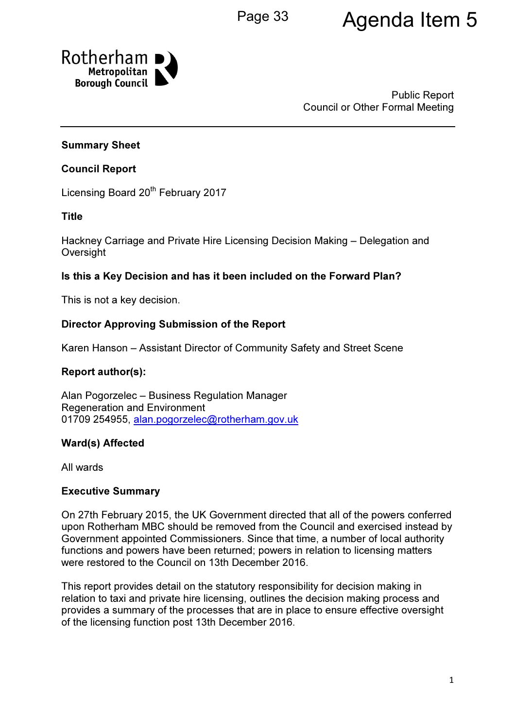Agenda Item 5

Rotherham Metropolitan Borough Council

Public Report
Council or Other Formal Meeting

**Summary Sheet**

**Council Report**

Licensing Board 20th February 2017

**Title**

Hackney Carriage and Private Hire Licensing Decision Making – Delegation and Oversight

**Is this a Key Decision and has it been included on the Forward Plan?**

This is not a key decision.

**Director Approving Submission of the Report**

Karen Hanson – Assistant Director of Community Safety and Street Scene

**Report author(s):**

Alan Pogorzelec – Business Regulation Manager
Regeneration and Environment
01709 254955, alan.pogorzelec@rotherham.gov.uk

**Ward(s) Affected**

All wards

**Executive Summary**

On 27th February 2015, the UK Government directed that all of the powers conferred upon Rotherham MBC should be removed from the Council and exercised instead by Government appointed Commissioners. Since that time, a number of local authority functions and powers have been returned; powers in relation to licensing matters were restored to the Council on 13th December 2016.

This report provides detail on the statutory responsibility for decision making in relation to taxi and private hire licensing, outlines the decision making process and provides a summary of the processes that are in place to ensure effective oversight of the licensing function post 13th December 2016.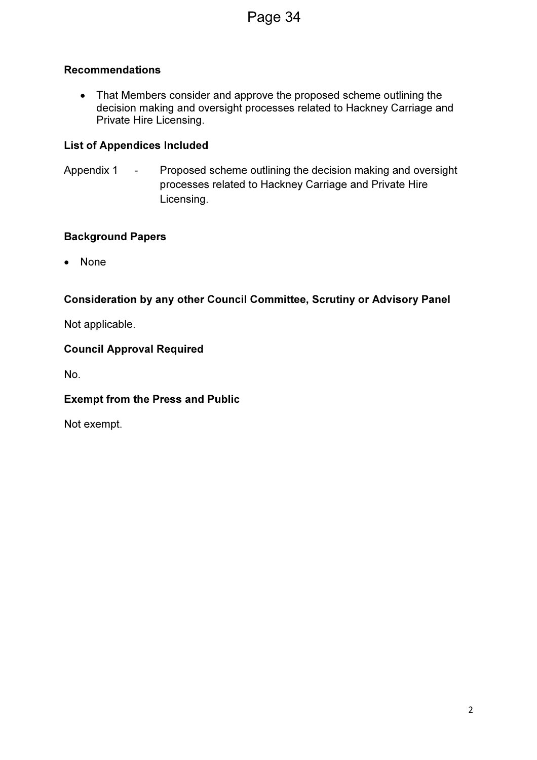**Recommendations**

- That Members consider and approve the proposed scheme outlining the decision making and oversight processes related to Hackney Carriage and Private Hire Licensing.

**List of Appendices Included**

Appendix 1 - Proposed scheme outlining the decision making and oversight processes related to Hackney Carriage and Private Hire Licensing.

**Background Papers**

- None

**Consideration by any other Council Committee, Scrutiny or Advisory Panel**

Not applicable.

**Council Approval Required**

No.

**Exempt from the Press and Public**

Not exempt.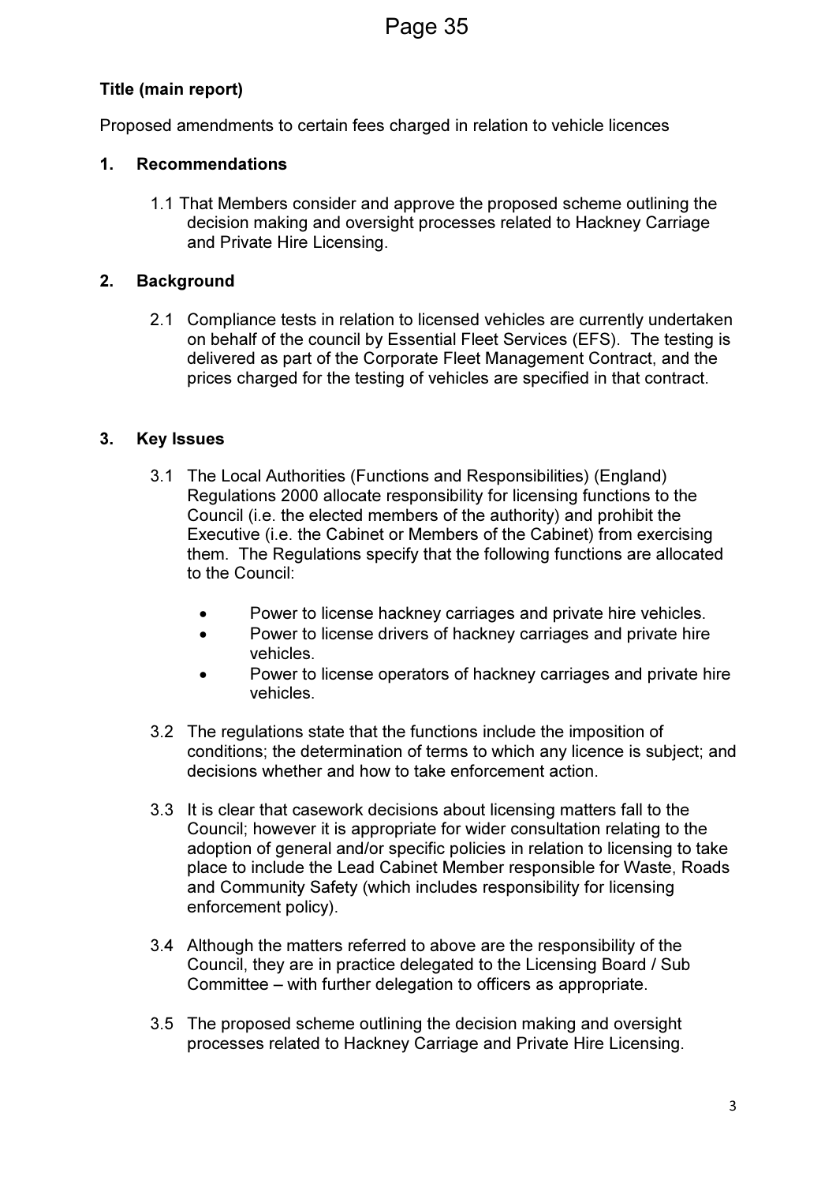**Title (main report)**

Proposed amendments to certain fees charged in relation to vehicle licences

## 1. Recommendations

1.1 That Members consider and approve the proposed scheme outlining the decision making and oversight processes related to Hackney Carriage and Private Hire Licensing.

## 2. Background

2.1 Compliance tests in relation to licensed vehicles are currently undertaken on behalf of the council by Essential Fleet Services (EFS). The testing is delivered as part of the Corporate Fleet Management Contract, and the prices charged for the testing of vehicles are specified in that contract.

## 3. Key Issues

3.1 The Local Authorities (Functions and Responsibilities) (England) Regulations 2000 allocate responsibility for licensing functions to the Council (i.e. the elected members of the authority) and prohibit the Executive (i.e. the Cabinet or Members of the Cabinet) from exercising them. The Regulations specify that the following functions are allocated to the Council:

- Power to license hackney carriages and private hire vehicles.
- Power to license drivers of hackney carriages and private hire vehicles.
- Power to license operators of hackney carriages and private hire vehicles.

3.2 The regulations state that the functions include the imposition of conditions; the determination of terms to which any licence is subject; and decisions whether and how to take enforcement action.

3.3 It is clear that casework decisions about licensing matters fall to the Council; however it is appropriate for wider consultation relating to the adoption of general and/or specific policies in relation to licensing to take place to include the Lead Cabinet Member responsible for Waste, Roads and Community Safety (which includes responsibility for licensing enforcement policy).

3.4 Although the matters referred to above are the responsibility of the Council, they are in practice delegated to the Licensing Board / Sub Committee – with further delegation to officers as appropriate.

3.5 The proposed scheme outlining the decision making and oversight processes related to Hackney Carriage and Private Hire Licensing.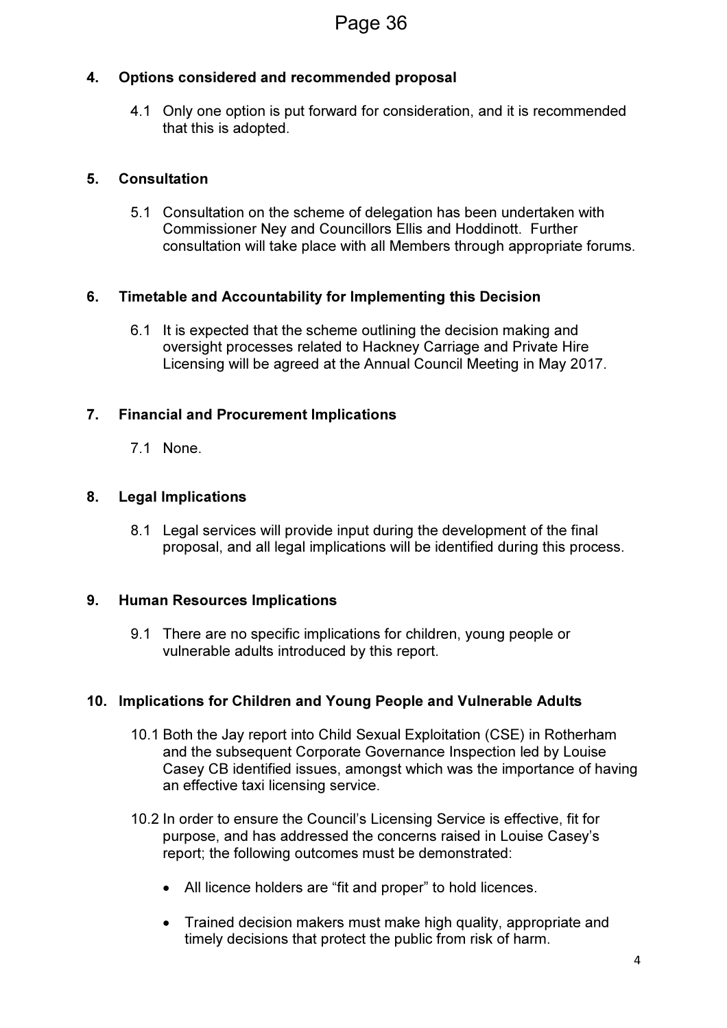## 4. Options considered and recommended proposal

4.1 Only one option is put forward for consideration, and it is recommended that this is adopted.

## 5. Consultation

5.1 Consultation on the scheme of delegation has been undertaken with Commissioner Ney and Councillors Ellis and Hoddinott. Further consultation will take place with all Members through appropriate forums.

## 6. Timetable and Accountability for Implementing this Decision

6.1 It is expected that the scheme outlining the decision making and oversight processes related to Hackney Carriage and Private Hire Licensing will be agreed at the Annual Council Meeting in May 2017.

## 7. Financial and Procurement Implications

7.1 None.

## 8. Legal Implications

8.1 Legal services will provide input during the development of the final proposal, and all legal implications will be identified during this process.

## 9. Human Resources Implications

9.1 There are no specific implications for children, young people or vulnerable adults introduced by this report.

## 10. Implications for Children and Young People and Vulnerable Adults

10.1 Both the Jay report into Child Sexual Exploitation (CSE) in Rotherham and the subsequent Corporate Governance Inspection led by Louise Casey CB identified issues, amongst which was the importance of having an effective taxi licensing service.

10.2 In order to ensure the Council's Licensing Service is effective, fit for purpose, and has addressed the concerns raised in Louise Casey's report; the following outcomes must be demonstrated:

- All licence holders are "fit and proper" to hold licences.
- Trained decision makers must make high quality, appropriate and timely decisions that protect the public from risk of harm.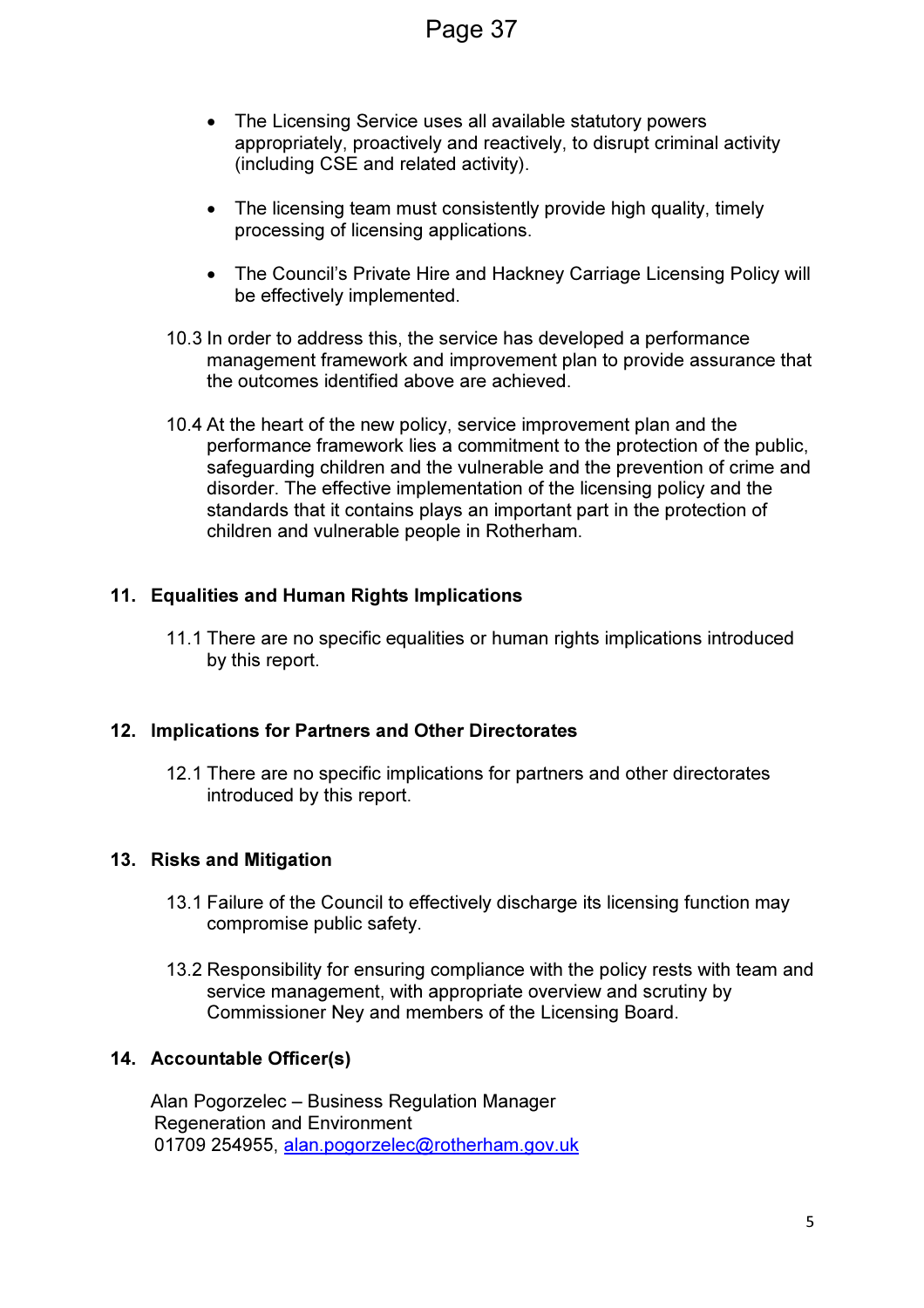- The Licensing Service uses all available statutory powers appropriately, proactively and reactively, to disrupt criminal activity (including CSE and related activity).

- The licensing team must consistently provide high quality, timely processing of licensing applications.

- The Council's Private Hire and Hackney Carriage Licensing Policy will be effectively implemented.

10.3 In order to address this, the service has developed a performance management framework and improvement plan to provide assurance that the outcomes identified above are achieved.

10.4 At the heart of the new policy, service improvement plan and the performance framework lies a commitment to the protection of the public, safeguarding children and the vulnerable and the prevention of crime and disorder. The effective implementation of the licensing policy and the standards that it contains plays an important part in the protection of children and vulnerable people in Rotherham.

## 11. Equalities and Human Rights Implications

11.1 There are no specific equalities or human rights implications introduced by this report.

## 12. Implications for Partners and Other Directorates

12.1 There are no specific implications for partners and other directorates introduced by this report.

## 13. Risks and Mitigation

13.1 Failure of the Council to effectively discharge its licensing function may compromise public safety.

13.2 Responsibility for ensuring compliance with the policy rests with team and service management, with appropriate overview and scrutiny by Commissioner Ney and members of the Licensing Board.

## 14. Accountable Officer(s)

Alan Pogorzelec – Business Regulation Manager
Regeneration and Environment
01709 254955, alan.pogorzelec@rotherham.gov.uk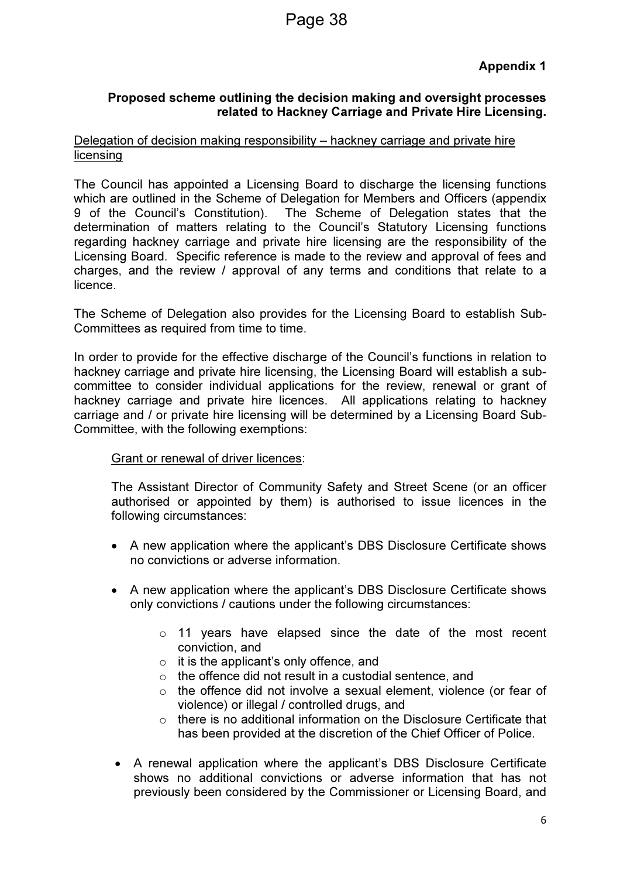**Appendix 1**

**Proposed scheme outlining the decision making and oversight processes related to Hackney Carriage and Private Hire Licensing.**

<u>Delegation of decision making responsibility – hackney carriage and private hire licensing</u>

The Council has appointed a Licensing Board to discharge the licensing functions which are outlined in the Scheme of Delegation for Members and Officers (appendix 9 of the Council's Constitution). The Scheme of Delegation states that the determination of matters relating to the Council's Statutory Licensing functions regarding hackney carriage and private hire licensing are the responsibility of the Licensing Board. Specific reference is made to the review and approval of fees and charges, and the review / approval of any terms and conditions that relate to a licence.

The Scheme of Delegation also provides for the Licensing Board to establish Sub-Committees as required from time to time.

In order to provide for the effective discharge of the Council's functions in relation to hackney carriage and private hire licensing, the Licensing Board will establish a sub-committee to consider individual applications for the review, renewal or grant of hackney carriage and private hire licences. All applications relating to hackney carriage and / or private hire licensing will be determined by a Licensing Board Sub-Committee, with the following exemptions:

<u>Grant or renewal of driver licences</u>:

The Assistant Director of Community Safety and Street Scene (or an officer authorised or appointed by them) is authorised to issue licences in the following circumstances:

- A new application where the applicant's DBS Disclosure Certificate shows no convictions or adverse information.
- A new application where the applicant's DBS Disclosure Certificate shows only convictions / cautions under the following circumstances:
  - 11 years have elapsed since the date of the most recent conviction, and
  - it is the applicant's only offence, and
  - the offence did not result in a custodial sentence, and
  - the offence did not involve a sexual element, violence (or fear of violence) or illegal / controlled drugs, and
  - there is no additional information on the Disclosure Certificate that has been provided at the discretion of the Chief Officer of Police.
- A renewal application where the applicant's DBS Disclosure Certificate shows no additional convictions or adverse information that has not previously been considered by the Commissioner or Licensing Board, and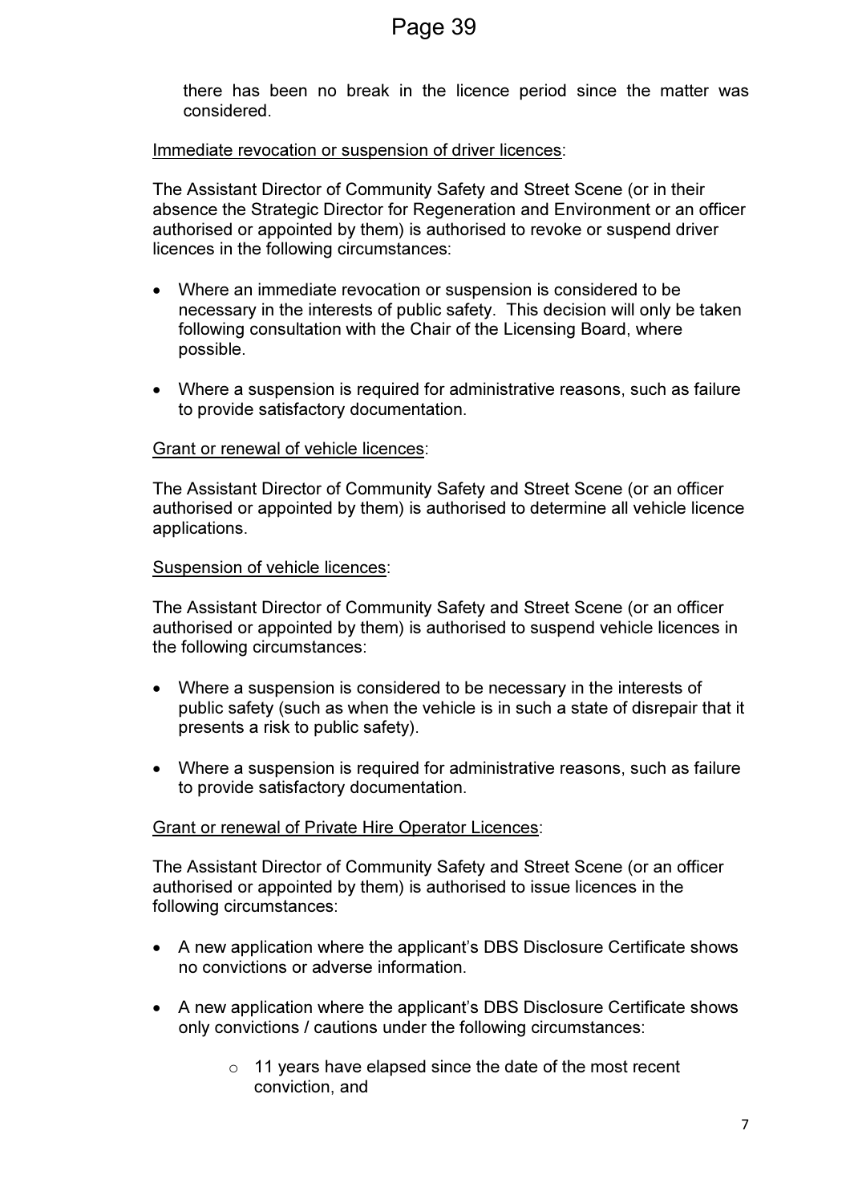there has been no break in the licence period since the matter was considered.

Immediate revocation or suspension of driver licences:

The Assistant Director of Community Safety and Street Scene (or in their absence the Strategic Director for Regeneration and Environment or an officer authorised or appointed by them) is authorised to revoke or suspend driver licences in the following circumstances:

- Where an immediate revocation or suspension is considered to be necessary in the interests of public safety. This decision will only be taken following consultation with the Chair of the Licensing Board, where possible.

- Where a suspension is required for administrative reasons, such as failure to provide satisfactory documentation.

Grant or renewal of vehicle licences:

The Assistant Director of Community Safety and Street Scene (or an officer authorised or appointed by them) is authorised to determine all vehicle licence applications.

Suspension of vehicle licences:

The Assistant Director of Community Safety and Street Scene (or an officer authorised or appointed by them) is authorised to suspend vehicle licences in the following circumstances:

- Where a suspension is considered to be necessary in the interests of public safety (such as when the vehicle is in such a state of disrepair that it presents a risk to public safety).

- Where a suspension is required for administrative reasons, such as failure to provide satisfactory documentation.

Grant or renewal of Private Hire Operator Licences:

The Assistant Director of Community Safety and Street Scene (or an officer authorised or appointed by them) is authorised to issue licences in the following circumstances:

- A new application where the applicant's DBS Disclosure Certificate shows no convictions or adverse information.

- A new application where the applicant's DBS Disclosure Certificate shows only convictions / cautions under the following circumstances:

    - 11 years have elapsed since the date of the most recent conviction, and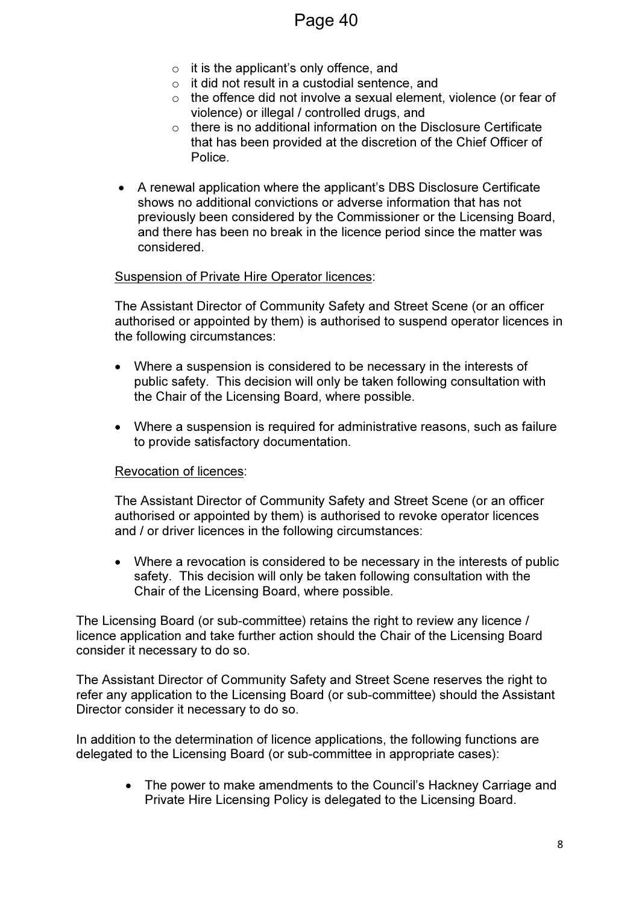- it is the applicant's only offence, and
  - it did not result in a custodial sentence, and
  - the offence did not involve a sexual element, violence (or fear of violence) or illegal / controlled drugs, and
  - there is no additional information on the Disclosure Certificate that has been provided at the discretion of the Chief Officer of Police.

- A renewal application where the applicant's DBS Disclosure Certificate shows no additional convictions or adverse information that has not previously been considered by the Commissioner or the Licensing Board, and there has been no break in the licence period since the matter was considered.

<u>Suspension of Private Hire Operator licences</u>:

The Assistant Director of Community Safety and Street Scene (or an officer authorised or appointed by them) is authorised to suspend operator licences in the following circumstances:

- Where a suspension is considered to be necessary in the interests of public safety. This decision will only be taken following consultation with the Chair of the Licensing Board, where possible.

- Where a suspension is required for administrative reasons, such as failure to provide satisfactory documentation.

<u>Revocation of licences</u>:

The Assistant Director of Community Safety and Street Scene (or an officer authorised or appointed by them) is authorised to revoke operator licences and / or driver licences in the following circumstances:

- Where a revocation is considered to be necessary in the interests of public safety. This decision will only be taken following consultation with the Chair of the Licensing Board, where possible.

The Licensing Board (or sub-committee) retains the right to review any licence / licence application and take further action should the Chair of the Licensing Board consider it necessary to do so.

The Assistant Director of Community Safety and Street Scene reserves the right to refer any application to the Licensing Board (or sub-committee) should the Assistant Director consider it necessary to do so.

In addition to the determination of licence applications, the following functions are delegated to the Licensing Board (or sub-committee in appropriate cases):

- The power to make amendments to the Council's Hackney Carriage and Private Hire Licensing Policy is delegated to the Licensing Board.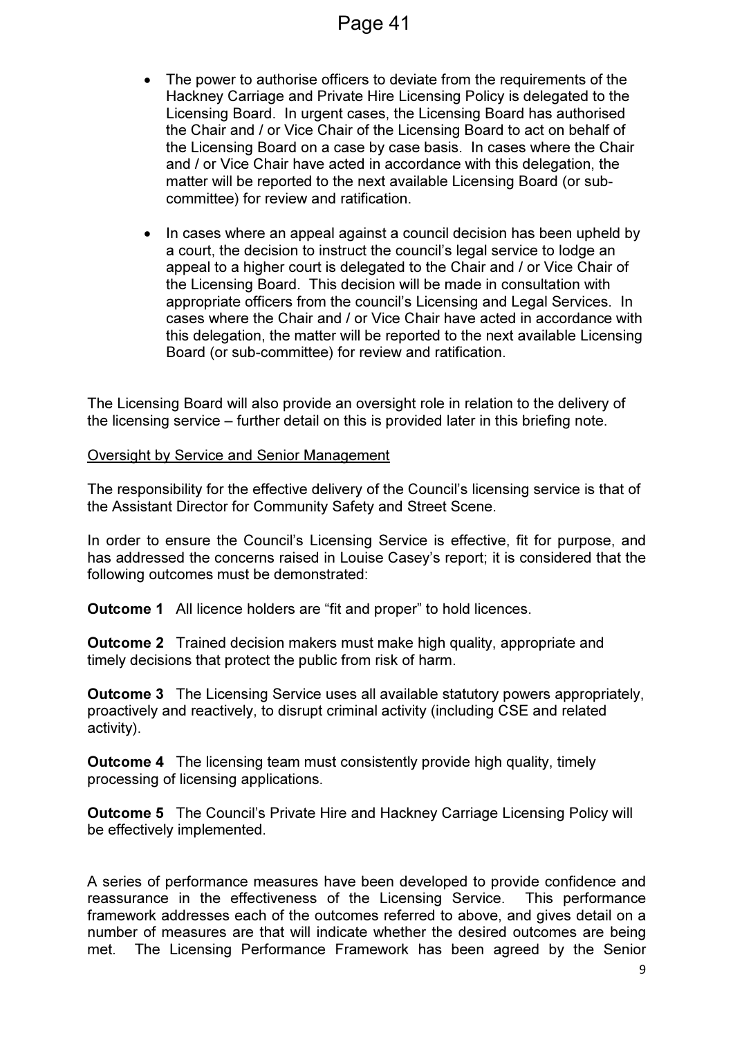- The power to authorise officers to deviate from the requirements of the Hackney Carriage and Private Hire Licensing Policy is delegated to the Licensing Board. In urgent cases, the Licensing Board has authorised the Chair and / or Vice Chair of the Licensing Board to act on behalf of the Licensing Board on a case by case basis. In cases where the Chair and / or Vice Chair have acted in accordance with this delegation, the matter will be reported to the next available Licensing Board (or sub-committee) for review and ratification.

- In cases where an appeal against a council decision has been upheld by a court, the decision to instruct the council's legal service to lodge an appeal to a higher court is delegated to the Chair and / or Vice Chair of the Licensing Board. This decision will be made in consultation with appropriate officers from the council's Licensing and Legal Services. In cases where the Chair and / or Vice Chair have acted in accordance with this delegation, the matter will be reported to the next available Licensing Board (or sub-committee) for review and ratification.

The Licensing Board will also provide an oversight role in relation to the delivery of the licensing service – further detail on this is provided later in this briefing note.

Oversight by Service and Senior Management

The responsibility for the effective delivery of the Council's licensing service is that of the Assistant Director for Community Safety and Street Scene.

In order to ensure the Council's Licensing Service is effective, fit for purpose, and has addressed the concerns raised in Louise Casey's report; it is considered that the following outcomes must be demonstrated:

**Outcome 1** All licence holders are "fit and proper" to hold licences.

**Outcome 2** Trained decision makers must make high quality, appropriate and timely decisions that protect the public from risk of harm.

**Outcome 3** The Licensing Service uses all available statutory powers appropriately, proactively and reactively, to disrupt criminal activity (including CSE and related activity).

**Outcome 4** The licensing team must consistently provide high quality, timely processing of licensing applications.

**Outcome 5** The Council's Private Hire and Hackney Carriage Licensing Policy will be effectively implemented.

A series of performance measures have been developed to provide confidence and reassurance in the effectiveness of the Licensing Service. This performance framework addresses each of the outcomes referred to above, and gives detail on a number of measures are that will indicate whether the desired outcomes are being met. The Licensing Performance Framework has been agreed by the Senior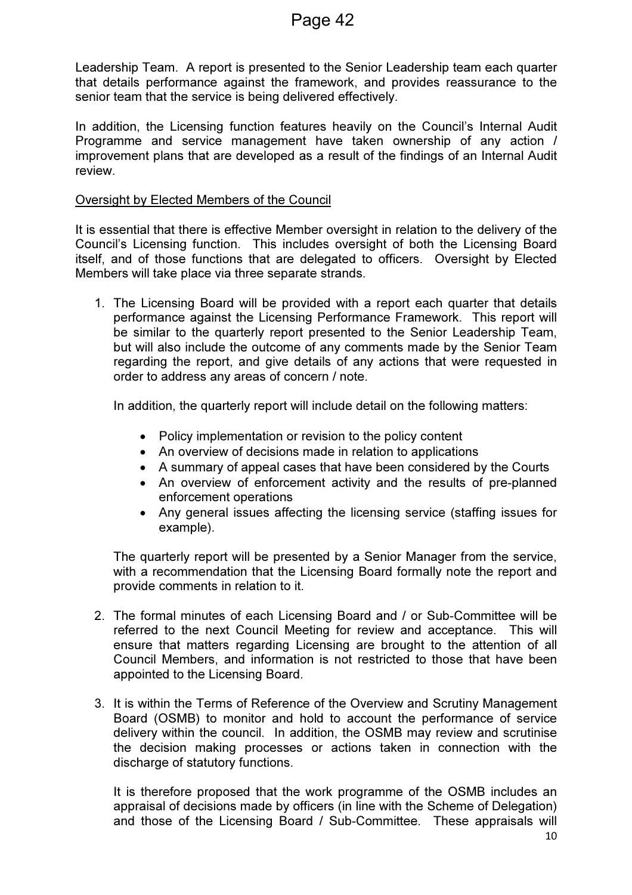Leadership Team. A report is presented to the Senior Leadership team each quarter that details performance against the framework, and provides reassurance to the senior team that the service is being delivered effectively.

In addition, the Licensing function features heavily on the Council's Internal Audit Programme and service management have taken ownership of any action / improvement plans that are developed as a result of the findings of an Internal Audit review.

Oversight by Elected Members of the Council

It is essential that there is effective Member oversight in relation to the delivery of the Council's Licensing function. This includes oversight of both the Licensing Board itself, and of those functions that are delegated to officers. Oversight by Elected Members will take place via three separate strands.

1. The Licensing Board will be provided with a report each quarter that details performance against the Licensing Performance Framework. This report will be similar to the quarterly report presented to the Senior Leadership Team, but will also include the outcome of any comments made by the Senior Team regarding the report, and give details of any actions that were requested in order to address any areas of concern / note.

   In addition, the quarterly report will include detail on the following matters:

   - Policy implementation or revision to the policy content
   - An overview of decisions made in relation to applications
   - A summary of appeal cases that have been considered by the Courts
   - An overview of enforcement activity and the results of pre-planned enforcement operations
   - Any general issues affecting the licensing service (staffing issues for example).

   The quarterly report will be presented by a Senior Manager from the service, with a recommendation that the Licensing Board formally note the report and provide comments in relation to it.

2. The formal minutes of each Licensing Board and / or Sub-Committee will be referred to the next Council Meeting for review and acceptance. This will ensure that matters regarding Licensing are brought to the attention of all Council Members, and information is not restricted to those that have been appointed to the Licensing Board.

3. It is within the Terms of Reference of the Overview and Scrutiny Management Board (OSMB) to monitor and hold to account the performance of service delivery within the council. In addition, the OSMB may review and scrutinise the decision making processes or actions taken in connection with the discharge of statutory functions.

   It is therefore proposed that the work programme of the OSMB includes an appraisal of decisions made by officers (in line with the Scheme of Delegation) and those of the Licensing Board / Sub-Committee. These appraisals will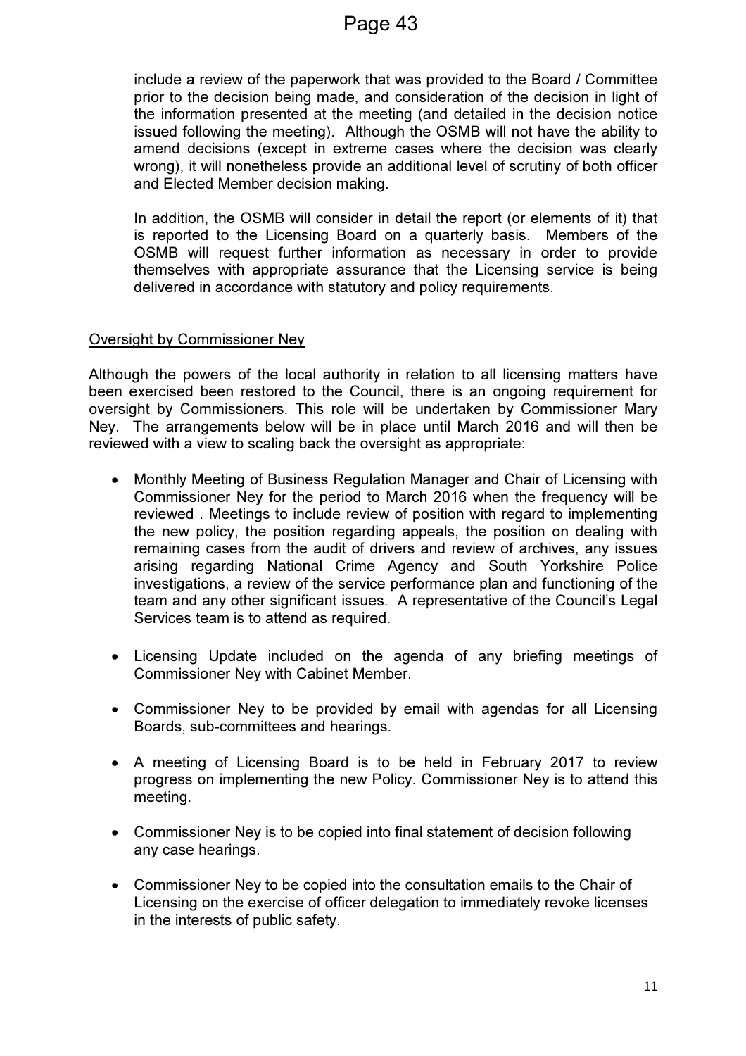include a review of the paperwork that was provided to the Board / Committee prior to the decision being made, and consideration of the decision in light of the information presented at the meeting (and detailed in the decision notice issued following the meeting). Although the OSMB will not have the ability to amend decisions (except in extreme cases where the decision was clearly wrong), it will nonetheless provide an additional level of scrutiny of both officer and Elected Member decision making.

In addition, the OSMB will consider in detail the report (or elements of it) that is reported to the Licensing Board on a quarterly basis. Members of the OSMB will request further information as necessary in order to provide themselves with appropriate assurance that the Licensing service is being delivered in accordance with statutory and policy requirements.

Oversight by Commissioner Ney

Although the powers of the local authority in relation to all licensing matters have been exercised been restored to the Council, there is an ongoing requirement for oversight by Commissioners. This role will be undertaken by Commissioner Mary Ney. The arrangements below will be in place until March 2016 and will then be reviewed with a view to scaling back the oversight as appropriate:

- Monthly Meeting of Business Regulation Manager and Chair of Licensing with Commissioner Ney for the period to March 2016 when the frequency will be reviewed . Meetings to include review of position with regard to implementing the new policy, the position regarding appeals, the position on dealing with remaining cases from the audit of drivers and review of archives, any issues arising regarding National Crime Agency and South Yorkshire Police investigations, a review of the service performance plan and functioning of the team and any other significant issues. A representative of the Council's Legal Services team is to attend as required.

- Licensing Update included on the agenda of any briefing meetings of Commissioner Ney with Cabinet Member.

- Commissioner Ney to be provided by email with agendas for all Licensing Boards, sub-committees and hearings.

- A meeting of Licensing Board is to be held in February 2017 to review progress on implementing the new Policy. Commissioner Ney is to attend this meeting.

- Commissioner Ney is to be copied into final statement of decision following any case hearings.

- Commissioner Ney to be copied into the consultation emails to the Chair of Licensing on the exercise of officer delegation to immediately revoke licenses in the interests of public safety.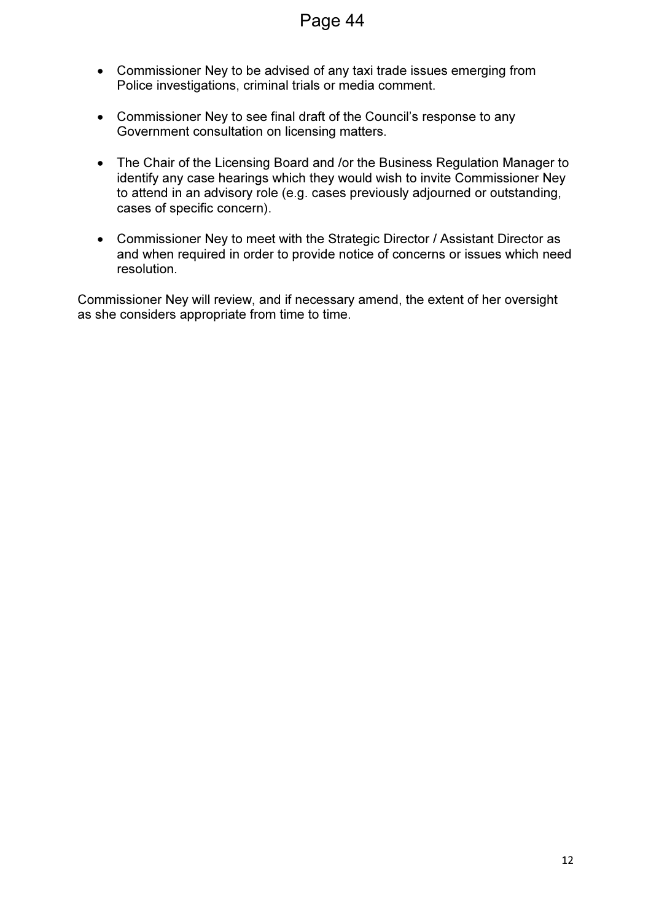- Commissioner Ney to be advised of any taxi trade issues emerging from Police investigations, criminal trials or media comment.

- Commissioner Ney to see final draft of the Council's response to any Government consultation on licensing matters.

- The Chair of the Licensing Board and /or the Business Regulation Manager to identify any case hearings which they would wish to invite Commissioner Ney to attend in an advisory role (e.g. cases previously adjourned or outstanding, cases of specific concern).

- Commissioner Ney to meet with the Strategic Director / Assistant Director as and when required in order to provide notice of concerns or issues which need resolution.

Commissioner Ney will review, and if necessary amend, the extent of her oversight as she considers appropriate from time to time.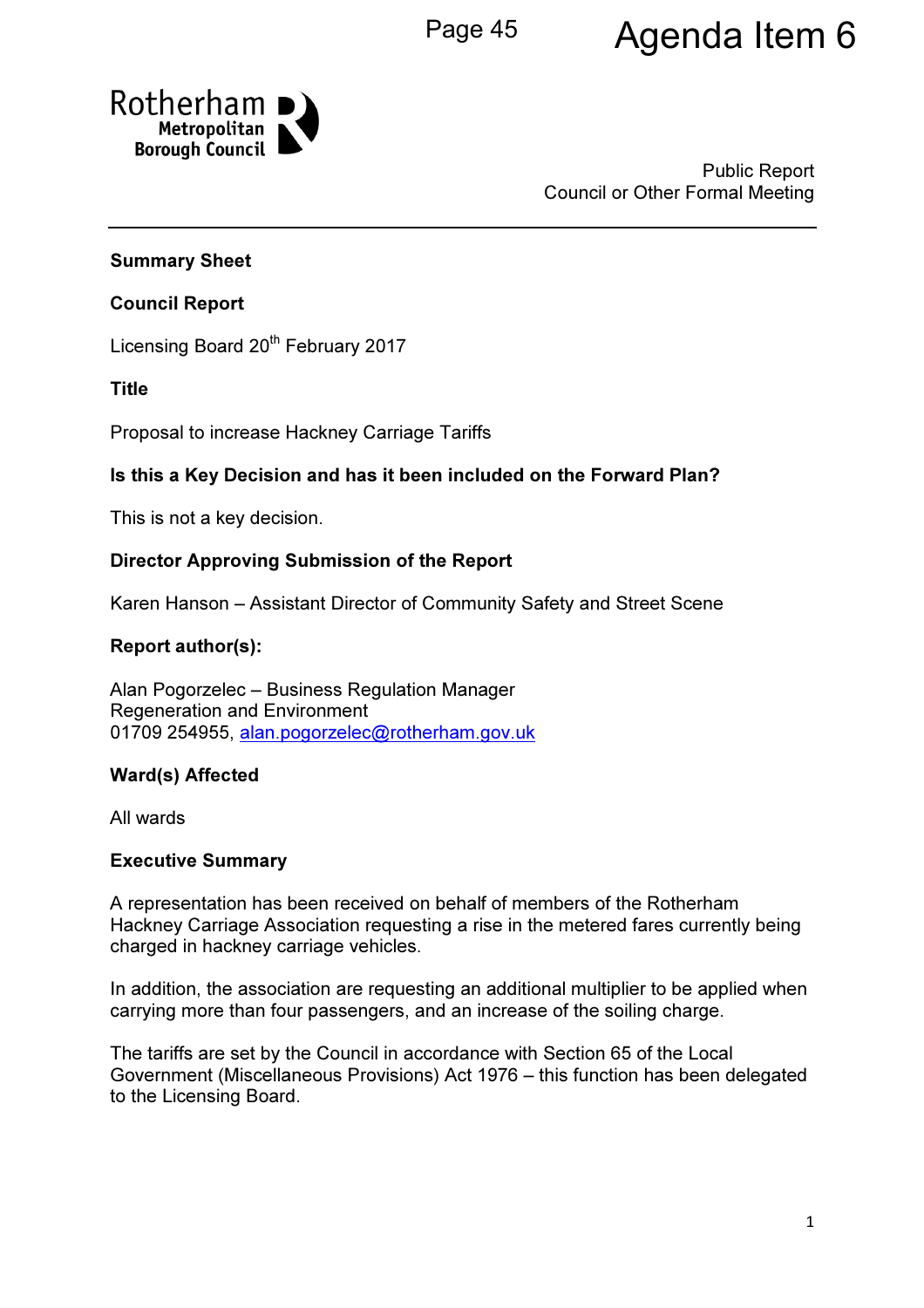Public Report
Council or Other Formal Meeting

**Summary Sheet**

**Council Report**

Licensing Board 20th February 2017

**Title**

Proposal to increase Hackney Carriage Tariffs

**Is this a Key Decision and has it been included on the Forward Plan?**

This is not a key decision.

**Director Approving Submission of the Report**

Karen Hanson – Assistant Director of Community Safety and Street Scene

**Report author(s):**

Alan Pogorzelec – Business Regulation Manager
Regeneration and Environment
01709 254955, alan.pogorzelec@rotherham.gov.uk

**Ward(s) Affected**

All wards

**Executive Summary**

A representation has been received on behalf of members of the Rotherham Hackney Carriage Association requesting a rise in the metered fares currently being charged in hackney carriage vehicles.

In addition, the association are requesting an additional multiplier to be applied when carrying more than four passengers, and an increase of the soiling charge.

The tariffs are set by the Council in accordance with Section 65 of the Local Government (Miscellaneous Provisions) Act 1976 – this function has been delegated to the Licensing Board.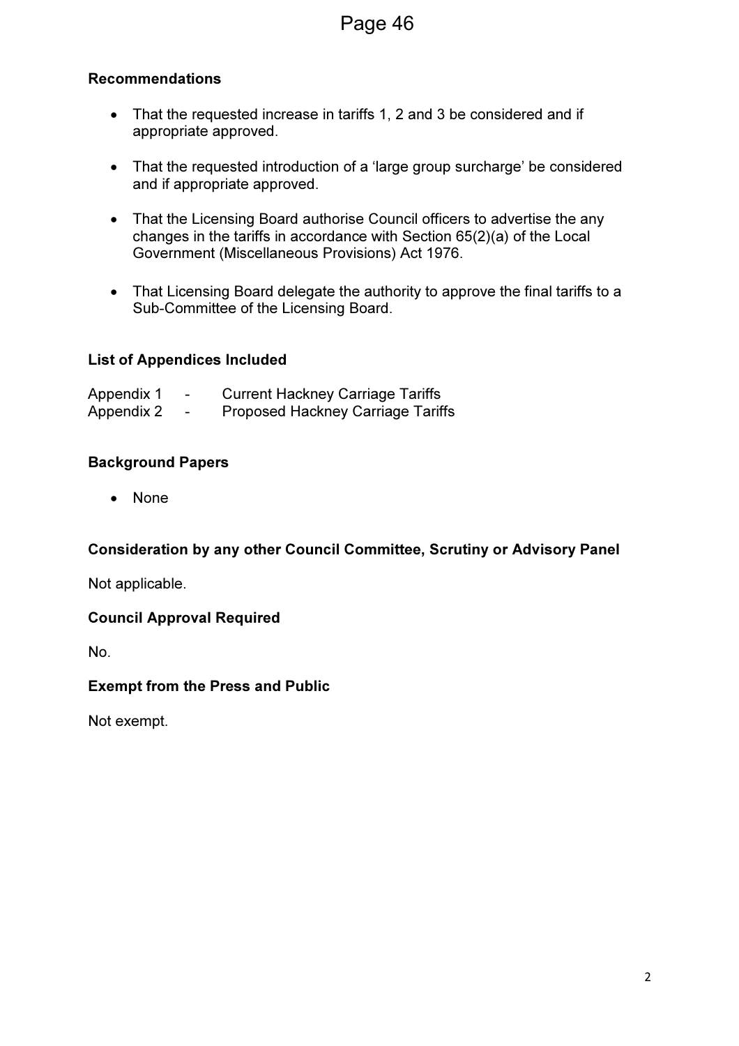### Recommendations

- That the requested increase in tariffs 1, 2 and 3 be considered and if appropriate approved.
- That the requested introduction of a 'large group surcharge' be considered and if appropriate approved.
- That the Licensing Board authorise Council officers to advertise the any changes in the tariffs in accordance with Section 65(2)(a) of the Local Government (Miscellaneous Provisions) Act 1976.
- That Licensing Board delegate the authority to approve the final tariffs to a Sub-Committee of the Licensing Board.

### List of Appendices Included

Appendix 1 - Current Hackney Carriage Tariffs
Appendix 2 - Proposed Hackney Carriage Tariffs

### Background Papers

- None

### Consideration by any other Council Committee, Scrutiny or Advisory Panel

Not applicable.

### Council Approval Required

No.

### Exempt from the Press and Public

Not exempt.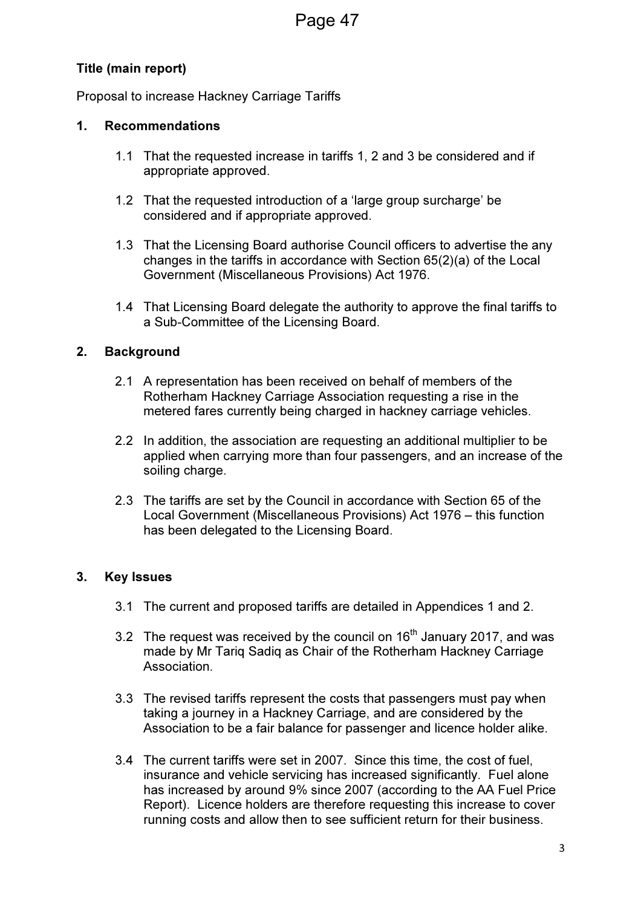**Title (main report)**

Proposal to increase Hackney Carriage Tariffs

## 1. Recommendations

1.1 That the requested increase in tariffs 1, 2 and 3 be considered and if appropriate approved.

1.2 That the requested introduction of a 'large group surcharge' be considered and if appropriate approved.

1.3 That the Licensing Board authorise Council officers to advertise the any changes in the tariffs in accordance with Section 65(2)(a) of the Local Government (Miscellaneous Provisions) Act 1976.

1.4 That Licensing Board delegate the authority to approve the final tariffs to a Sub-Committee of the Licensing Board.

## 2. Background

2.1 A representation has been received on behalf of members of the Rotherham Hackney Carriage Association requesting a rise in the metered fares currently being charged in hackney carriage vehicles.

2.2 In addition, the association are requesting an additional multiplier to be applied when carrying more than four passengers, and an increase of the soiling charge.

2.3 The tariffs are set by the Council in accordance with Section 65 of the Local Government (Miscellaneous Provisions) Act 1976 – this function has been delegated to the Licensing Board.

## 3. Key Issues

3.1 The current and proposed tariffs are detailed in Appendices 1 and 2.

3.2 The request was received by the council on 16th January 2017, and was made by Mr Tariq Sadiq as Chair of the Rotherham Hackney Carriage Association.

3.3 The revised tariffs represent the costs that passengers must pay when taking a journey in a Hackney Carriage, and are considered by the Association to be a fair balance for passenger and licence holder alike.

3.4 The current tariffs were set in 2007. Since this time, the cost of fuel, insurance and vehicle servicing has increased significantly. Fuel alone has increased by around 9% since 2007 (according to the AA Fuel Price Report). Licence holders are therefore requesting this increase to cover running costs and allow then to see sufficient return for their business.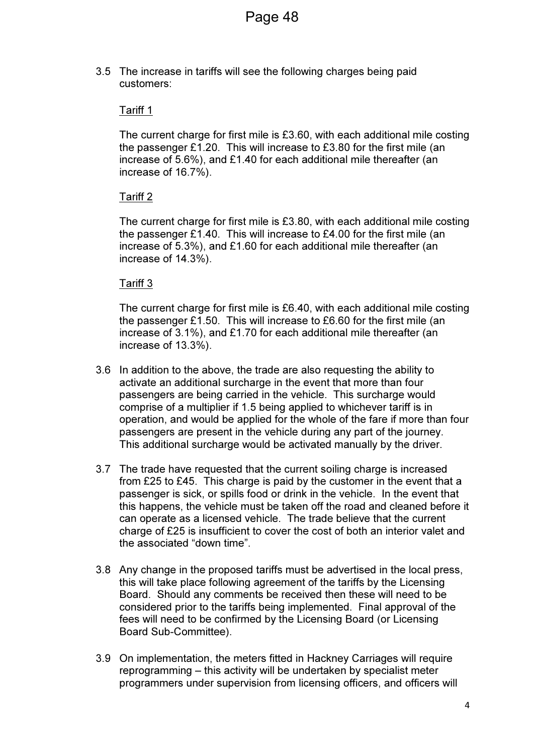3.5 The increase in tariffs will see the following charges being paid customers:

<u>Tariff 1</u>

The current charge for first mile is £3.60, with each additional mile costing the passenger £1.20. This will increase to £3.80 for the first mile (an increase of 5.6%), and £1.40 for each additional mile thereafter (an increase of 16.7%).

<u>Tariff 2</u>

The current charge for first mile is £3.80, with each additional mile costing the passenger £1.40. This will increase to £4.00 for the first mile (an increase of 5.3%), and £1.60 for each additional mile thereafter (an increase of 14.3%).

<u>Tariff 3</u>

The current charge for first mile is £6.40, with each additional mile costing the passenger £1.50. This will increase to £6.60 for the first mile (an increase of 3.1%), and £1.70 for each additional mile thereafter (an increase of 13.3%).

3.6 In addition to the above, the trade are also requesting the ability to activate an additional surcharge in the event that more than four passengers are being carried in the vehicle. This surcharge would comprise of a multiplier if 1.5 being applied to whichever tariff is in operation, and would be applied for the whole of the fare if more than four passengers are present in the vehicle during any part of the journey. This additional surcharge would be activated manually by the driver.

3.7 The trade have requested that the current soiling charge is increased from £25 to £45. This charge is paid by the customer in the event that a passenger is sick, or spills food or drink in the vehicle. In the event that this happens, the vehicle must be taken off the road and cleaned before it can operate as a licensed vehicle. The trade believe that the current charge of £25 is insufficient to cover the cost of both an interior valet and the associated "down time".

3.8 Any change in the proposed tariffs must be advertised in the local press, this will take place following agreement of the tariffs by the Licensing Board. Should any comments be received then these will need to be considered prior to the tariffs being implemented. Final approval of the fees will need to be confirmed by the Licensing Board (or Licensing Board Sub-Committee).

3.9 On implementation, the meters fitted in Hackney Carriages will require reprogramming – this activity will be undertaken by specialist meter programmers under supervision from licensing officers, and officers will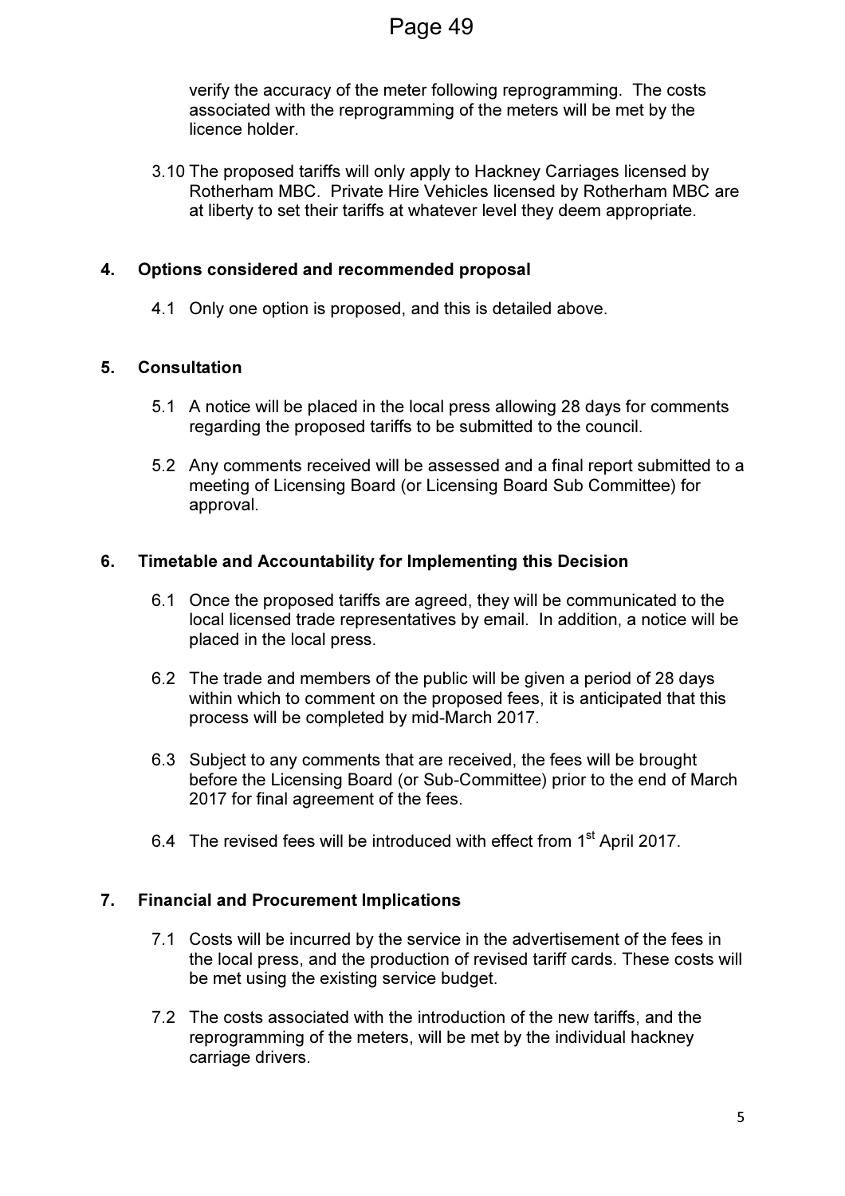verify the accuracy of the meter following reprogramming. The costs associated with the reprogramming of the meters will be met by the licence holder.

3.10 The proposed tariffs will only apply to Hackney Carriages licensed by Rotherham MBC. Private Hire Vehicles licensed by Rotherham MBC are at liberty to set their tariffs at whatever level they deem appropriate.

## 4. Options considered and recommended proposal

4.1 Only one option is proposed, and this is detailed above.

## 5. Consultation

5.1 A notice will be placed in the local press allowing 28 days for comments regarding the proposed tariffs to be submitted to the council.

5.2 Any comments received will be assessed and a final report submitted to a meeting of Licensing Board (or Licensing Board Sub Committee) for approval.

## 6. Timetable and Accountability for Implementing this Decision

6.1 Once the proposed tariffs are agreed, they will be communicated to the local licensed trade representatives by email. In addition, a notice will be placed in the local press.

6.2 The trade and members of the public will be given a period of 28 days within which to comment on the proposed fees, it is anticipated that this process will be completed by mid-March 2017.

6.3 Subject to any comments that are received, the fees will be brought before the Licensing Board (or Sub-Committee) prior to the end of March 2017 for final agreement of the fees.

6.4 The revised fees will be introduced with effect from 1st April 2017.

## 7. Financial and Procurement Implications

7.1 Costs will be incurred by the service in the advertisement of the fees in the local press, and the production of revised tariff cards. These costs will be met using the existing service budget.

7.2 The costs associated with the introduction of the new tariffs, and the reprogramming of the meters, will be met by the individual hackney carriage drivers.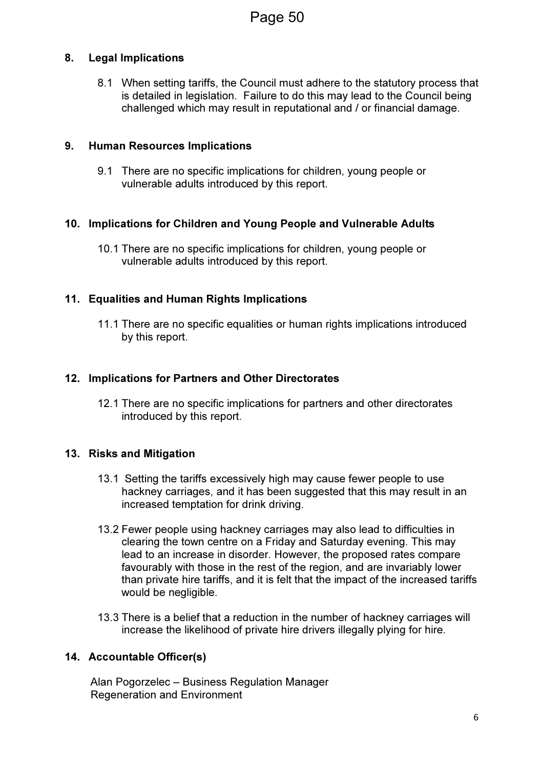## 8. Legal Implications

8.1 When setting tariffs, the Council must adhere to the statutory process that is detailed in legislation. Failure to do this may lead to the Council being challenged which may result in reputational and / or financial damage.

## 9. Human Resources Implications

9.1 There are no specific implications for children, young people or vulnerable adults introduced by this report.

## 10. Implications for Children and Young People and Vulnerable Adults

10.1 There are no specific implications for children, young people or vulnerable adults introduced by this report.

## 11. Equalities and Human Rights Implications

11.1 There are no specific equalities or human rights implications introduced by this report.

## 12. Implications for Partners and Other Directorates

12.1 There are no specific implications for partners and other directorates introduced by this report.

## 13. Risks and Mitigation

13.1 Setting the tariffs excessively high may cause fewer people to use hackney carriages, and it has been suggested that this may result in an increased temptation for drink driving.

13.2 Fewer people using hackney carriages may also lead to difficulties in clearing the town centre on a Friday and Saturday evening. This may lead to an increase in disorder. However, the proposed rates compare favourably with those in the rest of the region, and are invariably lower than private hire tariffs, and it is felt that the impact of the increased tariffs would be negligible.

13.3 There is a belief that a reduction in the number of hackney carriages will increase the likelihood of private hire drivers illegally plying for hire.

## 14. Accountable Officer(s)

Alan Pogorzelec – Business Regulation Manager
Regeneration and Environment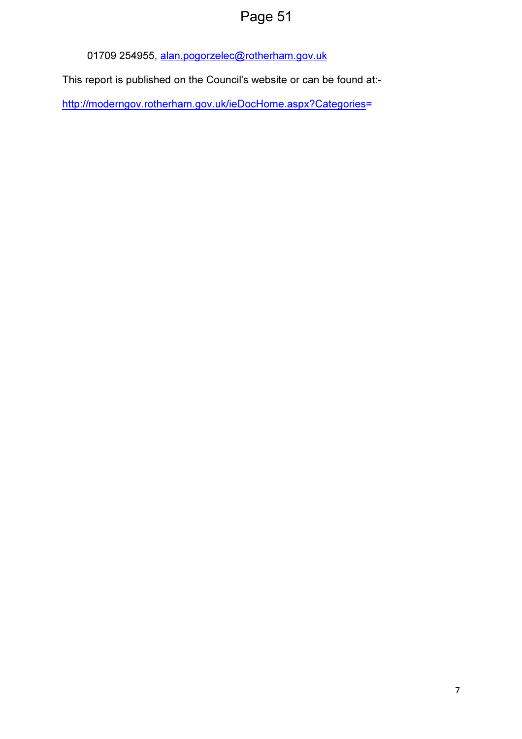01709 254955, alan.pogorzelec@rotherham.gov.uk

This report is published on the Council's website or can be found at:-

http://moderngov.rotherham.gov.uk/ieDocHome.aspx?Categories=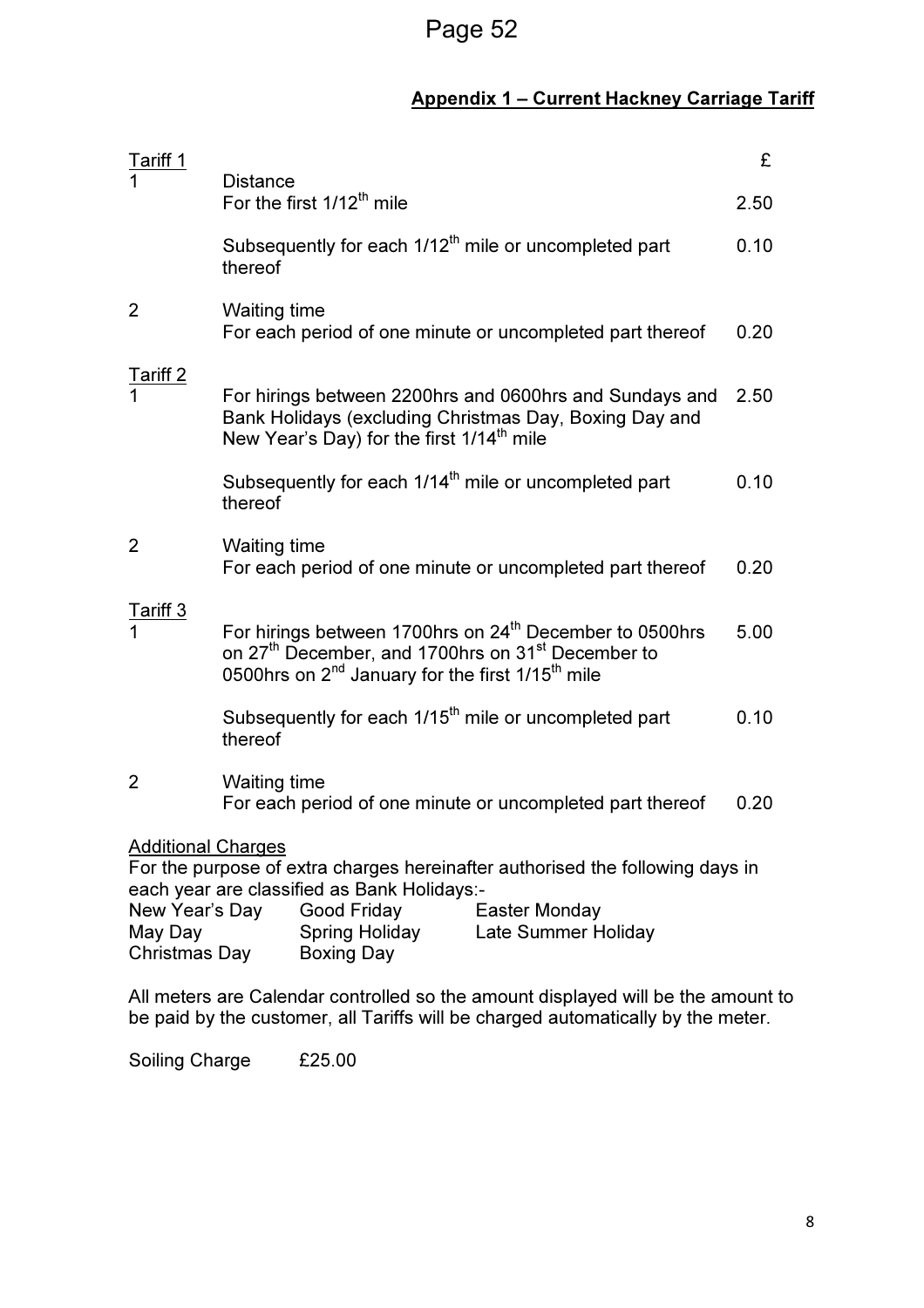## Appendix 1 – Current Hackney Carriage Tariff

| | | £ |
|---|---|---|
| **Tariff 1** | | |
| 1 | Distance<br>For the first 1/12th mile | 2.50 |
| | Subsequently for each 1/12th mile or uncompleted part thereof | 0.10 |
| 2 | Waiting time<br>For each period of one minute or uncompleted part thereof | 0.20 |
| **Tariff 2** | | |
| 1 | For hirings between 2200hrs and 0600hrs and Sundays and Bank Holidays (excluding Christmas Day, Boxing Day and New Year's Day) for the first 1/14th mile | 2.50 |
| | Subsequently for each 1/14th mile or uncompleted part thereof | 0.10 |
| 2 | Waiting time<br>For each period of one minute or uncompleted part thereof | 0.20 |
| **Tariff 3** | | |
| 1 | For hirings between 1700hrs on 24th December to 0500hrs on 27th December, and 1700hrs on 31st December to 0500hrs on 2nd January for the first 1/15th mile | 5.00 |
| | Subsequently for each 1/15th mile or uncompleted part thereof | 0.10 |
| 2 | Waiting time<br>For each period of one minute or uncompleted part thereof | 0.20 |

**Additional Charges**

For the purpose of extra charges hereinafter authorised the following days in each year are classified as Bank Holidays:-

| | | |
|---|---|---|
| New Year's Day | Good Friday | Easter Monday |
| May Day | Spring Holiday | Late Summer Holiday |
| Christmas Day | Boxing Day | |

All meters are Calendar controlled so the amount displayed will be the amount to be paid by the customer, all Tariffs will be charged automatically by the meter.

Soiling Charge £25.00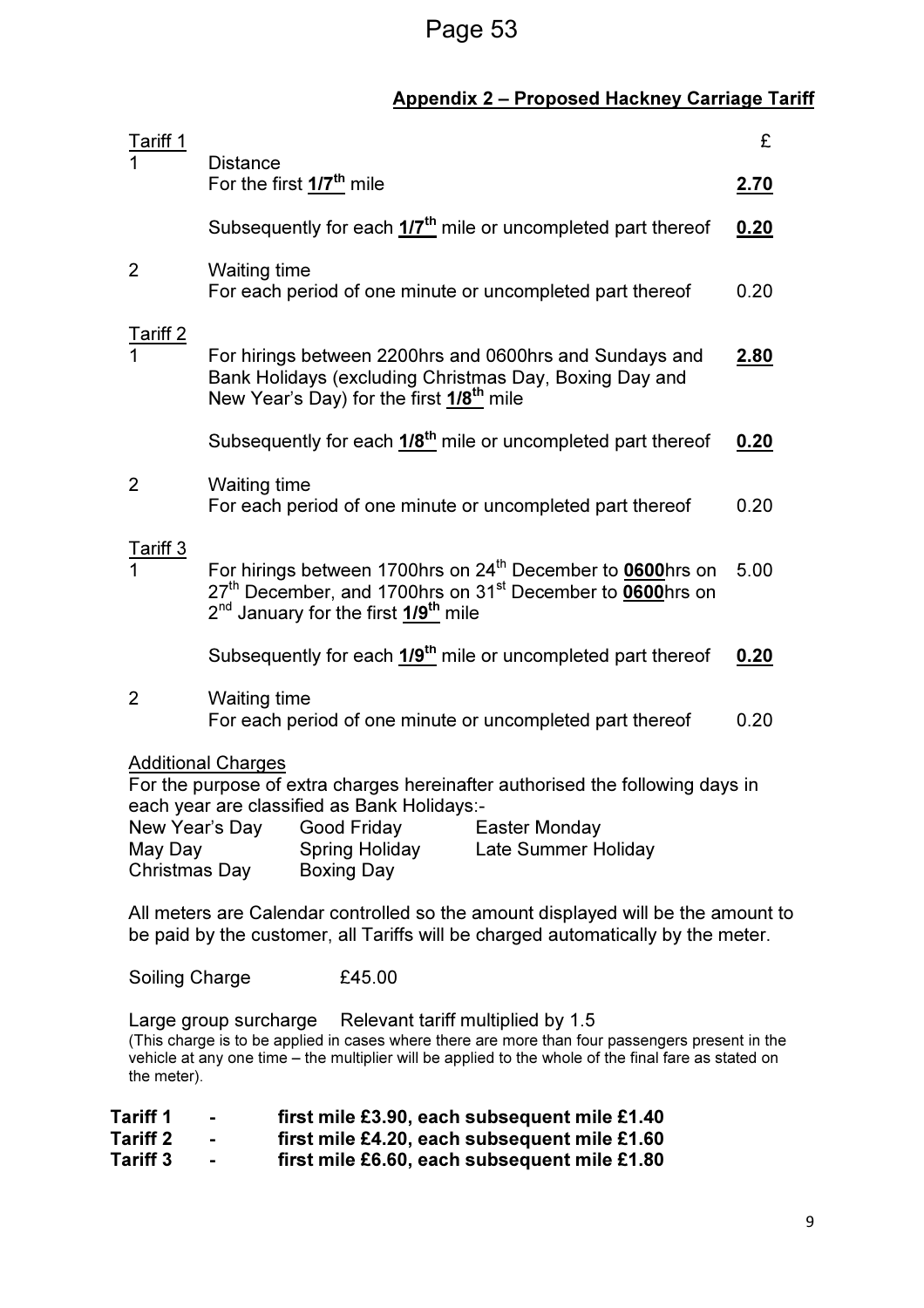## Appendix 2 – Proposed Hackney Carriage Tariff

| | | £ |
|---|---|---|
| Tariff 1 | | |
| 1 | Distance<br>For the first **1/7th** mile | **2.70** |
| | Subsequently for each **1/7th** mile or uncompleted part thereof | **0.20** |
| 2 | Waiting time<br>For each period of one minute or uncompleted part thereof | 0.20 |
| Tariff 2 | | |
| 1 | For hirings between 2200hrs and 0600hrs and Sundays and Bank Holidays (excluding Christmas Day, Boxing Day and New Year's Day) for the first **1/8th** mile | **2.80** |
| | Subsequently for each **1/8th** mile or uncompleted part thereof | **0.20** |
| 2 | Waiting time<br>For each period of one minute or uncompleted part thereof | 0.20 |
| Tariff 3 | | |
| 1 | For hirings between 1700hrs on 24th December to **0600**hrs on 27th December, and 1700hrs on 31st December to **0600**hrs on 2nd January for the first **1/9th** mile | 5.00 |
| | Subsequently for each **1/9th** mile or uncompleted part thereof | **0.20** |
| 2 | Waiting time<br>For each period of one minute or uncompleted part thereof | 0.20 |

Additional Charges

For the purpose of extra charges hereinafter authorised the following days in each year are classified as Bank Holidays:-

| | | |
|---|---|---|
| New Year's Day | Good Friday | Easter Monday |
| May Day | Spring Holiday | Late Summer Holiday |
| Christmas Day | Boxing Day | |

All meters are Calendar controlled so the amount displayed will be the amount to be paid by the customer, all Tariffs will be charged automatically by the meter.

Soiling Charge £45.00

Large group surcharge Relevant tariff multiplied by 1.5
(This charge is to be applied in cases where there are more than four passengers present in the vehicle at any one time – the multiplier will be applied to the whole of the final fare as stated on the meter).

**Tariff 1 - first mile £3.90, each subsequent mile £1.40**
**Tariff 2 - first mile £4.20, each subsequent mile £1.60**
**Tariff 3 - first mile £6.60, each subsequent mile £1.80**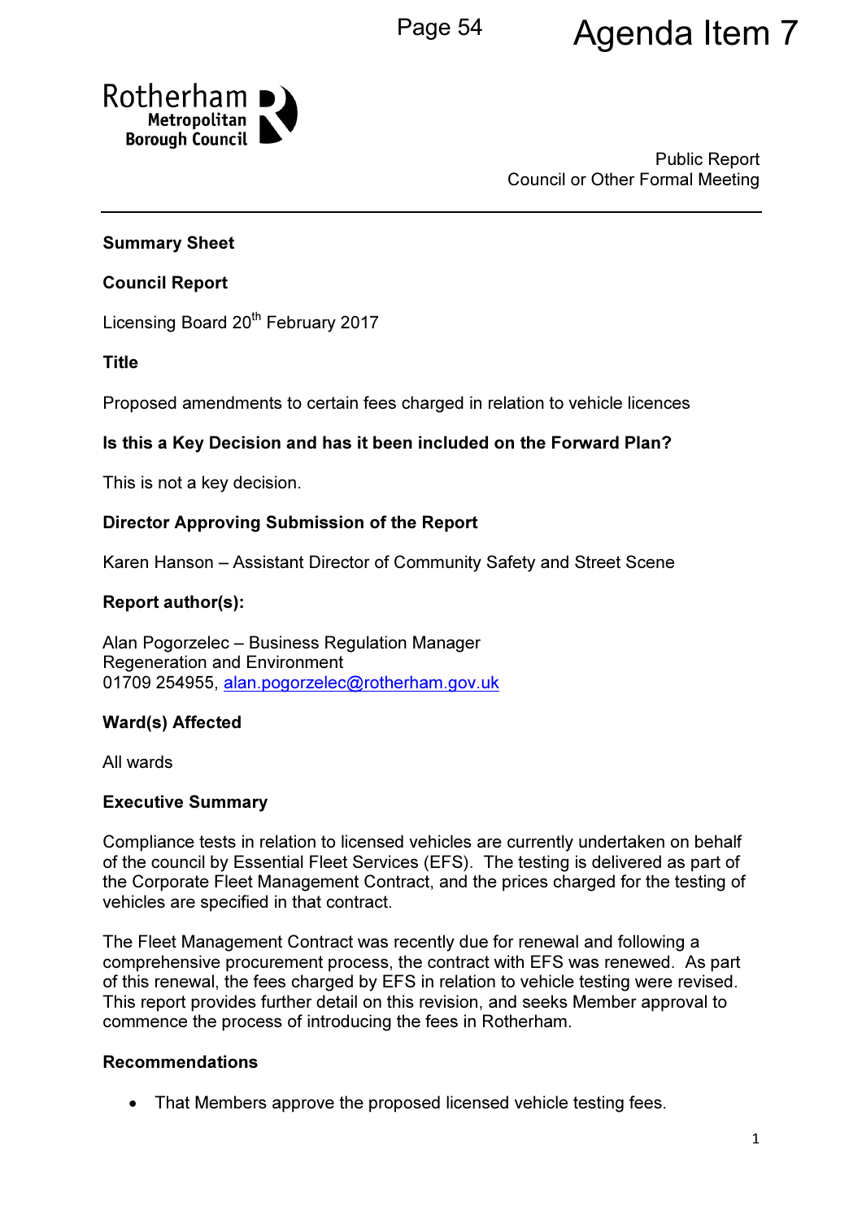Agenda Item 7

Rotherham Metropolitan Borough Council

Public Report
Council or Other Formal Meeting

**Summary Sheet**

**Council Report**

Licensing Board 20th February 2017

**Title**

Proposed amendments to certain fees charged in relation to vehicle licences

**Is this a Key Decision and has it been included on the Forward Plan?**

This is not a key decision.

**Director Approving Submission of the Report**

Karen Hanson – Assistant Director of Community Safety and Street Scene

**Report author(s):**

Alan Pogorzelec – Business Regulation Manager
Regeneration and Environment
01709 254955, alan.pogorzelec@rotherham.gov.uk

**Ward(s) Affected**

All wards

**Executive Summary**

Compliance tests in relation to licensed vehicles are currently undertaken on behalf of the council by Essential Fleet Services (EFS). The testing is delivered as part of the Corporate Fleet Management Contract, and the prices charged for the testing of vehicles are specified in that contract.

The Fleet Management Contract was recently due for renewal and following a comprehensive procurement process, the contract with EFS was renewed. As part of this renewal, the fees charged by EFS in relation to vehicle testing were revised. This report provides further detail on this revision, and seeks Member approval to commence the process of introducing the fees in Rotherham.

**Recommendations**

- That Members approve the proposed licensed vehicle testing fees.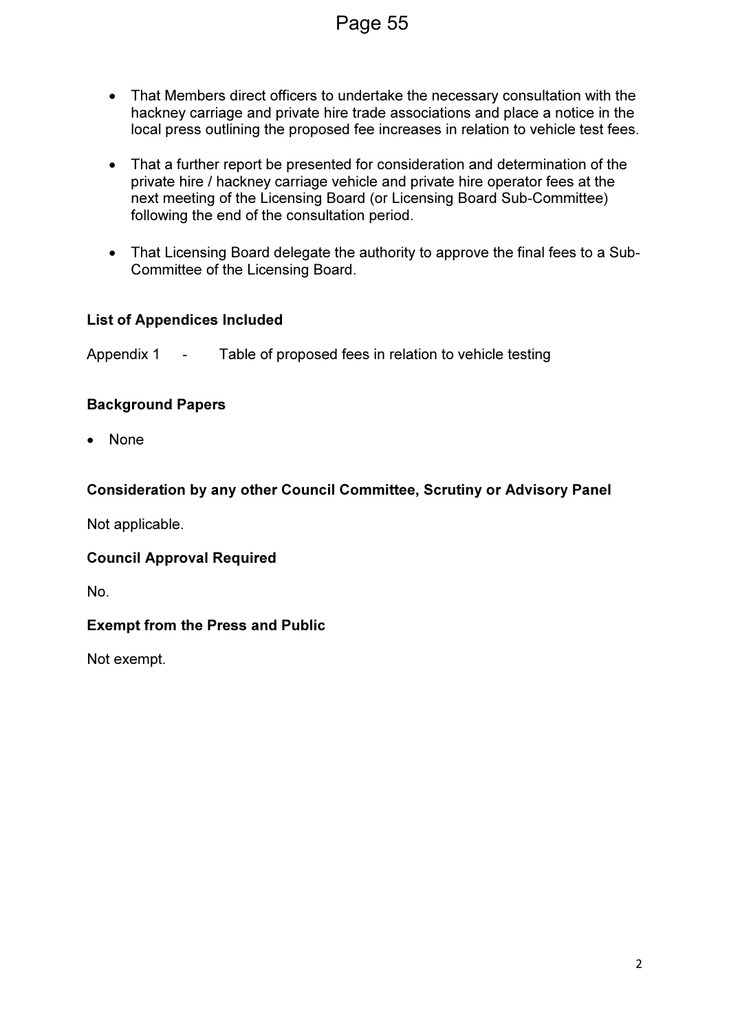- That Members direct officers to undertake the necessary consultation with the hackney carriage and private hire trade associations and place a notice in the local press outlining the proposed fee increases in relation to vehicle test fees.

- That a further report be presented for consideration and determination of the private hire / hackney carriage vehicle and private hire operator fees at the next meeting of the Licensing Board (or Licensing Board Sub-Committee) following the end of the consultation period.

- That Licensing Board delegate the authority to approve the final fees to a Sub-Committee of the Licensing Board.

**List of Appendices Included**

Appendix 1 - Table of proposed fees in relation to vehicle testing

**Background Papers**

- None

**Consideration by any other Council Committee, Scrutiny or Advisory Panel**

Not applicable.

**Council Approval Required**

No.

**Exempt from the Press and Public**

Not exempt.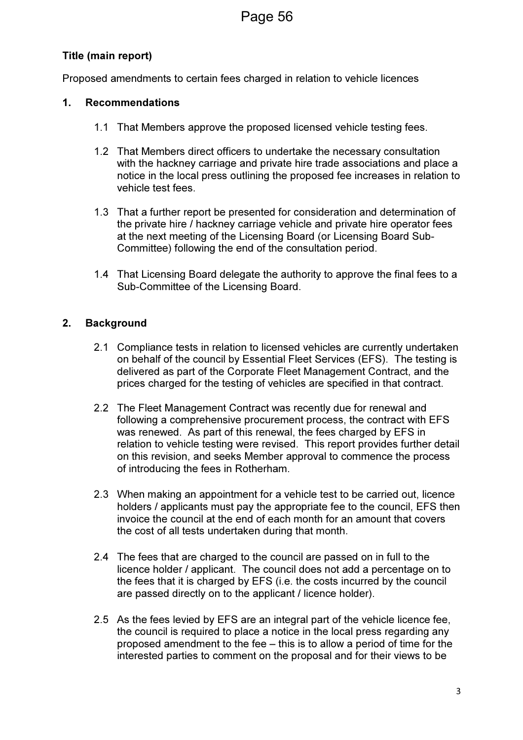**Title (main report)**

Proposed amendments to certain fees charged in relation to vehicle licences

## 1. Recommendations

1.1 That Members approve the proposed licensed vehicle testing fees.

1.2 That Members direct officers to undertake the necessary consultation with the hackney carriage and private hire trade associations and place a notice in the local press outlining the proposed fee increases in relation to vehicle test fees.

1.3 That a further report be presented for consideration and determination of the private hire / hackney carriage vehicle and private hire operator fees at the next meeting of the Licensing Board (or Licensing Board Sub-Committee) following the end of the consultation period.

1.4 That Licensing Board delegate the authority to approve the final fees to a Sub-Committee of the Licensing Board.

## 2. Background

2.1 Compliance tests in relation to licensed vehicles are currently undertaken on behalf of the council by Essential Fleet Services (EFS). The testing is delivered as part of the Corporate Fleet Management Contract, and the prices charged for the testing of vehicles are specified in that contract.

2.2 The Fleet Management Contract was recently due for renewal and following a comprehensive procurement process, the contract with EFS was renewed. As part of this renewal, the fees charged by EFS in relation to vehicle testing were revised. This report provides further detail on this revision, and seeks Member approval to commence the process of introducing the fees in Rotherham.

2.3 When making an appointment for a vehicle test to be carried out, licence holders / applicants must pay the appropriate fee to the council, EFS then invoice the council at the end of each month for an amount that covers the cost of all tests undertaken during that month.

2.4 The fees that are charged to the council are passed on in full to the licence holder / applicant. The council does not add a percentage on to the fees that it is charged by EFS (i.e. the costs incurred by the council are passed directly on to the applicant / licence holder).

2.5 As the fees levied by EFS are an integral part of the vehicle licence fee, the council is required to place a notice in the local press regarding any proposed amendment to the fee – this is to allow a period of time for the interested parties to comment on the proposal and for their views to be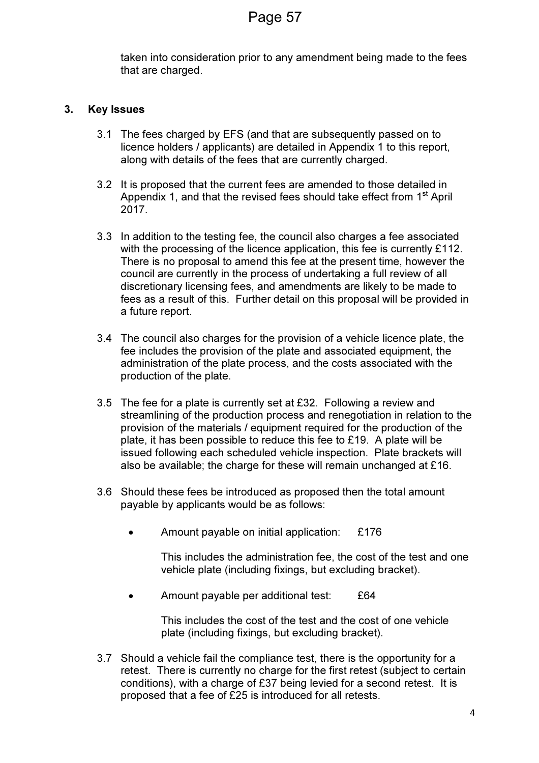taken into consideration prior to any amendment being made to the fees that are charged.

## 3. Key Issues

3.1 The fees charged by EFS (and that are subsequently passed on to licence holders / applicants) are detailed in Appendix 1 to this report, along with details of the fees that are currently charged.

3.2 It is proposed that the current fees are amended to those detailed in Appendix 1, and that the revised fees should take effect from 1st April 2017.

3.3 In addition to the testing fee, the council also charges a fee associated with the processing of the licence application, this fee is currently £112. There is no proposal to amend this fee at the present time, however the council are currently in the process of undertaking a full review of all discretionary licensing fees, and amendments are likely to be made to fees as a result of this. Further detail on this proposal will be provided in a future report.

3.4 The council also charges for the provision of a vehicle licence plate, the fee includes the provision of the plate and associated equipment, the administration of the plate process, and the costs associated with the production of the plate.

3.5 The fee for a plate is currently set at £32. Following a review and streamlining of the production process and renegotiation in relation to the provision of the materials / equipment required for the production of the plate, it has been possible to reduce this fee to £19. A plate will be issued following each scheduled vehicle inspection. Plate brackets will also be available; the charge for these will remain unchanged at £16.

3.6 Should these fees be introduced as proposed then the total amount payable by applicants would be as follows:

- Amount payable on initial application: £176

  This includes the administration fee, the cost of the test and one vehicle plate (including fixings, but excluding bracket).

- Amount payable per additional test: £64

  This includes the cost of the test and the cost of one vehicle plate (including fixings, but excluding bracket).

3.7 Should a vehicle fail the compliance test, there is the opportunity for a retest. There is currently no charge for the first retest (subject to certain conditions), with a charge of £37 being levied for a second retest. It is proposed that a fee of £25 is introduced for all retests.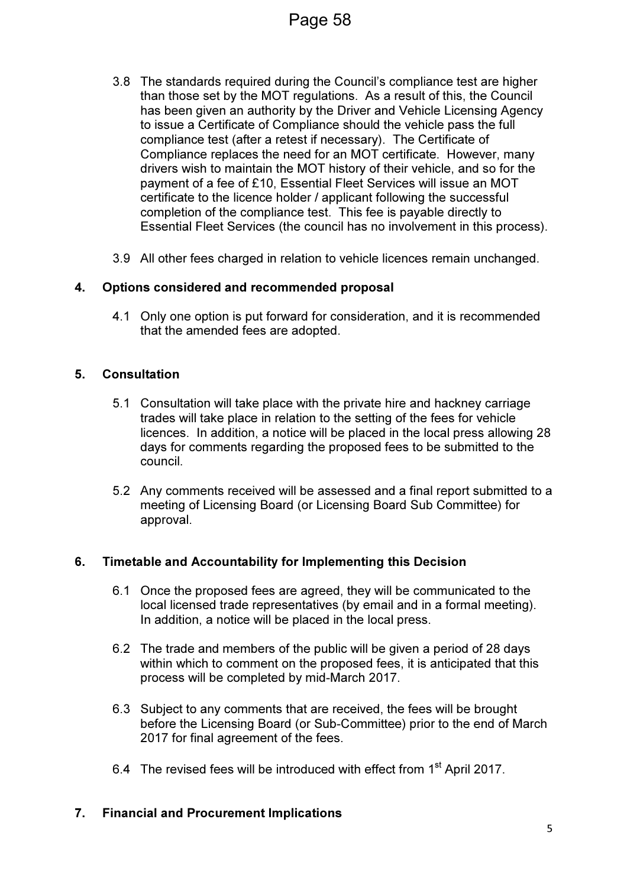3.8 The standards required during the Council's compliance test are higher than those set by the MOT regulations. As a result of this, the Council has been given an authority by the Driver and Vehicle Licensing Agency to issue a Certificate of Compliance should the vehicle pass the full compliance test (after a retest if necessary). The Certificate of Compliance replaces the need for an MOT certificate. However, many drivers wish to maintain the MOT history of their vehicle, and so for the payment of a fee of £10, Essential Fleet Services will issue an MOT certificate to the licence holder / applicant following the successful completion of the compliance test. This fee is payable directly to Essential Fleet Services (the council has no involvement in this process).

3.9 All other fees charged in relation to vehicle licences remain unchanged.

## 4. Options considered and recommended proposal

4.1 Only one option is put forward for consideration, and it is recommended that the amended fees are adopted.

## 5. Consultation

5.1 Consultation will take place with the private hire and hackney carriage trades will take place in relation to the setting of the fees for vehicle licences. In addition, a notice will be placed in the local press allowing 28 days for comments regarding the proposed fees to be submitted to the council.

5.2 Any comments received will be assessed and a final report submitted to a meeting of Licensing Board (or Licensing Board Sub Committee) for approval.

## 6. Timetable and Accountability for Implementing this Decision

6.1 Once the proposed fees are agreed, they will be communicated to the local licensed trade representatives (by email and in a formal meeting). In addition, a notice will be placed in the local press.

6.2 The trade and members of the public will be given a period of 28 days within which to comment on the proposed fees, it is anticipated that this process will be completed by mid-March 2017.

6.3 Subject to any comments that are received, the fees will be brought before the Licensing Board (or Sub-Committee) prior to the end of March 2017 for final agreement of the fees.

6.4 The revised fees will be introduced with effect from 1st April 2017.

## 7. Financial and Procurement Implications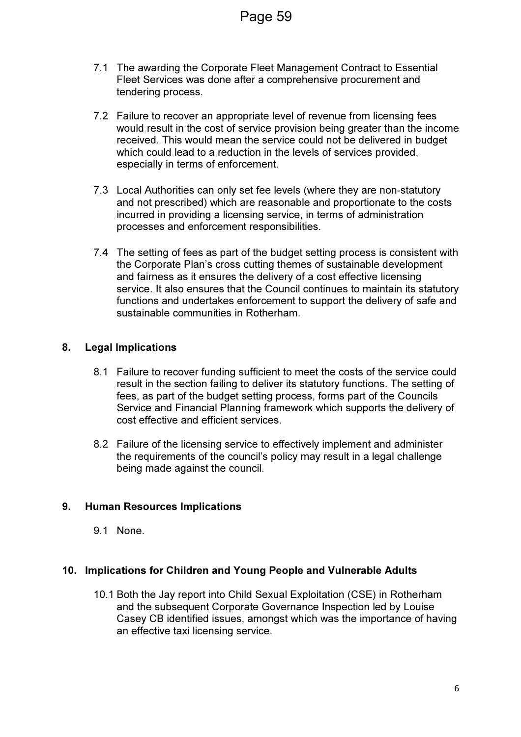7.1 The awarding the Corporate Fleet Management Contract to Essential Fleet Services was done after a comprehensive procurement and tendering process.

7.2 Failure to recover an appropriate level of revenue from licensing fees would result in the cost of service provision being greater than the income received. This would mean the service could not be delivered in budget which could lead to a reduction in the levels of services provided, especially in terms of enforcement.

7.3 Local Authorities can only set fee levels (where they are non-statutory and not prescribed) which are reasonable and proportionate to the costs incurred in providing a licensing service, in terms of administration processes and enforcement responsibilities.

7.4 The setting of fees as part of the budget setting process is consistent with the Corporate Plan's cross cutting themes of sustainable development and fairness as it ensures the delivery of a cost effective licensing service. It also ensures that the Council continues to maintain its statutory functions and undertakes enforcement to support the delivery of safe and sustainable communities in Rotherham.

## 8. Legal Implications

8.1 Failure to recover funding sufficient to meet the costs of the service could result in the section failing to deliver its statutory functions. The setting of fees, as part of the budget setting process, forms part of the Councils Service and Financial Planning framework which supports the delivery of cost effective and efficient services.

8.2 Failure of the licensing service to effectively implement and administer the requirements of the council's policy may result in a legal challenge being made against the council.

## 9. Human Resources Implications

9.1 None.

## 10. Implications for Children and Young People and Vulnerable Adults

10.1 Both the Jay report into Child Sexual Exploitation (CSE) in Rotherham and the subsequent Corporate Governance Inspection led by Louise Casey CB identified issues, amongst which was the importance of having an effective taxi licensing service.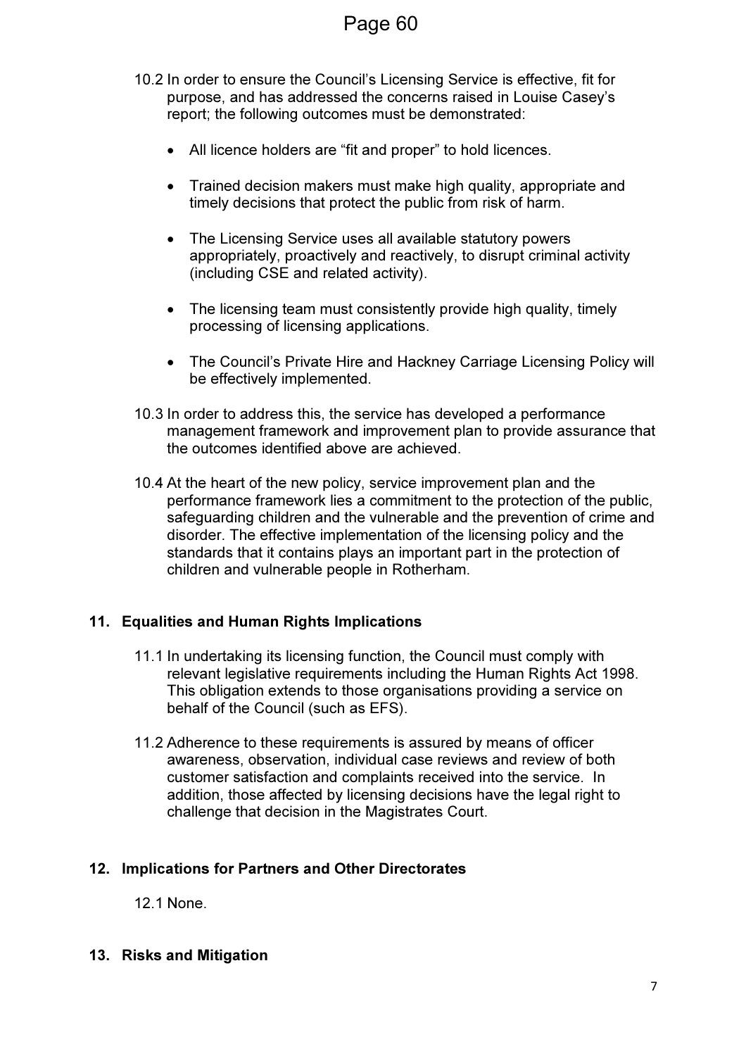10.2 In order to ensure the Council's Licensing Service is effective, fit for purpose, and has addressed the concerns raised in Louise Casey's report; the following outcomes must be demonstrated:

- All licence holders are "fit and proper" to hold licences.
- Trained decision makers must make high quality, appropriate and timely decisions that protect the public from risk of harm.
- The Licensing Service uses all available statutory powers appropriately, proactively and reactively, to disrupt criminal activity (including CSE and related activity).
- The licensing team must consistently provide high quality, timely processing of licensing applications.
- The Council's Private Hire and Hackney Carriage Licensing Policy will be effectively implemented.

10.3 In order to address this, the service has developed a performance management framework and improvement plan to provide assurance that the outcomes identified above are achieved.

10.4 At the heart of the new policy, service improvement plan and the performance framework lies a commitment to the protection of the public, safeguarding children and the vulnerable and the prevention of crime and disorder. The effective implementation of the licensing policy and the standards that it contains plays an important part in the protection of children and vulnerable people in Rotherham.

## 11. Equalities and Human Rights Implications

11.1 In undertaking its licensing function, the Council must comply with relevant legislative requirements including the Human Rights Act 1998. This obligation extends to those organisations providing a service on behalf of the Council (such as EFS).

11.2 Adherence to these requirements is assured by means of officer awareness, observation, individual case reviews and review of both customer satisfaction and complaints received into the service. In addition, those affected by licensing decisions have the legal right to challenge that decision in the Magistrates Court.

## 12. Implications for Partners and Other Directorates

12.1 None.

## 13. Risks and Mitigation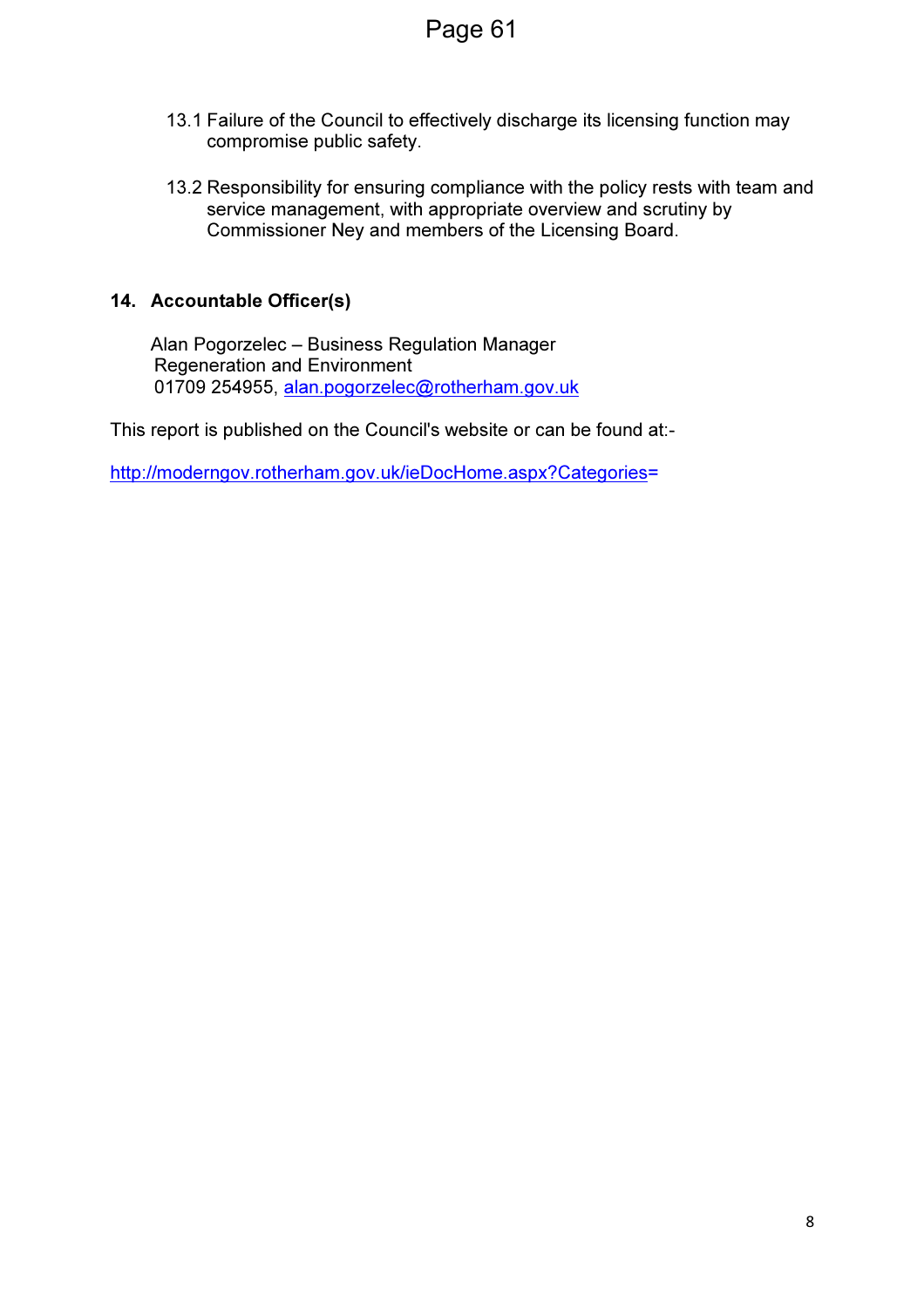13.1 Failure of the Council to effectively discharge its licensing function may compromise public safety.

13.2 Responsibility for ensuring compliance with the policy rests with team and service management, with appropriate overview and scrutiny by Commissioner Ney and members of the Licensing Board.

## 14. Accountable Officer(s)

Alan Pogorzelec – Business Regulation Manager
Regeneration and Environment
01709 254955, alan.pogorzelec@rotherham.gov.uk

This report is published on the Council's website or can be found at:-

http://moderngov.rotherham.gov.uk/ieDocHome.aspx?Categories=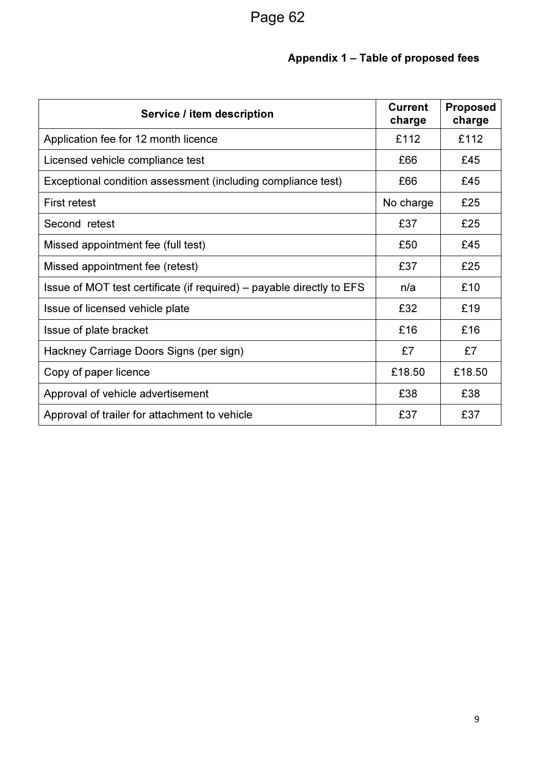**Appendix 1 – Table of proposed fees**

| Service / item description | Current charge | Proposed charge |
|---|---|---|
| Application fee for 12 month licence | £112 | £112 |
| Licensed vehicle compliance test | £66 | £45 |
| Exceptional condition assessment (including compliance test) | £66 | £45 |
| First retest | No charge | £25 |
| Second retest | £37 | £25 |
| Missed appointment fee (full test) | £50 | £45 |
| Missed appointment fee (retest) | £37 | £25 |
| Issue of MOT test certificate (if required) – payable directly to EFS | n/a | £10 |
| Issue of licensed vehicle plate | £32 | £19 |
| Issue of plate bracket | £16 | £16 |
| Hackney Carriage Doors Signs (per sign) | £7 | £7 |
| Copy of paper licence | £18.50 | £18.50 |
| Approval of vehicle advertisement | £38 | £38 |
| Approval of trailer for attachment to vehicle | £37 | £37 |